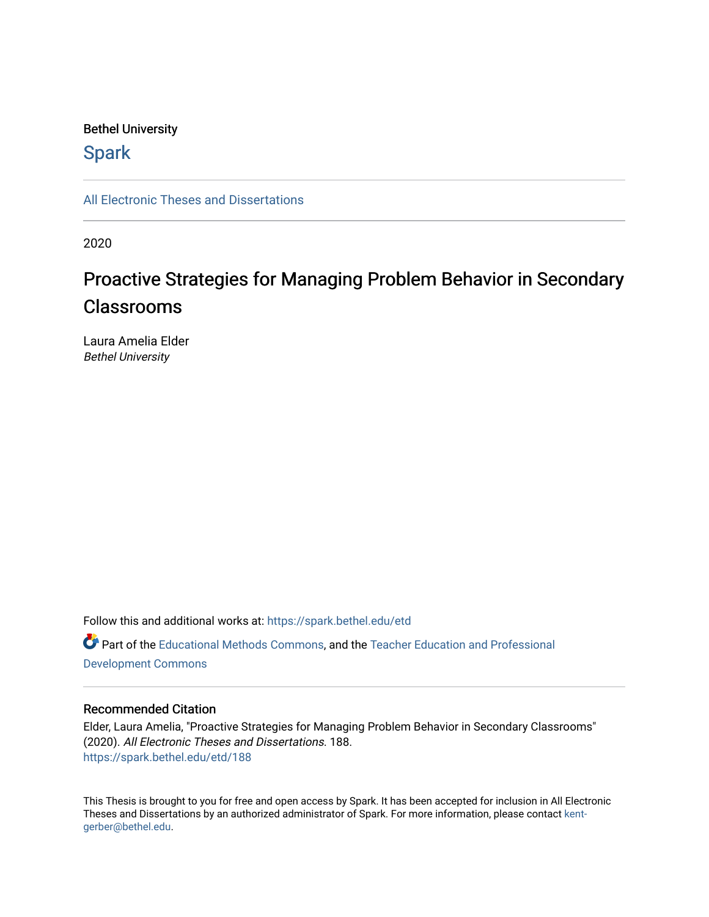Bethel University

## Spark

All Electronic Theses and Dissertations

2020

# Proactive Strategies for Managing Problem Behavior in Secondary Classrooms

Laura Amelia Elder
*Bethel University*

Follow this and additional works at: https://spark.bethel.edu/etd

Part of the Educational Methods Commons, and the Teacher Education and Professional Development Commons

### Recommended Citation

Elder, Laura Amelia, "Proactive Strategies for Managing Problem Behavior in Secondary Classrooms" (2020). *All Electronic Theses and Dissertations*. 188.
https://spark.bethel.edu/etd/188

This Thesis is brought to you for free and open access by Spark. It has been accepted for inclusion in All Electronic Theses and Dissertations by an authorized administrator of Spark. For more information, please contact kent-gerber@bethel.edu.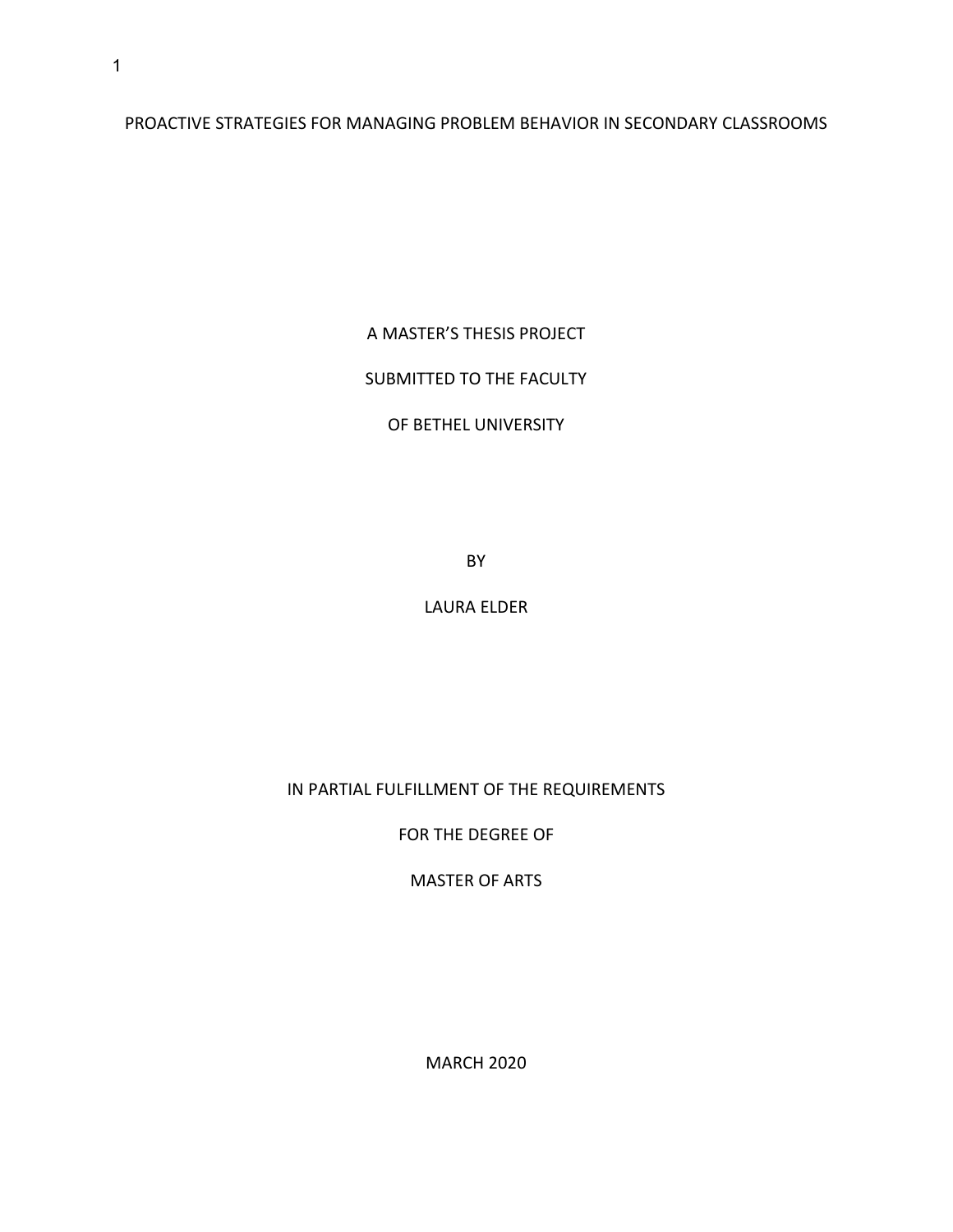PROACTIVE STRATEGIES FOR MANAGING PROBLEM BEHAVIOR IN SECONDARY CLASSROOMS

A MASTER'S THESIS PROJECT

SUBMITTED TO THE FACULTY

OF BETHEL UNIVERSITY

BY

LAURA ELDER

IN PARTIAL FULFILLMENT OF THE REQUIREMENTS

FOR THE DEGREE OF

MASTER OF ARTS

MARCH 2020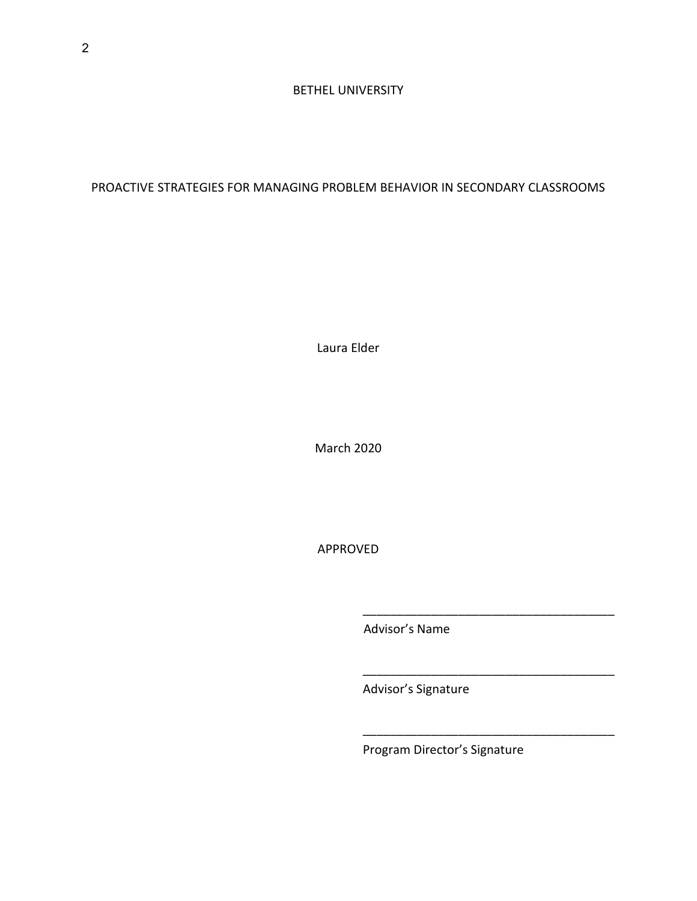BETHEL UNIVERSITY

PROACTIVE STRATEGIES FOR MANAGING PROBLEM BEHAVIOR IN SECONDARY CLASSROOMS

Laura Elder

March 2020

APPROVED

_____________________________________
Advisor's Name

_____________________________________
Advisor's Signature

_____________________________________
Program Director's Signature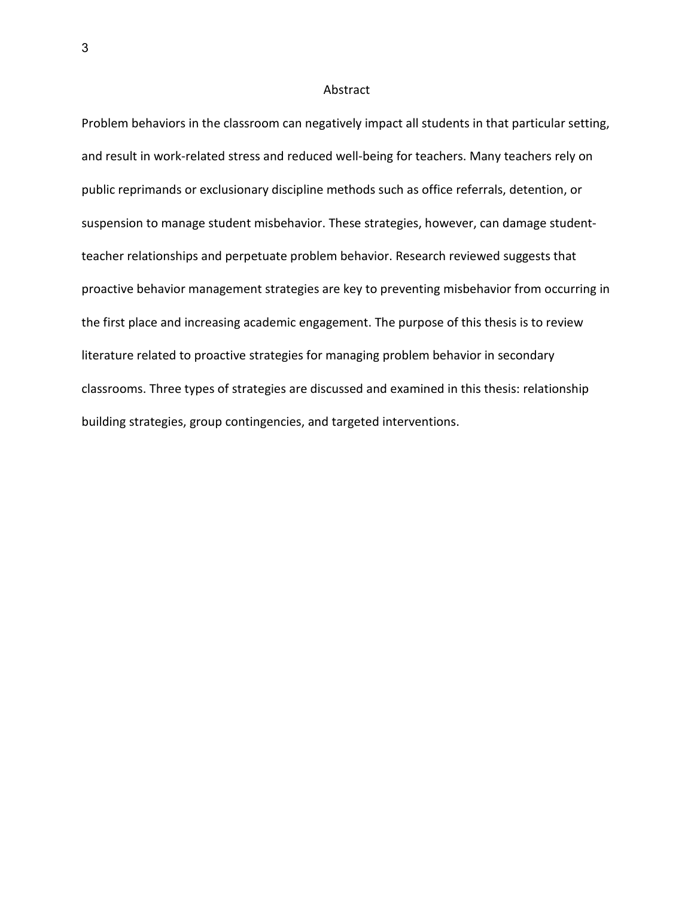# Abstract

Problem behaviors in the classroom can negatively impact all students in that particular setting, and result in work-related stress and reduced well-being for teachers. Many teachers rely on public reprimands or exclusionary discipline methods such as office referrals, detention, or suspension to manage student misbehavior. These strategies, however, can damage student-teacher relationships and perpetuate problem behavior. Research reviewed suggests that proactive behavior management strategies are key to preventing misbehavior from occurring in the first place and increasing academic engagement. The purpose of this thesis is to review literature related to proactive strategies for managing problem behavior in secondary classrooms. Three types of strategies are discussed and examined in this thesis: relationship building strategies, group contingencies, and targeted interventions.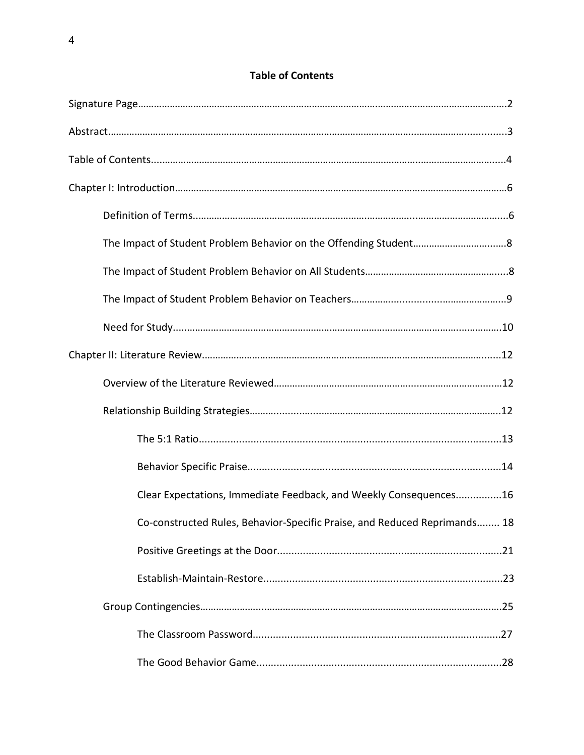## Table of Contents

Signature Page……………………………………………………………………………………………………………………2

Abstract……………………………………………………………………………………………………………………………3

Table of Contents…………………………………………………………………………………………………………………4

Chapter I: Introduction…………………………………………………………………………………………………………6

- Definition of Terms……………………………………………………………………………………………………6
- The Impact of Student Problem Behavior on the Offending Student………………………………8
- The Impact of Student Problem Behavior on All Students……………………………………………8
- The Impact of Student Problem Behavior on Teachers…………………………………………………9
- Need for Study……………………………………………………………………………………………………………10

Chapter II: Literature Review…………………………………………………………………………………………………12

- Overview of the Literature Reviewed……………………………………………………………………………12
- Relationship Building Strategies…………………………………………………………………………………12
  - The 5:1 Ratio…………………………………………………………………………………………………13
  - Behavior Specific Praise…………………………………………………………………………………14
  - Clear Expectations, Immediate Feedback, and Weekly Consequences……………16
  - Co-constructed Rules, Behavior-Specific Praise, and Reduced Reprimands........ 18
  - Positive Greetings at the Door………………………………………………………………………21
  - Establish-Maintain-Restore……………………………………………………………………………23
- Group Contingencies……………………………………………………………………………………………………25
  - The Classroom Password………………………………………………………………………………27
  - The Good Behavior Game………………………………………………………………………………28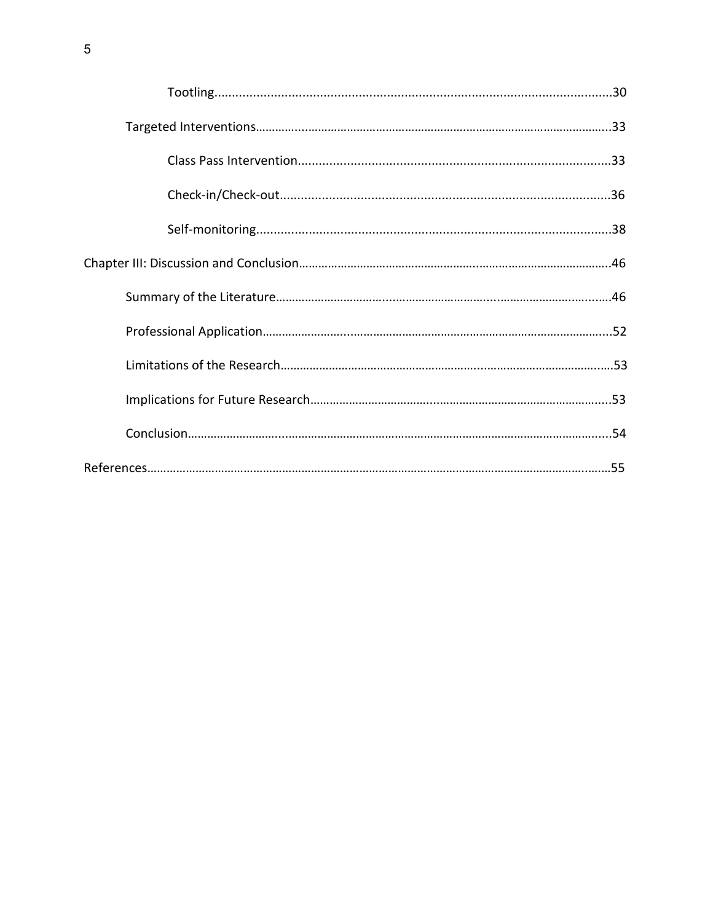Tootling......................................................................................................30

Targeted Interventions......................................................................................................33

Class Pass Intervention......................................................................................................33

Check-in/Check-out......................................................................................................36

Self-monitoring......................................................................................................38

Chapter III: Discussion and Conclusion......................................................................................................46

Summary of the Literature......................................................................................................46

Professional Application......................................................................................................52

Limitations of the Research......................................................................................................53

Implications for Future Research......................................................................................................53

Conclusion......................................................................................................54

References......................................................................................................55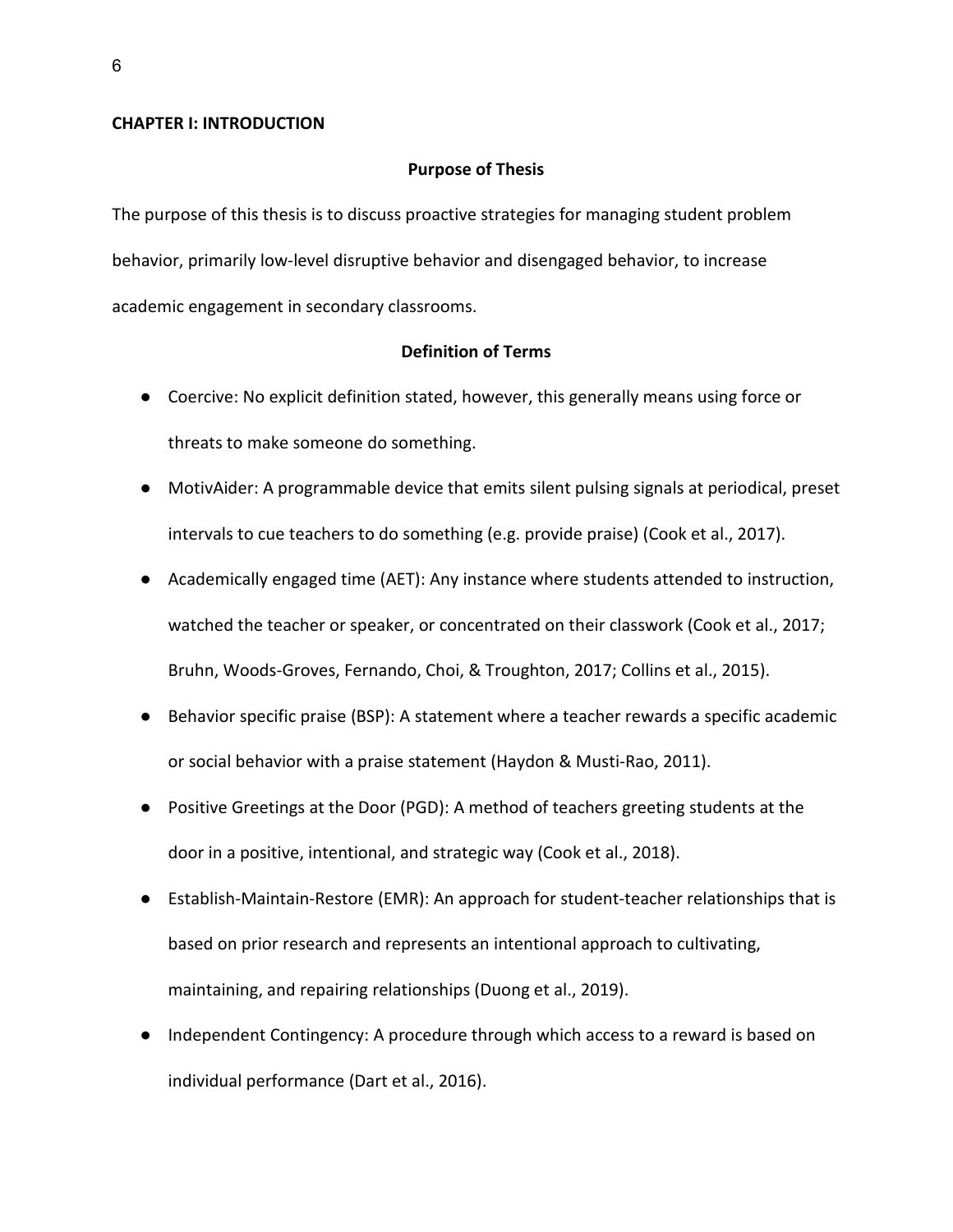# CHAPTER I: INTRODUCTION

## Purpose of Thesis

The purpose of this thesis is to discuss proactive strategies for managing student problem behavior, primarily low-level disruptive behavior and disengaged behavior, to increase academic engagement in secondary classrooms.

## Definition of Terms

- Coercive: No explicit definition stated, however, this generally means using force or threats to make someone do something.
- MotivAider: A programmable device that emits silent pulsing signals at periodical, preset intervals to cue teachers to do something (e.g. provide praise) (Cook et al., 2017).
- Academically engaged time (AET): Any instance where students attended to instruction, watched the teacher or speaker, or concentrated on their classwork (Cook et al., 2017; Bruhn, Woods-Groves, Fernando, Choi, & Troughton, 2017; Collins et al., 2015).
- Behavior specific praise (BSP): A statement where a teacher rewards a specific academic or social behavior with a praise statement (Haydon & Musti-Rao, 2011).
- Positive Greetings at the Door (PGD): A method of teachers greeting students at the door in a positive, intentional, and strategic way (Cook et al., 2018).
- Establish-Maintain-Restore (EMR): An approach for student-teacher relationships that is based on prior research and represents an intentional approach to cultivating, maintaining, and repairing relationships (Duong et al., 2019).
- Independent Contingency: A procedure through which access to a reward is based on individual performance (Dart et al., 2016).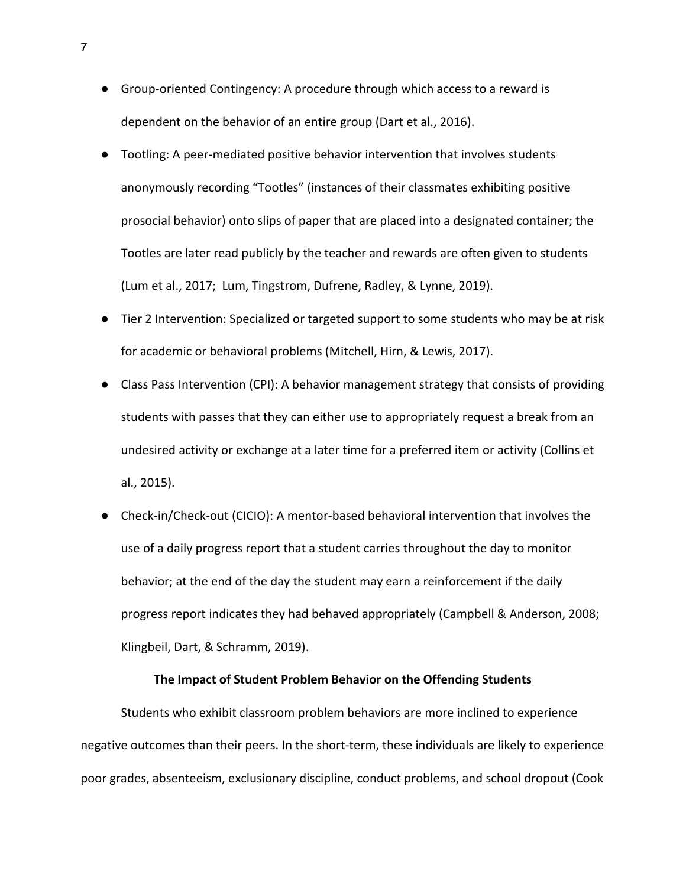- Group-oriented Contingency: A procedure through which access to a reward is dependent on the behavior of an entire group (Dart et al., 2016).
- Tootling: A peer-mediated positive behavior intervention that involves students anonymously recording "Tootles" (instances of their classmates exhibiting positive prosocial behavior) onto slips of paper that are placed into a designated container; the Tootles are later read publicly by the teacher and rewards are often given to students (Lum et al., 2017;  Lum, Tingstrom, Dufrene, Radley, & Lynne, 2019).
- Tier 2 Intervention: Specialized or targeted support to some students who may be at risk for academic or behavioral problems (Mitchell, Hirn, & Lewis, 2017).
- Class Pass Intervention (CPI): A behavior management strategy that consists of providing students with passes that they can either use to appropriately request a break from an undesired activity or exchange at a later time for a preferred item or activity (Collins et al., 2015).
- Check-in/Check-out (CICIO): A mentor-based behavioral intervention that involves the use of a daily progress report that a student carries throughout the day to monitor behavior; at the end of the day the student may earn a reinforcement if the daily progress report indicates they had behaved appropriately (Campbell & Anderson, 2008; Klingbeil, Dart, & Schramm, 2019).

**The Impact of Student Problem Behavior on the Offending Students**

Students who exhibit classroom problem behaviors are more inclined to experience negative outcomes than their peers. In the short-term, these individuals are likely to experience poor grades, absenteeism, exclusionary discipline, conduct problems, and school dropout (Cook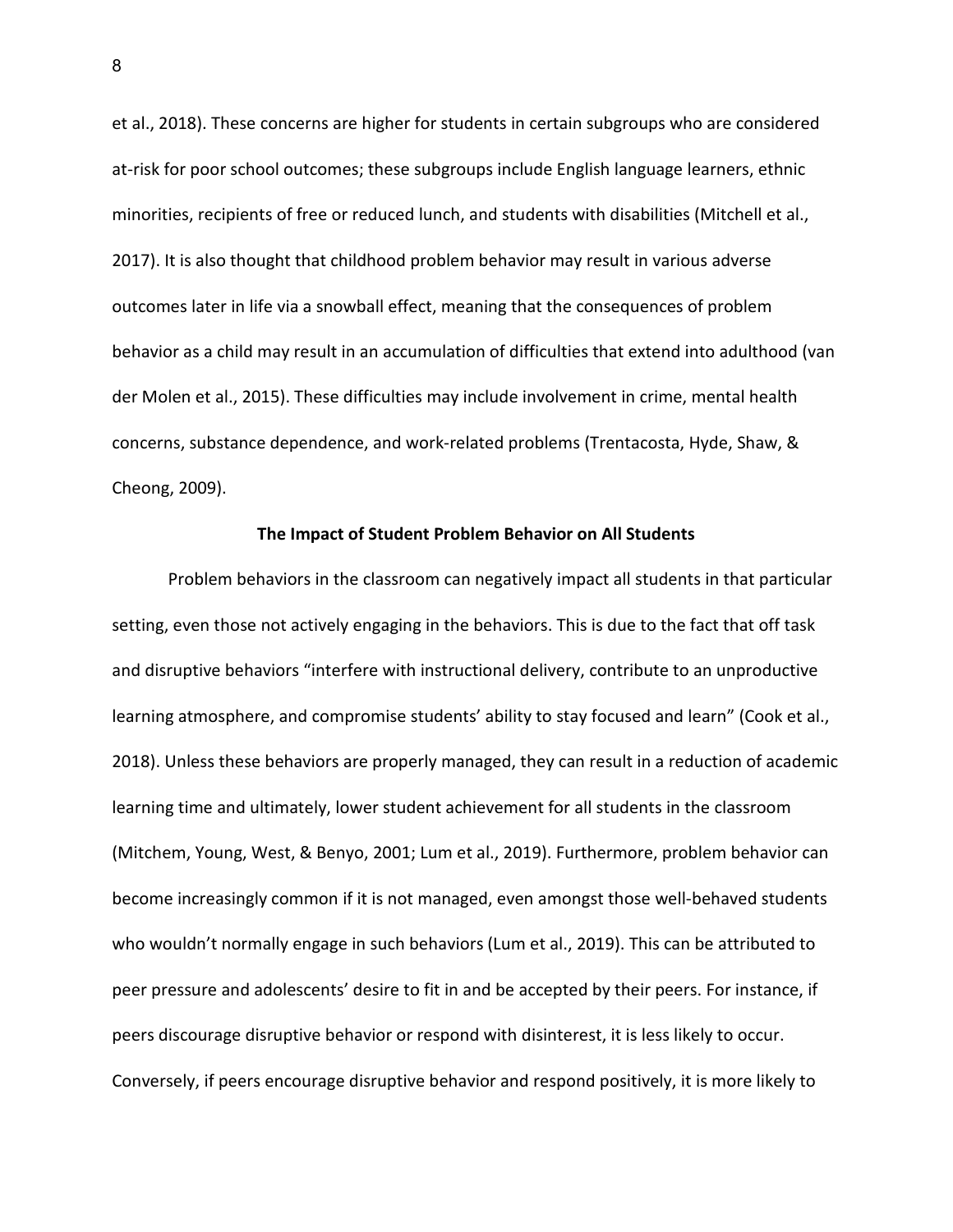et al., 2018). These concerns are higher for students in certain subgroups who are considered at-risk for poor school outcomes; these subgroups include English language learners, ethnic minorities, recipients of free or reduced lunch, and students with disabilities (Mitchell et al., 2017). It is also thought that childhood problem behavior may result in various adverse outcomes later in life via a snowball effect, meaning that the consequences of problem behavior as a child may result in an accumulation of difficulties that extend into adulthood (van der Molen et al., 2015). These difficulties may include involvement in crime, mental health concerns, substance dependence, and work-related problems (Trentacosta, Hyde, Shaw, & Cheong, 2009).

## The Impact of Student Problem Behavior on All Students

Problem behaviors in the classroom can negatively impact all students in that particular setting, even those not actively engaging in the behaviors. This is due to the fact that off task and disruptive behaviors "interfere with instructional delivery, contribute to an unproductive learning atmosphere, and compromise students' ability to stay focused and learn" (Cook et al., 2018). Unless these behaviors are properly managed, they can result in a reduction of academic learning time and ultimately, lower student achievement for all students in the classroom (Mitchem, Young, West, & Benyo, 2001; Lum et al., 2019). Furthermore, problem behavior can become increasingly common if it is not managed, even amongst those well-behaved students who wouldn't normally engage in such behaviors (Lum et al., 2019). This can be attributed to peer pressure and adolescents' desire to fit in and be accepted by their peers. For instance, if peers discourage disruptive behavior or respond with disinterest, it is less likely to occur. Conversely, if peers encourage disruptive behavior and respond positively, it is more likely to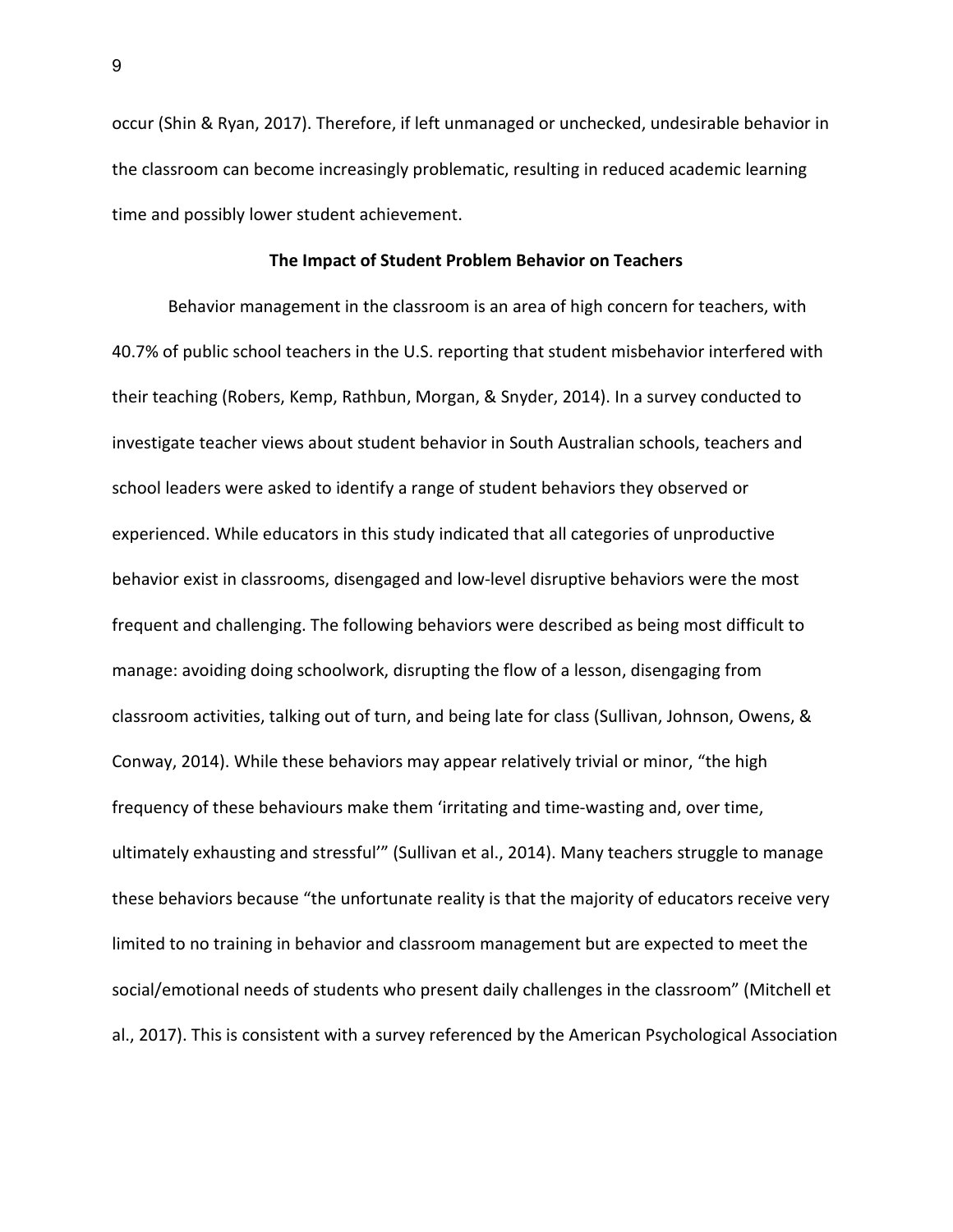occur (Shin & Ryan, 2017). Therefore, if left unmanaged or unchecked, undesirable behavior in the classroom can become increasingly problematic, resulting in reduced academic learning time and possibly lower student achievement.

## The Impact of Student Problem Behavior on Teachers

Behavior management in the classroom is an area of high concern for teachers, with 40.7% of public school teachers in the U.S. reporting that student misbehavior interfered with their teaching (Robers, Kemp, Rathbun, Morgan, & Snyder, 2014). In a survey conducted to investigate teacher views about student behavior in South Australian schools, teachers and school leaders were asked to identify a range of student behaviors they observed or experienced. While educators in this study indicated that all categories of unproductive behavior exist in classrooms, disengaged and low-level disruptive behaviors were the most frequent and challenging. The following behaviors were described as being most difficult to manage: avoiding doing schoolwork, disrupting the flow of a lesson, disengaging from classroom activities, talking out of turn, and being late for class (Sullivan, Johnson, Owens, & Conway, 2014). While these behaviors may appear relatively trivial or minor, "the high frequency of these behaviours make them 'irritating and time-wasting and, over time, ultimately exhausting and stressful'" (Sullivan et al., 2014). Many teachers struggle to manage these behaviors because "the unfortunate reality is that the majority of educators receive very limited to no training in behavior and classroom management but are expected to meet the social/emotional needs of students who present daily challenges in the classroom" (Mitchell et al., 2017). This is consistent with a survey referenced by the American Psychological Association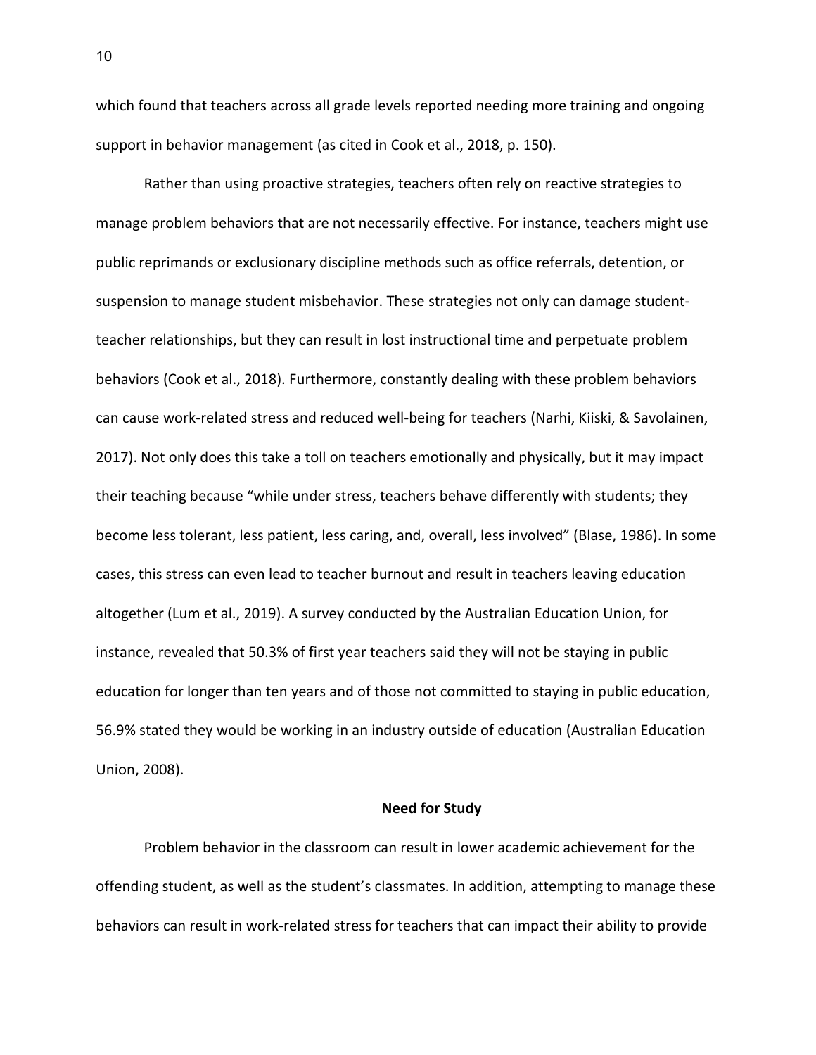which found that teachers across all grade levels reported needing more training and ongoing support in behavior management (as cited in Cook et al., 2018, p. 150).

Rather than using proactive strategies, teachers often rely on reactive strategies to manage problem behaviors that are not necessarily effective. For instance, teachers might use public reprimands or exclusionary discipline methods such as office referrals, detention, or suspension to manage student misbehavior. These strategies not only can damage student-teacher relationships, but they can result in lost instructional time and perpetuate problem behaviors (Cook et al., 2018). Furthermore, constantly dealing with these problem behaviors can cause work-related stress and reduced well-being for teachers (Narhi, Kiiski, & Savolainen, 2017). Not only does this take a toll on teachers emotionally and physically, but it may impact their teaching because "while under stress, teachers behave differently with students; they become less tolerant, less patient, less caring, and, overall, less involved" (Blase, 1986). In some cases, this stress can even lead to teacher burnout and result in teachers leaving education altogether (Lum et al., 2019). A survey conducted by the Australian Education Union, for instance, revealed that 50.3% of first year teachers said they will not be staying in public education for longer than ten years and of those not committed to staying in public education, 56.9% stated they would be working in an industry outside of education (Australian Education Union, 2008).

## Need for Study

Problem behavior in the classroom can result in lower academic achievement for the offending student, as well as the student's classmates. In addition, attempting to manage these behaviors can result in work-related stress for teachers that can impact their ability to provide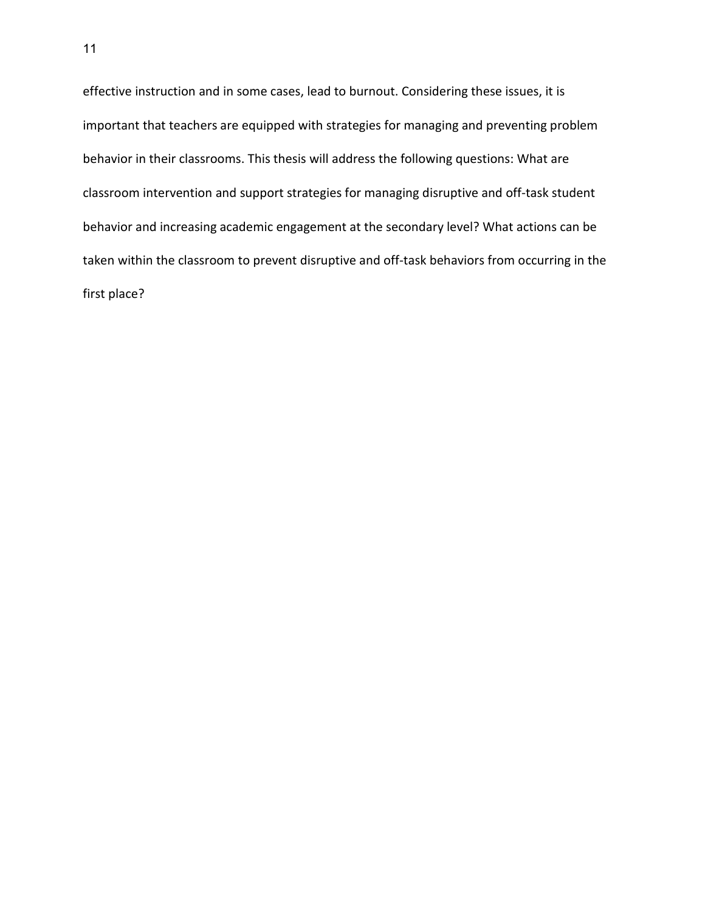effective instruction and in some cases, lead to burnout. Considering these issues, it is important that teachers are equipped with strategies for managing and preventing problem behavior in their classrooms. This thesis will address the following questions: What are classroom intervention and support strategies for managing disruptive and off-task student behavior and increasing academic engagement at the secondary level? What actions can be taken within the classroom to prevent disruptive and off-task behaviors from occurring in the first place?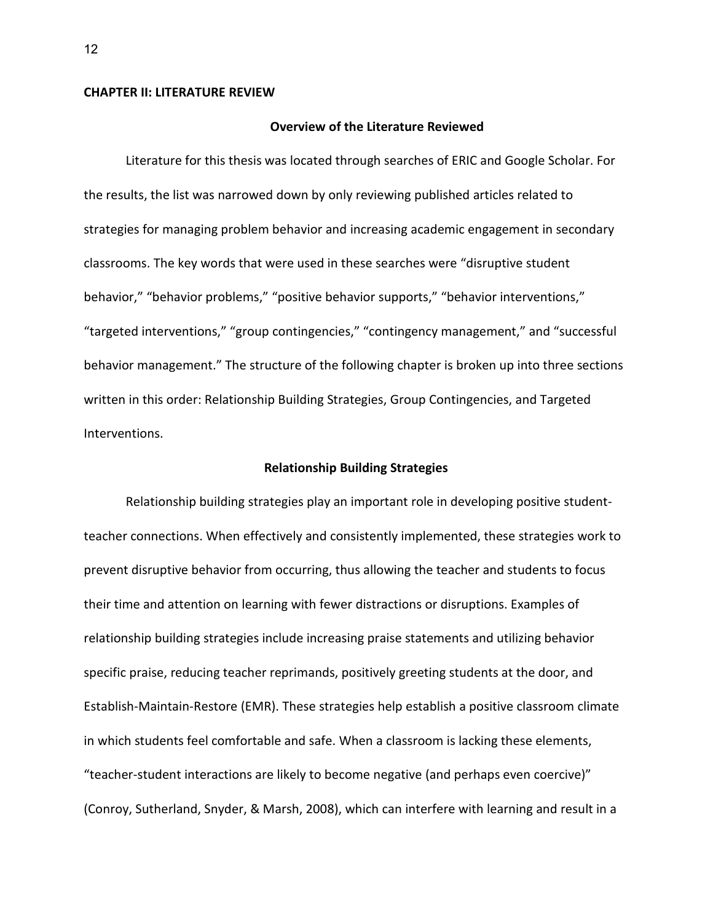## CHAPTER II: LITERATURE REVIEW

### Overview of the Literature Reviewed

Literature for this thesis was located through searches of ERIC and Google Scholar. For the results, the list was narrowed down by only reviewing published articles related to strategies for managing problem behavior and increasing academic engagement in secondary classrooms. The key words that were used in these searches were "disruptive student behavior," "behavior problems," "positive behavior supports," "behavior interventions," "targeted interventions," "group contingencies," "contingency management," and "successful behavior management." The structure of the following chapter is broken up into three sections written in this order: Relationship Building Strategies, Group Contingencies, and Targeted Interventions.

### Relationship Building Strategies

Relationship building strategies play an important role in developing positive student-teacher connections. When effectively and consistently implemented, these strategies work to prevent disruptive behavior from occurring, thus allowing the teacher and students to focus their time and attention on learning with fewer distractions or disruptions. Examples of relationship building strategies include increasing praise statements and utilizing behavior specific praise, reducing teacher reprimands, positively greeting students at the door, and Establish-Maintain-Restore (EMR). These strategies help establish a positive classroom climate in which students feel comfortable and safe. When a classroom is lacking these elements, "teacher-student interactions are likely to become negative (and perhaps even coercive)" (Conroy, Sutherland, Snyder, & Marsh, 2008), which can interfere with learning and result in a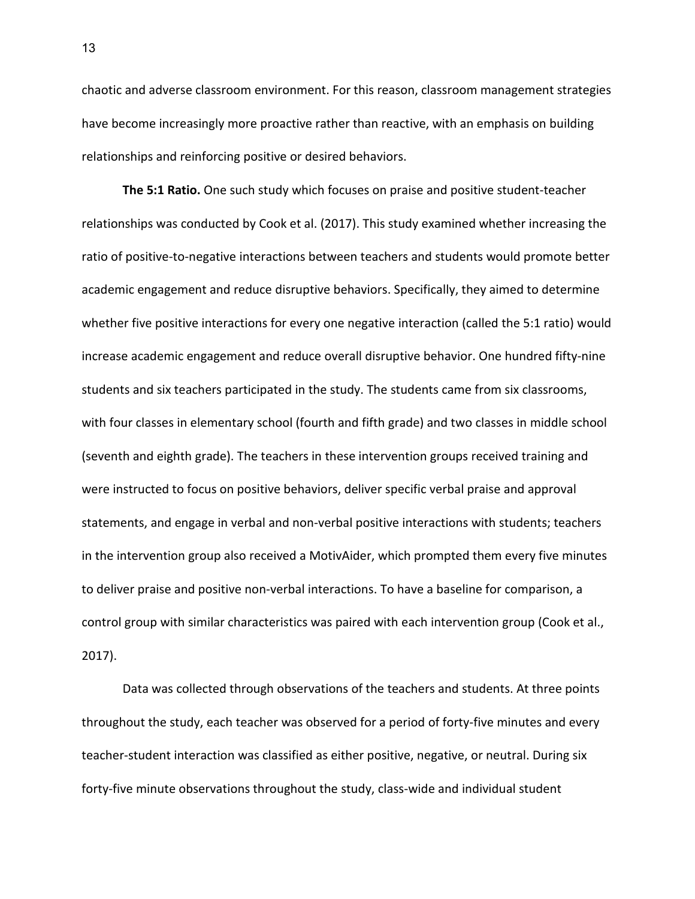chaotic and adverse classroom environment. For this reason, classroom management strategies have become increasingly more proactive rather than reactive, with an emphasis on building relationships and reinforcing positive or desired behaviors.

**The 5:1 Ratio.** One such study which focuses on praise and positive student-teacher relationships was conducted by Cook et al. (2017). This study examined whether increasing the ratio of positive-to-negative interactions between teachers and students would promote better academic engagement and reduce disruptive behaviors. Specifically, they aimed to determine whether five positive interactions for every one negative interaction (called the 5:1 ratio) would increase academic engagement and reduce overall disruptive behavior. One hundred fifty-nine students and six teachers participated in the study. The students came from six classrooms, with four classes in elementary school (fourth and fifth grade) and two classes in middle school (seventh and eighth grade). The teachers in these intervention groups received training and were instructed to focus on positive behaviors, deliver specific verbal praise and approval statements, and engage in verbal and non-verbal positive interactions with students; teachers in the intervention group also received a MotivAider, which prompted them every five minutes to deliver praise and positive non-verbal interactions. To have a baseline for comparison, a control group with similar characteristics was paired with each intervention group (Cook et al., 2017).

Data was collected through observations of the teachers and students. At three points throughout the study, each teacher was observed for a period of forty-five minutes and every teacher-student interaction was classified as either positive, negative, or neutral. During six forty-five minute observations throughout the study, class-wide and individual student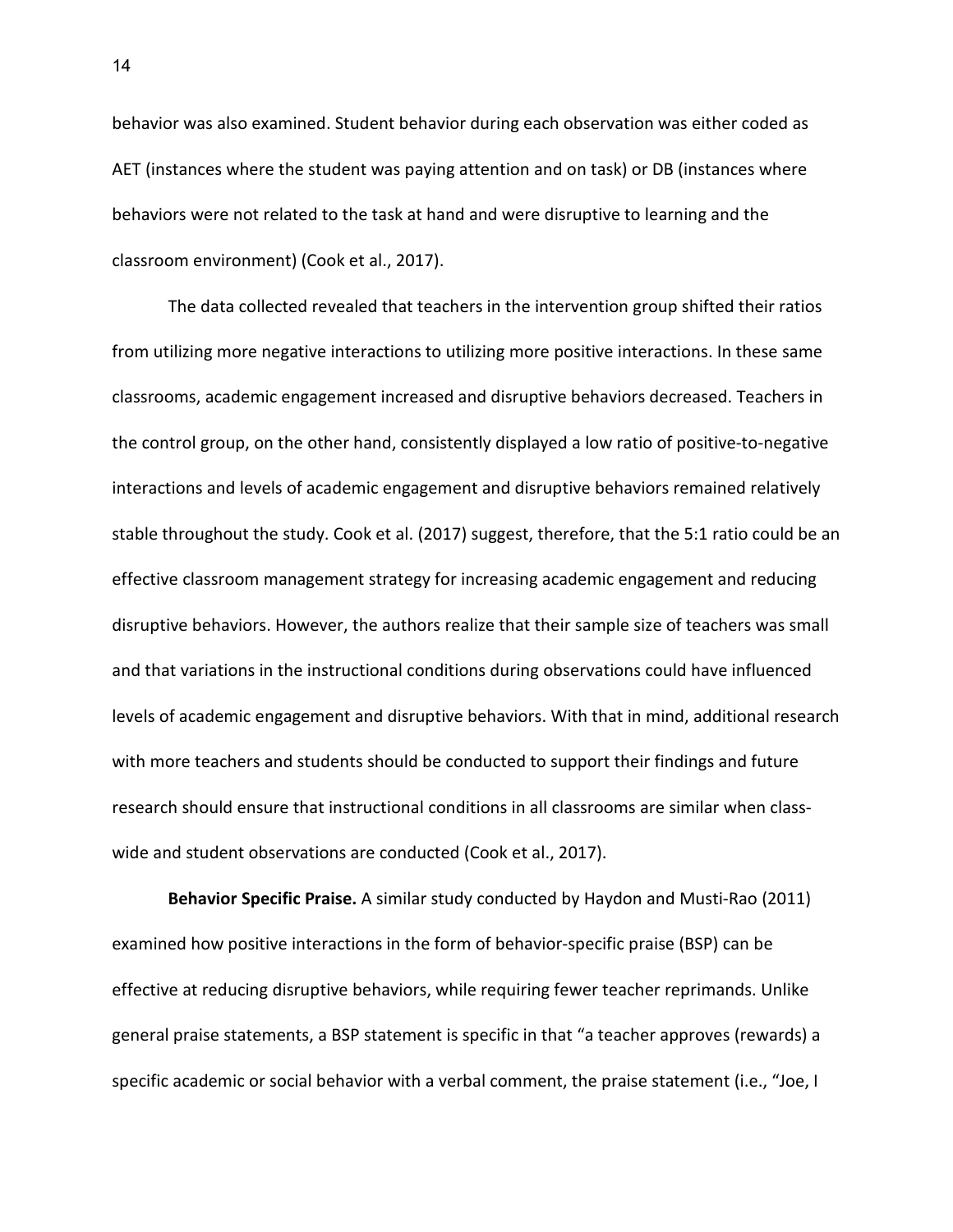behavior was also examined. Student behavior during each observation was either coded as AET (instances where the student was paying attention and on task) or DB (instances where behaviors were not related to the task at hand and were disruptive to learning and the classroom environment) (Cook et al., 2017).

The data collected revealed that teachers in the intervention group shifted their ratios from utilizing more negative interactions to utilizing more positive interactions. In these same classrooms, academic engagement increased and disruptive behaviors decreased. Teachers in the control group, on the other hand, consistently displayed a low ratio of positive-to-negative interactions and levels of academic engagement and disruptive behaviors remained relatively stable throughout the study. Cook et al. (2017) suggest, therefore, that the 5:1 ratio could be an effective classroom management strategy for increasing academic engagement and reducing disruptive behaviors. However, the authors realize that their sample size of teachers was small and that variations in the instructional conditions during observations could have influenced levels of academic engagement and disruptive behaviors. With that in mind, additional research with more teachers and students should be conducted to support their findings and future research should ensure that instructional conditions in all classrooms are similar when class-wide and student observations are conducted (Cook et al., 2017).

**Behavior Specific Praise.** A similar study conducted by Haydon and Musti-Rao (2011) examined how positive interactions in the form of behavior-specific praise (BSP) can be effective at reducing disruptive behaviors, while requiring fewer teacher reprimands. Unlike general praise statements, a BSP statement is specific in that "a teacher approves (rewards) a specific academic or social behavior with a verbal comment, the praise statement (i.e., "Joe, I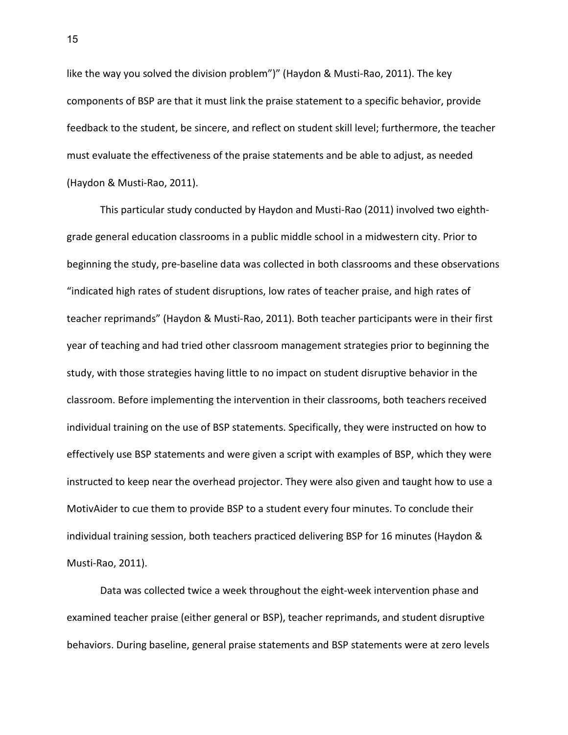like the way you solved the division problem")" (Haydon & Musti-Rao, 2011). The key components of BSP are that it must link the praise statement to a specific behavior, provide feedback to the student, be sincere, and reflect on student skill level; furthermore, the teacher must evaluate the effectiveness of the praise statements and be able to adjust, as needed (Haydon & Musti-Rao, 2011).

This particular study conducted by Haydon and Musti-Rao (2011) involved two eighth-grade general education classrooms in a public middle school in a midwestern city. Prior to beginning the study, pre-baseline data was collected in both classrooms and these observations "indicated high rates of student disruptions, low rates of teacher praise, and high rates of teacher reprimands" (Haydon & Musti-Rao, 2011). Both teacher participants were in their first year of teaching and had tried other classroom management strategies prior to beginning the study, with those strategies having little to no impact on student disruptive behavior in the classroom. Before implementing the intervention in their classrooms, both teachers received individual training on the use of BSP statements. Specifically, they were instructed on how to effectively use BSP statements and were given a script with examples of BSP, which they were instructed to keep near the overhead projector. They were also given and taught how to use a MotivAider to cue them to provide BSP to a student every four minutes. To conclude their individual training session, both teachers practiced delivering BSP for 16 minutes (Haydon & Musti-Rao, 2011).

Data was collected twice a week throughout the eight-week intervention phase and examined teacher praise (either general or BSP), teacher reprimands, and student disruptive behaviors. During baseline, general praise statements and BSP statements were at zero levels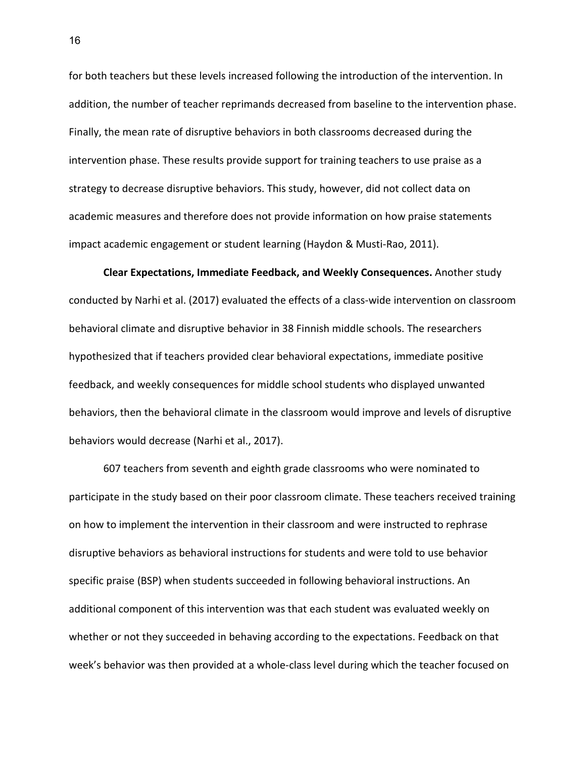for both teachers but these levels increased following the introduction of the intervention. In addition, the number of teacher reprimands decreased from baseline to the intervention phase. Finally, the mean rate of disruptive behaviors in both classrooms decreased during the intervention phase. These results provide support for training teachers to use praise as a strategy to decrease disruptive behaviors. This study, however, did not collect data on academic measures and therefore does not provide information on how praise statements impact academic engagement or student learning (Haydon & Musti-Rao, 2011).

**Clear Expectations, Immediate Feedback, and Weekly Consequences.** Another study conducted by Narhi et al. (2017) evaluated the effects of a class-wide intervention on classroom behavioral climate and disruptive behavior in 38 Finnish middle schools. The researchers hypothesized that if teachers provided clear behavioral expectations, immediate positive feedback, and weekly consequences for middle school students who displayed unwanted behaviors, then the behavioral climate in the classroom would improve and levels of disruptive behaviors would decrease (Narhi et al., 2017).

607 teachers from seventh and eighth grade classrooms who were nominated to participate in the study based on their poor classroom climate. These teachers received training on how to implement the intervention in their classroom and were instructed to rephrase disruptive behaviors as behavioral instructions for students and were told to use behavior specific praise (BSP) when students succeeded in following behavioral instructions. An additional component of this intervention was that each student was evaluated weekly on whether or not they succeeded in behaving according to the expectations. Feedback on that week's behavior was then provided at a whole-class level during which the teacher focused on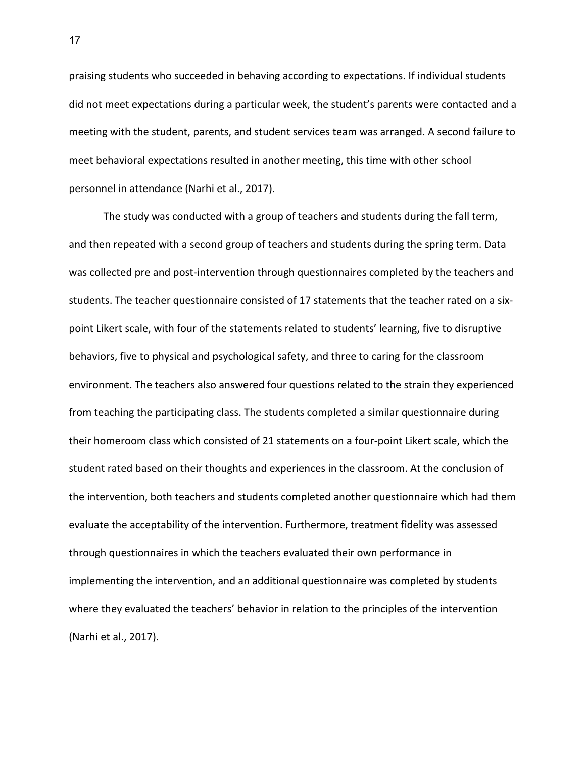praising students who succeeded in behaving according to expectations. If individual students did not meet expectations during a particular week, the student's parents were contacted and a meeting with the student, parents, and student services team was arranged. A second failure to meet behavioral expectations resulted in another meeting, this time with other school personnel in attendance (Narhi et al., 2017).

The study was conducted with a group of teachers and students during the fall term, and then repeated with a second group of teachers and students during the spring term. Data was collected pre and post-intervention through questionnaires completed by the teachers and students. The teacher questionnaire consisted of 17 statements that the teacher rated on a six-point Likert scale, with four of the statements related to students' learning, five to disruptive behaviors, five to physical and psychological safety, and three to caring for the classroom environment. The teachers also answered four questions related to the strain they experienced from teaching the participating class. The students completed a similar questionnaire during their homeroom class which consisted of 21 statements on a four-point Likert scale, which the student rated based on their thoughts and experiences in the classroom. At the conclusion of the intervention, both teachers and students completed another questionnaire which had them evaluate the acceptability of the intervention. Furthermore, treatment fidelity was assessed through questionnaires in which the teachers evaluated their own performance in implementing the intervention, and an additional questionnaire was completed by students where they evaluated the teachers' behavior in relation to the principles of the intervention (Narhi et al., 2017).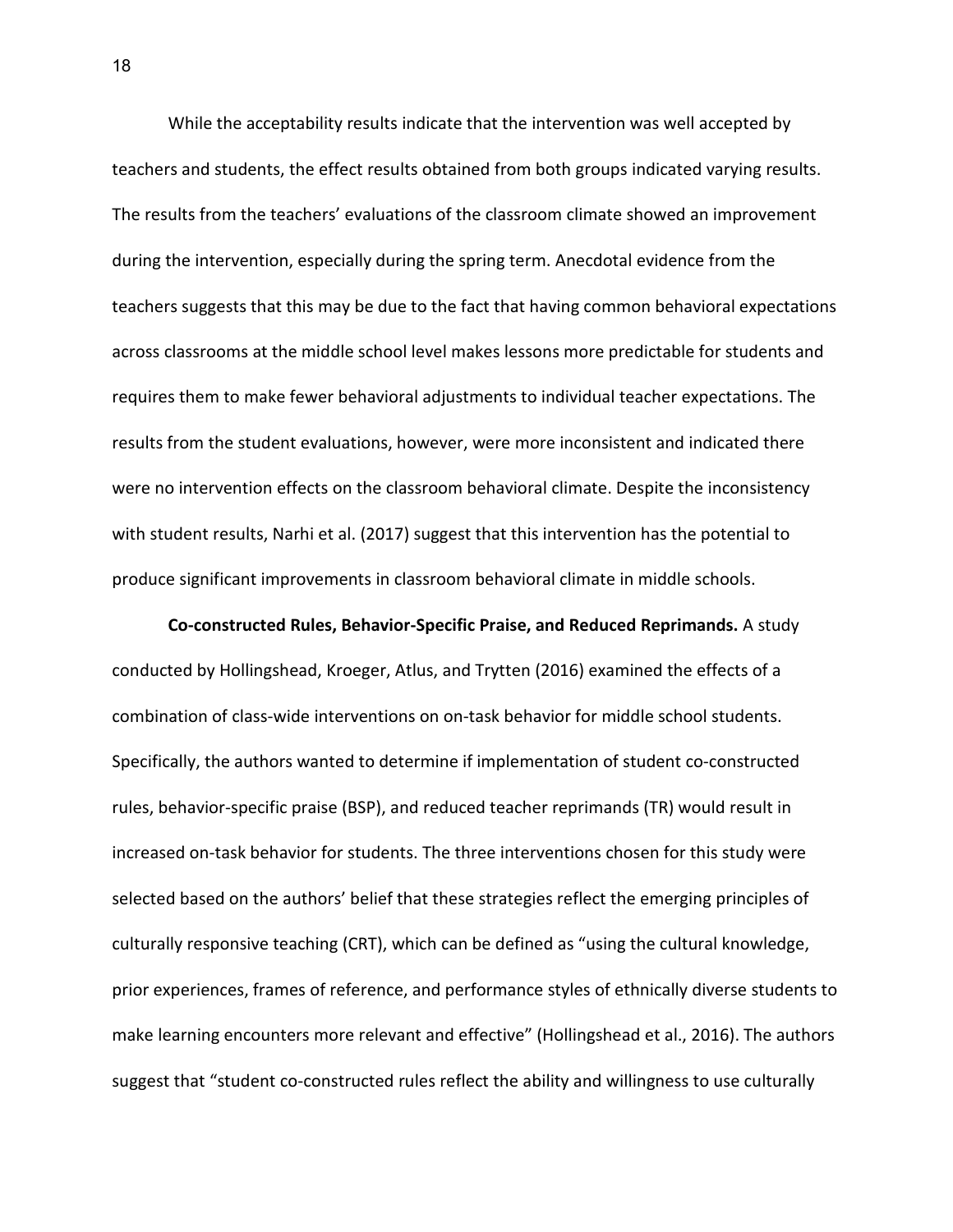While the acceptability results indicate that the intervention was well accepted by teachers and students, the effect results obtained from both groups indicated varying results. The results from the teachers' evaluations of the classroom climate showed an improvement during the intervention, especially during the spring term. Anecdotal evidence from the teachers suggests that this may be due to the fact that having common behavioral expectations across classrooms at the middle school level makes lessons more predictable for students and requires them to make fewer behavioral adjustments to individual teacher expectations. The results from the student evaluations, however, were more inconsistent and indicated there were no intervention effects on the classroom behavioral climate. Despite the inconsistency with student results, Narhi et al. (2017) suggest that this intervention has the potential to produce significant improvements in classroom behavioral climate in middle schools.

**Co-constructed Rules, Behavior-Specific Praise, and Reduced Reprimands.** A study conducted by Hollingshead, Kroeger, Atlus, and Trytten (2016) examined the effects of a combination of class-wide interventions on on-task behavior for middle school students. Specifically, the authors wanted to determine if implementation of student co-constructed rules, behavior-specific praise (BSP), and reduced teacher reprimands (TR) would result in increased on-task behavior for students. The three interventions chosen for this study were selected based on the authors' belief that these strategies reflect the emerging principles of culturally responsive teaching (CRT), which can be defined as "using the cultural knowledge, prior experiences, frames of reference, and performance styles of ethnically diverse students to make learning encounters more relevant and effective" (Hollingshead et al., 2016). The authors suggest that "student co-constructed rules reflect the ability and willingness to use culturally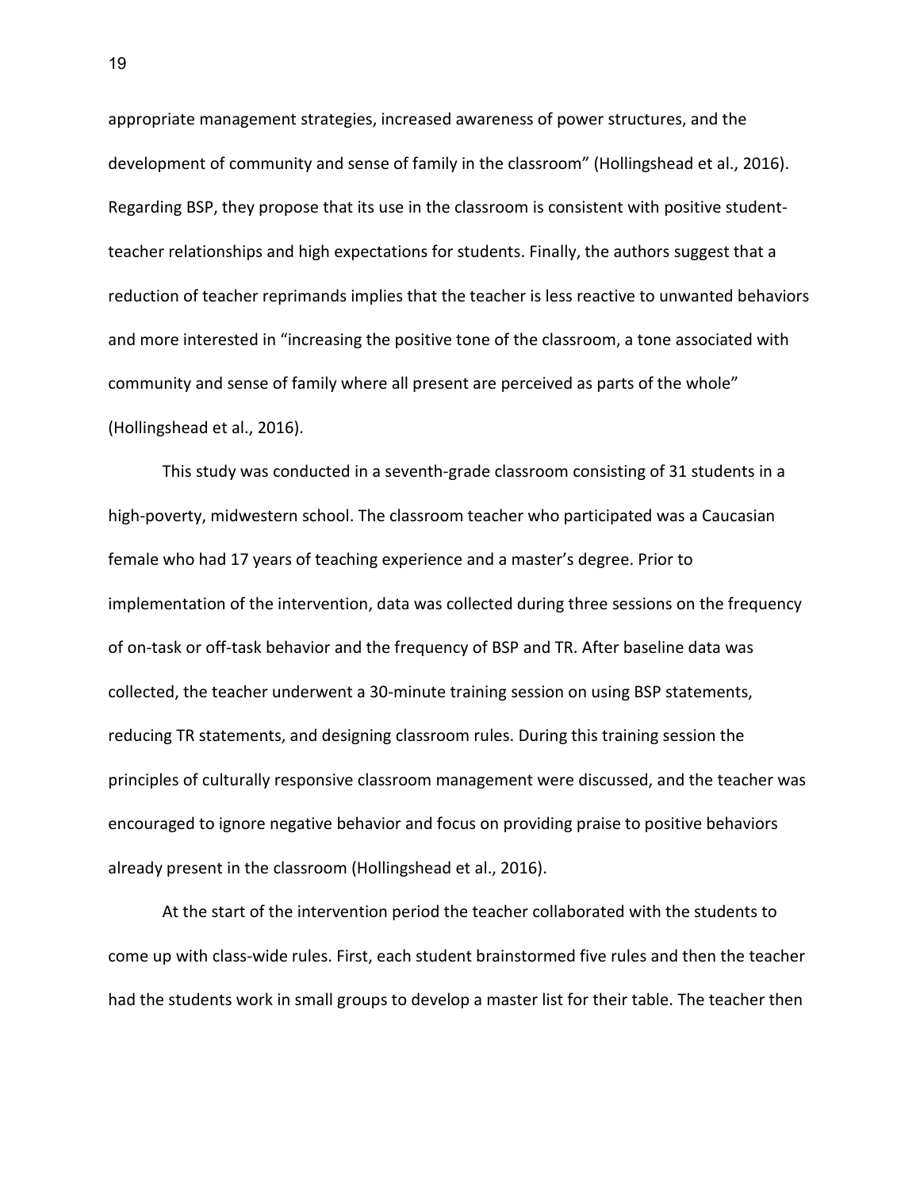appropriate management strategies, increased awareness of power structures, and the development of community and sense of family in the classroom" (Hollingshead et al., 2016). Regarding BSP, they propose that its use in the classroom is consistent with positive student-teacher relationships and high expectations for students. Finally, the authors suggest that a reduction of teacher reprimands implies that the teacher is less reactive to unwanted behaviors and more interested in "increasing the positive tone of the classroom, a tone associated with community and sense of family where all present are perceived as parts of the whole" (Hollingshead et al., 2016).

This study was conducted in a seventh-grade classroom consisting of 31 students in a high-poverty, midwestern school. The classroom teacher who participated was a Caucasian female who had 17 years of teaching experience and a master's degree. Prior to implementation of the intervention, data was collected during three sessions on the frequency of on-task or off-task behavior and the frequency of BSP and TR. After baseline data was collected, the teacher underwent a 30-minute training session on using BSP statements, reducing TR statements, and designing classroom rules. During this training session the principles of culturally responsive classroom management were discussed, and the teacher was encouraged to ignore negative behavior and focus on providing praise to positive behaviors already present in the classroom (Hollingshead et al., 2016).

At the start of the intervention period the teacher collaborated with the students to come up with class-wide rules. First, each student brainstormed five rules and then the teacher had the students work in small groups to develop a master list for their table. The teacher then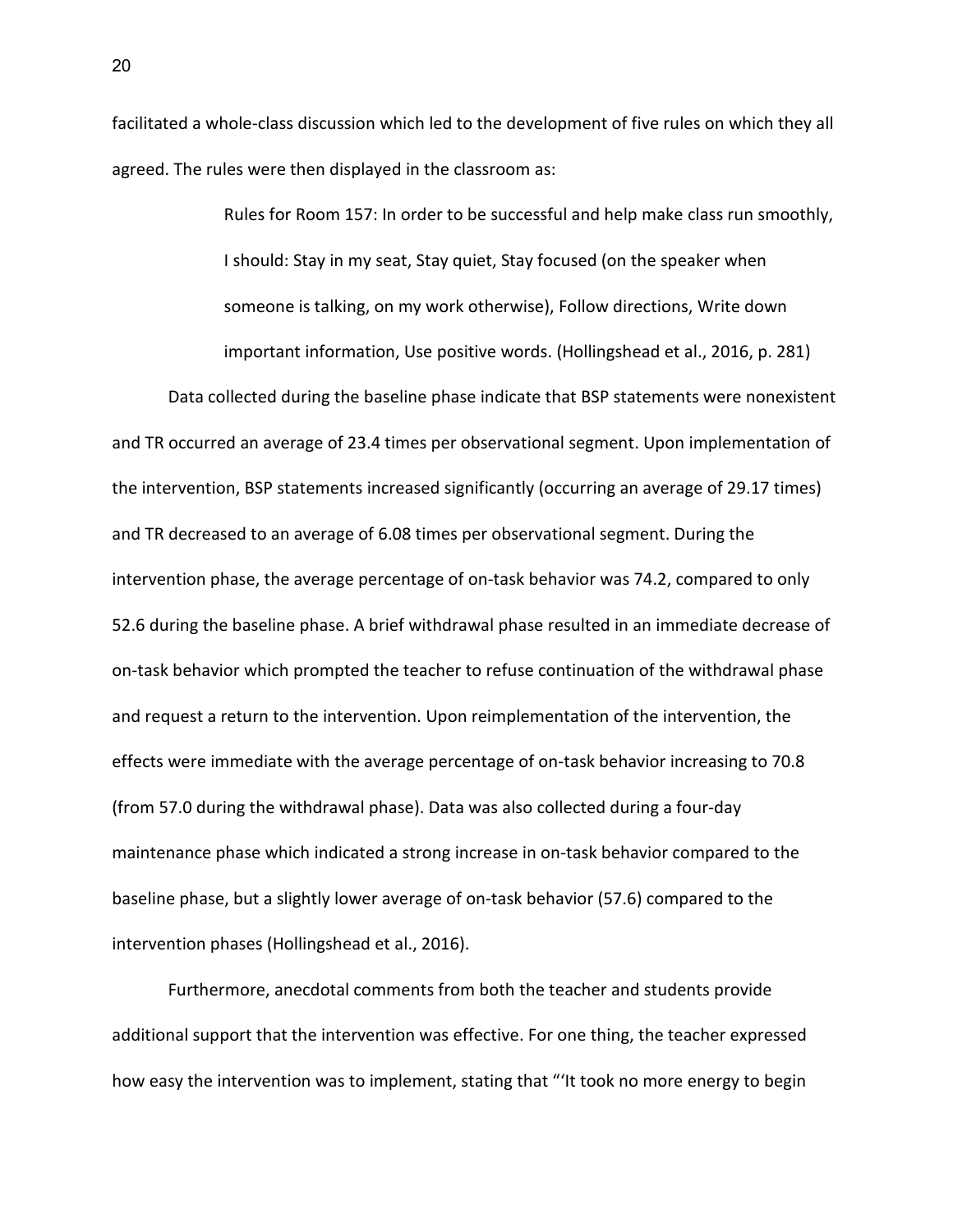facilitated a whole-class discussion which led to the development of five rules on which they all agreed. The rules were then displayed in the classroom as:

> Rules for Room 157: In order to be successful and help make class run smoothly, I should: Stay in my seat, Stay quiet, Stay focused (on the speaker when someone is talking, on my work otherwise), Follow directions, Write down important information, Use positive words. (Hollingshead et al., 2016, p. 281)

Data collected during the baseline phase indicate that BSP statements were nonexistent and TR occurred an average of 23.4 times per observational segment. Upon implementation of the intervention, BSP statements increased significantly (occurring an average of 29.17 times) and TR decreased to an average of 6.08 times per observational segment. During the intervention phase, the average percentage of on-task behavior was 74.2, compared to only 52.6 during the baseline phase. A brief withdrawal phase resulted in an immediate decrease of on-task behavior which prompted the teacher to refuse continuation of the withdrawal phase and request a return to the intervention. Upon reimplementation of the intervention, the effects were immediate with the average percentage of on-task behavior increasing to 70.8 (from 57.0 during the withdrawal phase). Data was also collected during a four-day maintenance phase which indicated a strong increase in on-task behavior compared to the baseline phase, but a slightly lower average of on-task behavior (57.6) compared to the intervention phases (Hollingshead et al., 2016).

Furthermore, anecdotal comments from both the teacher and students provide additional support that the intervention was effective. For one thing, the teacher expressed how easy the intervention was to implement, stating that "'It took no more energy to begin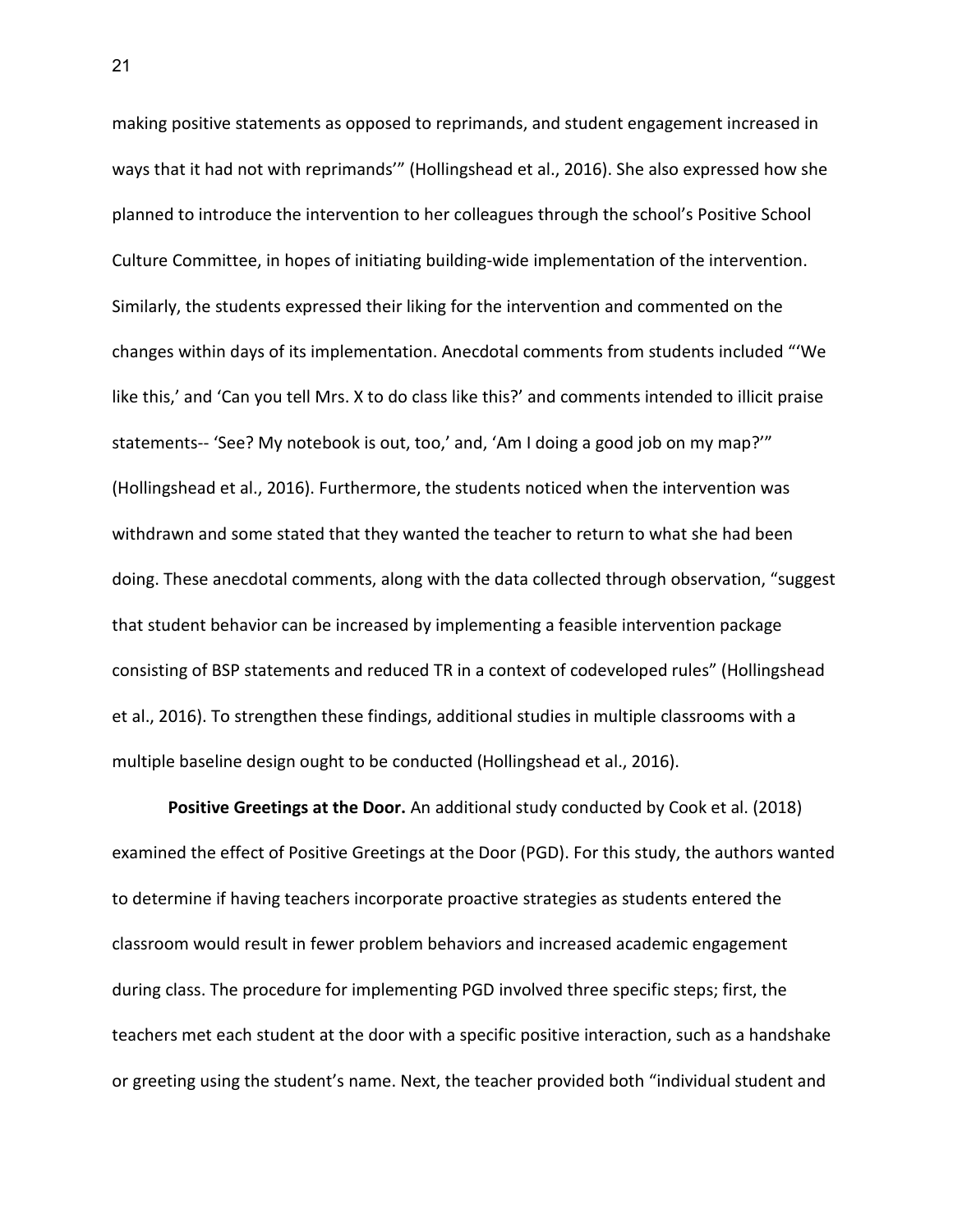making positive statements as opposed to reprimands, and student engagement increased in ways that it had not with reprimands'" (Hollingshead et al., 2016). She also expressed how she planned to introduce the intervention to her colleagues through the school's Positive School Culture Committee, in hopes of initiating building-wide implementation of the intervention. Similarly, the students expressed their liking for the intervention and commented on the changes within days of its implementation. Anecdotal comments from students included "'We like this,' and 'Can you tell Mrs. X to do class like this?' and comments intended to illicit praise statements-- 'See? My notebook is out, too,' and, 'Am I doing a good job on my map?'" (Hollingshead et al., 2016). Furthermore, the students noticed when the intervention was withdrawn and some stated that they wanted the teacher to return to what she had been doing. These anecdotal comments, along with the data collected through observation, "suggest that student behavior can be increased by implementing a feasible intervention package consisting of BSP statements and reduced TR in a context of codeveloped rules" (Hollingshead et al., 2016). To strengthen these findings, additional studies in multiple classrooms with a multiple baseline design ought to be conducted (Hollingshead et al., 2016).

**Positive Greetings at the Door.** An additional study conducted by Cook et al. (2018) examined the effect of Positive Greetings at the Door (PGD). For this study, the authors wanted to determine if having teachers incorporate proactive strategies as students entered the classroom would result in fewer problem behaviors and increased academic engagement during class. The procedure for implementing PGD involved three specific steps; first, the teachers met each student at the door with a specific positive interaction, such as a handshake or greeting using the student's name. Next, the teacher provided both "individual student and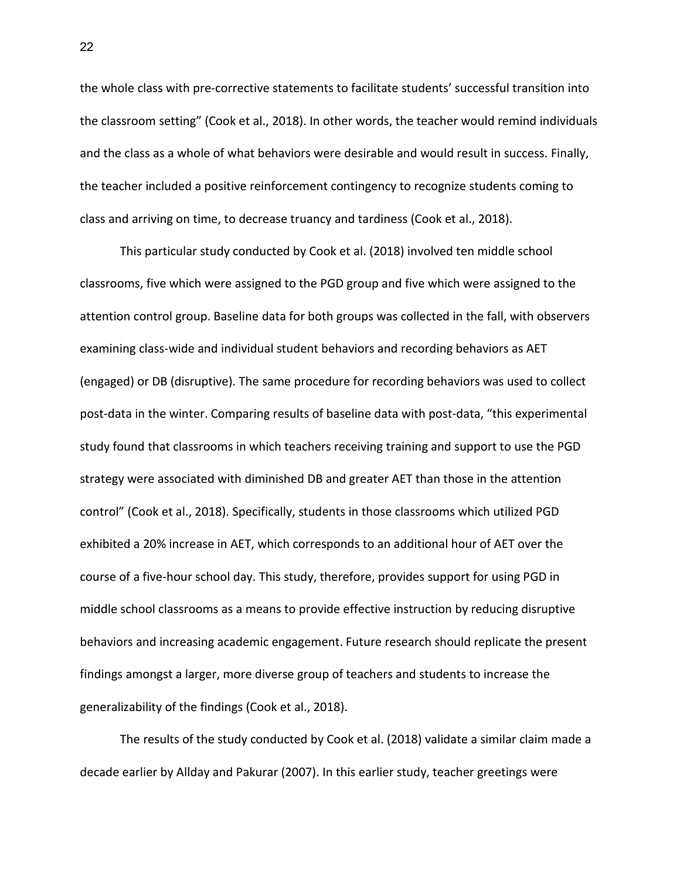the whole class with pre-corrective statements to facilitate students' successful transition into the classroom setting" (Cook et al., 2018). In other words, the teacher would remind individuals and the class as a whole of what behaviors were desirable and would result in success. Finally, the teacher included a positive reinforcement contingency to recognize students coming to class and arriving on time, to decrease truancy and tardiness (Cook et al., 2018).

This particular study conducted by Cook et al. (2018) involved ten middle school classrooms, five which were assigned to the PGD group and five which were assigned to the attention control group. Baseline data for both groups was collected in the fall, with observers examining class-wide and individual student behaviors and recording behaviors as AET (engaged) or DB (disruptive). The same procedure for recording behaviors was used to collect post-data in the winter. Comparing results of baseline data with post-data, "this experimental study found that classrooms in which teachers receiving training and support to use the PGD strategy were associated with diminished DB and greater AET than those in the attention control" (Cook et al., 2018). Specifically, students in those classrooms which utilized PGD exhibited a 20% increase in AET, which corresponds to an additional hour of AET over the course of a five-hour school day. This study, therefore, provides support for using PGD in middle school classrooms as a means to provide effective instruction by reducing disruptive behaviors and increasing academic engagement. Future research should replicate the present findings amongst a larger, more diverse group of teachers and students to increase the generalizability of the findings (Cook et al., 2018).

The results of the study conducted by Cook et al. (2018) validate a similar claim made a decade earlier by Allday and Pakurar (2007). In this earlier study, teacher greetings were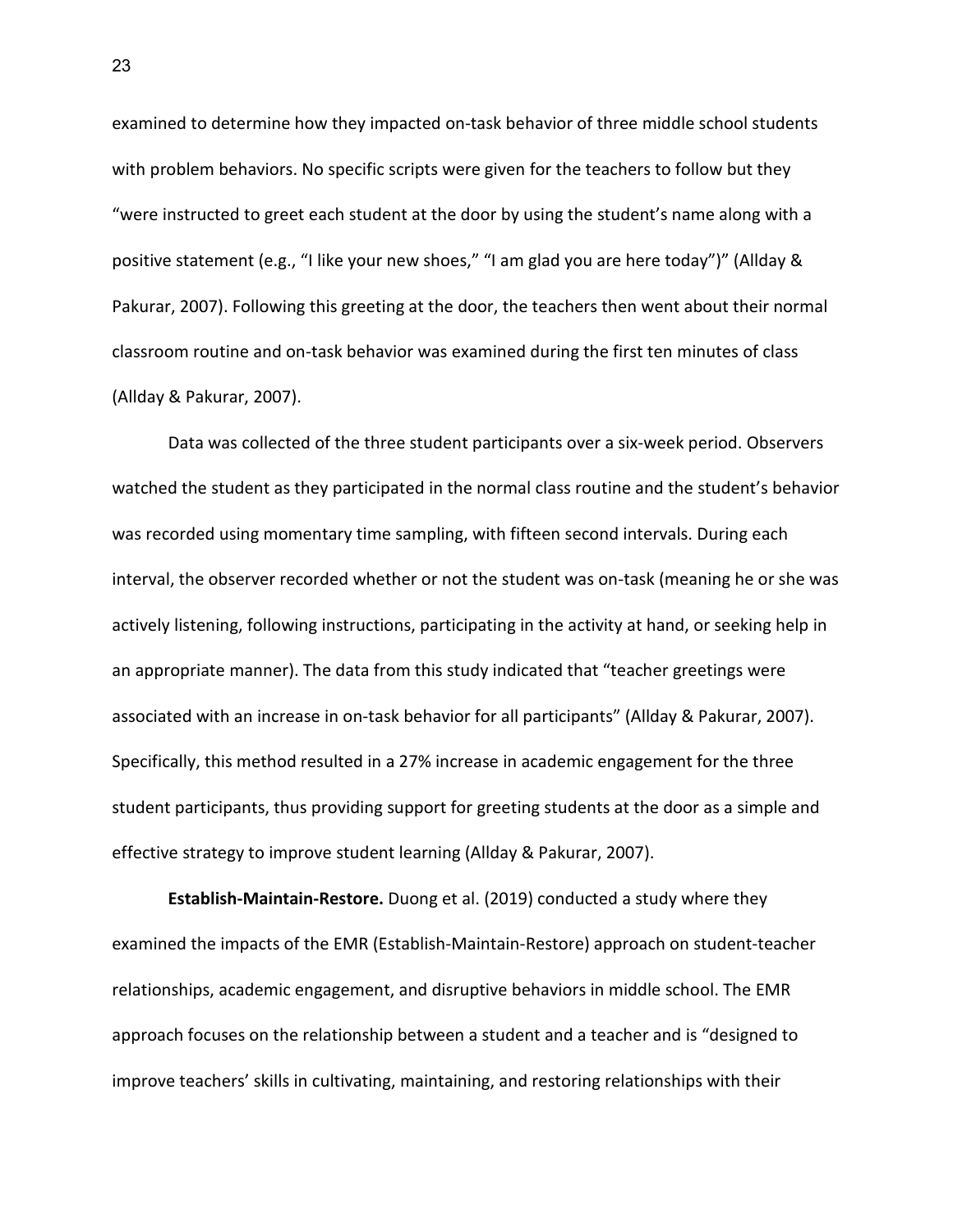examined to determine how they impacted on-task behavior of three middle school students with problem behaviors. No specific scripts were given for the teachers to follow but they "were instructed to greet each student at the door by using the student's name along with a positive statement (e.g., "I like your new shoes," "I am glad you are here today")" (Allday & Pakurar, 2007). Following this greeting at the door, the teachers then went about their normal classroom routine and on-task behavior was examined during the first ten minutes of class (Allday & Pakurar, 2007).

Data was collected of the three student participants over a six-week period. Observers watched the student as they participated in the normal class routine and the student's behavior was recorded using momentary time sampling, with fifteen second intervals. During each interval, the observer recorded whether or not the student was on-task (meaning he or she was actively listening, following instructions, participating in the activity at hand, or seeking help in an appropriate manner). The data from this study indicated that "teacher greetings were associated with an increase in on-task behavior for all participants" (Allday & Pakurar, 2007). Specifically, this method resulted in a 27% increase in academic engagement for the three student participants, thus providing support for greeting students at the door as a simple and effective strategy to improve student learning (Allday & Pakurar, 2007).

**Establish-Maintain-Restore.** Duong et al. (2019) conducted a study where they examined the impacts of the EMR (Establish-Maintain-Restore) approach on student-teacher relationships, academic engagement, and disruptive behaviors in middle school. The EMR approach focuses on the relationship between a student and a teacher and is "designed to improve teachers' skills in cultivating, maintaining, and restoring relationships with their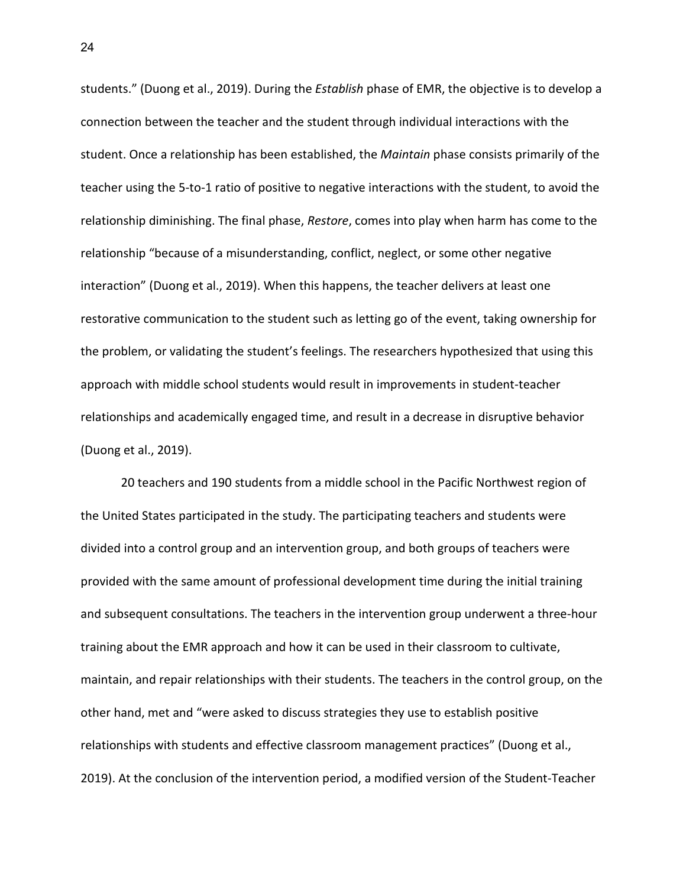students." (Duong et al., 2019). During the *Establish* phase of EMR, the objective is to develop a connection between the teacher and the student through individual interactions with the student. Once a relationship has been established, the *Maintain* phase consists primarily of the teacher using the 5-to-1 ratio of positive to negative interactions with the student, to avoid the relationship diminishing. The final phase, *Restore*, comes into play when harm has come to the relationship "because of a misunderstanding, conflict, neglect, or some other negative interaction" (Duong et al., 2019). When this happens, the teacher delivers at least one restorative communication to the student such as letting go of the event, taking ownership for the problem, or validating the student's feelings. The researchers hypothesized that using this approach with middle school students would result in improvements in student-teacher relationships and academically engaged time, and result in a decrease in disruptive behavior (Duong et al., 2019).

20 teachers and 190 students from a middle school in the Pacific Northwest region of the United States participated in the study. The participating teachers and students were divided into a control group and an intervention group, and both groups of teachers were provided with the same amount of professional development time during the initial training and subsequent consultations. The teachers in the intervention group underwent a three-hour training about the EMR approach and how it can be used in their classroom to cultivate, maintain, and repair relationships with their students. The teachers in the control group, on the other hand, met and "were asked to discuss strategies they use to establish positive relationships with students and effective classroom management practices" (Duong et al., 2019). At the conclusion of the intervention period, a modified version of the Student-Teacher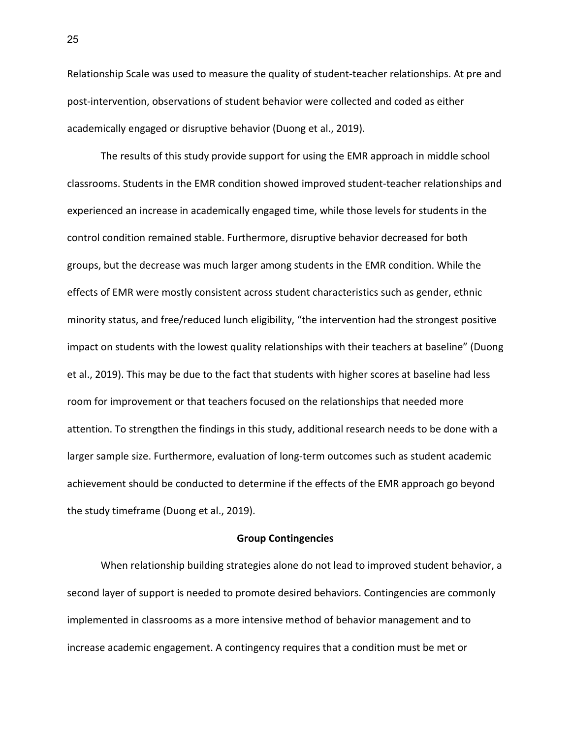Relationship Scale was used to measure the quality of student-teacher relationships. At pre and post-intervention, observations of student behavior were collected and coded as either academically engaged or disruptive behavior (Duong et al., 2019).

The results of this study provide support for using the EMR approach in middle school classrooms. Students in the EMR condition showed improved student-teacher relationships and experienced an increase in academically engaged time, while those levels for students in the control condition remained stable. Furthermore, disruptive behavior decreased for both groups, but the decrease was much larger among students in the EMR condition. While the effects of EMR were mostly consistent across student characteristics such as gender, ethnic minority status, and free/reduced lunch eligibility, "the intervention had the strongest positive impact on students with the lowest quality relationships with their teachers at baseline" (Duong et al., 2019). This may be due to the fact that students with higher scores at baseline had less room for improvement or that teachers focused on the relationships that needed more attention. To strengthen the findings in this study, additional research needs to be done with a larger sample size. Furthermore, evaluation of long-term outcomes such as student academic achievement should be conducted to determine if the effects of the EMR approach go beyond the study timeframe (Duong et al., 2019).

## Group Contingencies

When relationship building strategies alone do not lead to improved student behavior, a second layer of support is needed to promote desired behaviors. Contingencies are commonly implemented in classrooms as a more intensive method of behavior management and to increase academic engagement. A contingency requires that a condition must be met or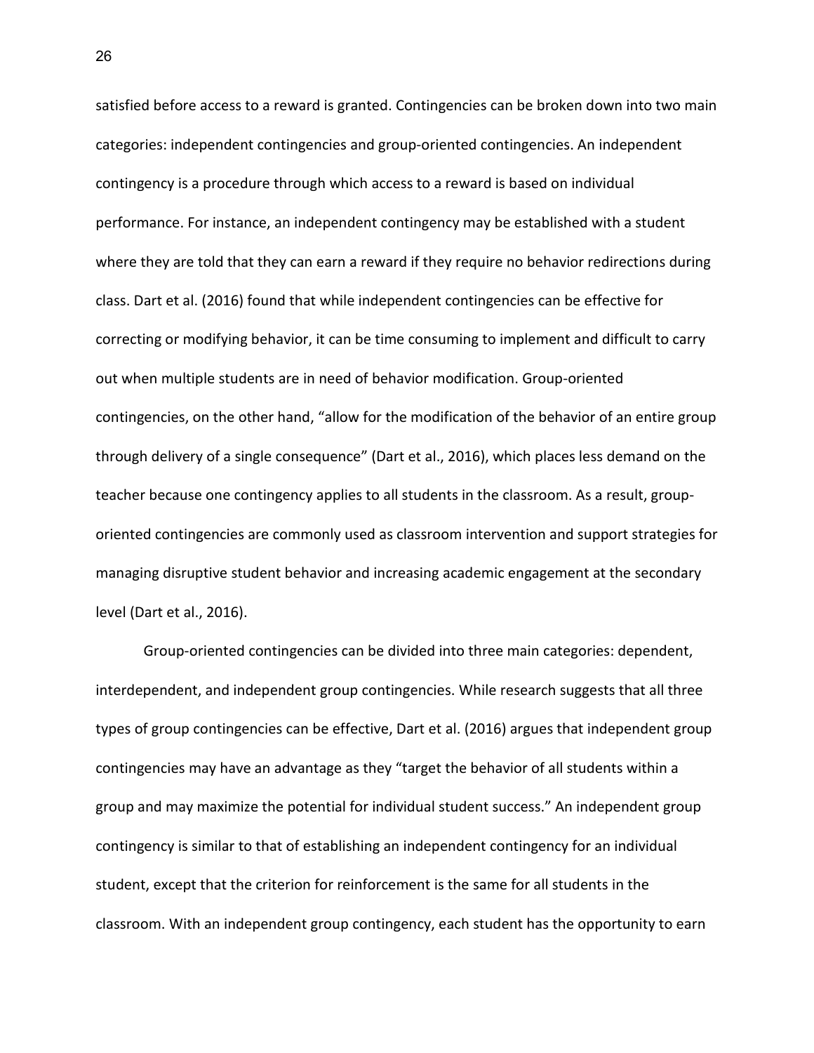satisfied before access to a reward is granted. Contingencies can be broken down into two main categories: independent contingencies and group-oriented contingencies. An independent contingency is a procedure through which access to a reward is based on individual performance. For instance, an independent contingency may be established with a student where they are told that they can earn a reward if they require no behavior redirections during class. Dart et al. (2016) found that while independent contingencies can be effective for correcting or modifying behavior, it can be time consuming to implement and difficult to carry out when multiple students are in need of behavior modification. Group-oriented contingencies, on the other hand, "allow for the modification of the behavior of an entire group through delivery of a single consequence" (Dart et al., 2016), which places less demand on the teacher because one contingency applies to all students in the classroom. As a result, group-oriented contingencies are commonly used as classroom intervention and support strategies for managing disruptive student behavior and increasing academic engagement at the secondary level (Dart et al., 2016).

Group-oriented contingencies can be divided into three main categories: dependent, interdependent, and independent group contingencies. While research suggests that all three types of group contingencies can be effective, Dart et al. (2016) argues that independent group contingencies may have an advantage as they "target the behavior of all students within a group and may maximize the potential for individual student success." An independent group contingency is similar to that of establishing an independent contingency for an individual student, except that the criterion for reinforcement is the same for all students in the classroom. With an independent group contingency, each student has the opportunity to earn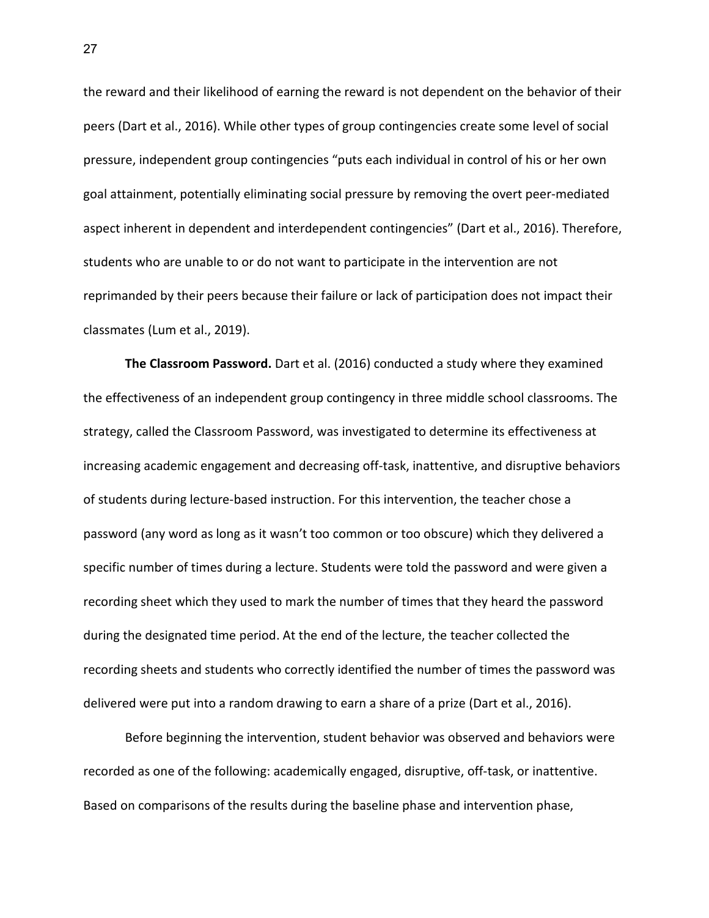the reward and their likelihood of earning the reward is not dependent on the behavior of their peers (Dart et al., 2016). While other types of group contingencies create some level of social pressure, independent group contingencies "puts each individual in control of his or her own goal attainment, potentially eliminating social pressure by removing the overt peer-mediated aspect inherent in dependent and interdependent contingencies" (Dart et al., 2016). Therefore, students who are unable to or do not want to participate in the intervention are not reprimanded by their peers because their failure or lack of participation does not impact their classmates (Lum et al., 2019).

**The Classroom Password.** Dart et al. (2016) conducted a study where they examined the effectiveness of an independent group contingency in three middle school classrooms. The strategy, called the Classroom Password, was investigated to determine its effectiveness at increasing academic engagement and decreasing off-task, inattentive, and disruptive behaviors of students during lecture-based instruction. For this intervention, the teacher chose a password (any word as long as it wasn't too common or too obscure) which they delivered a specific number of times during a lecture. Students were told the password and were given a recording sheet which they used to mark the number of times that they heard the password during the designated time period. At the end of the lecture, the teacher collected the recording sheets and students who correctly identified the number of times the password was delivered were put into a random drawing to earn a share of a prize (Dart et al., 2016).

Before beginning the intervention, student behavior was observed and behaviors were recorded as one of the following: academically engaged, disruptive, off-task, or inattentive. Based on comparisons of the results during the baseline phase and intervention phase,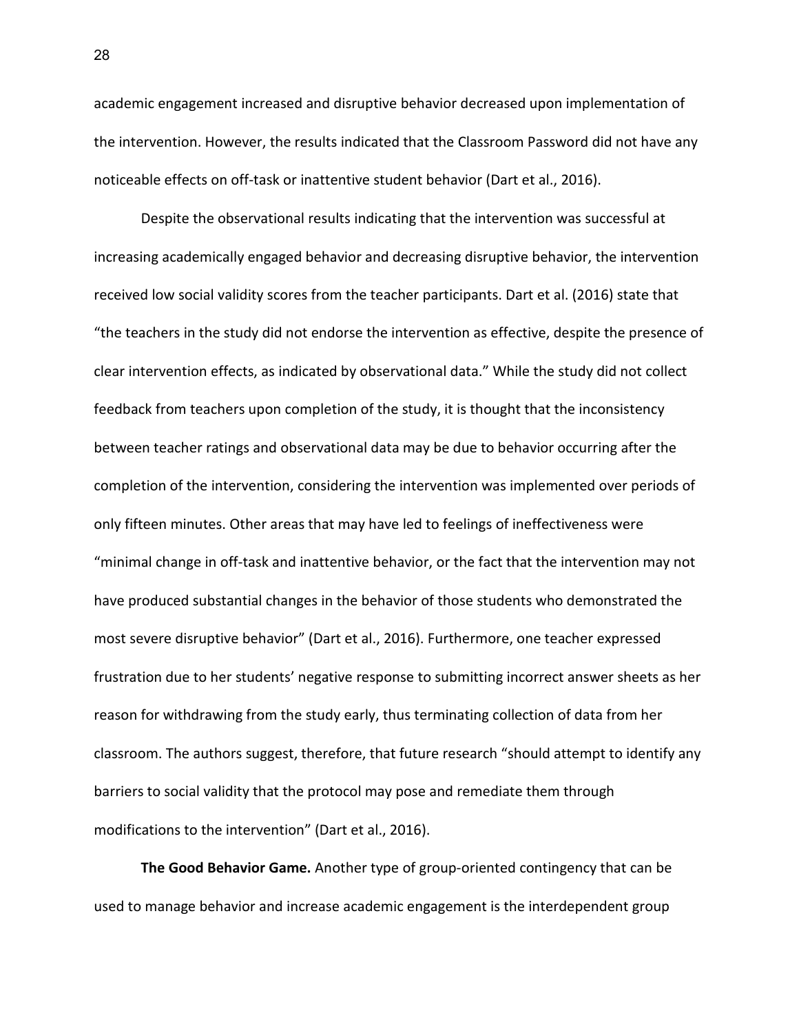academic engagement increased and disruptive behavior decreased upon implementation of the intervention. However, the results indicated that the Classroom Password did not have any noticeable effects on off-task or inattentive student behavior (Dart et al., 2016).

Despite the observational results indicating that the intervention was successful at increasing academically engaged behavior and decreasing disruptive behavior, the intervention received low social validity scores from the teacher participants. Dart et al. (2016) state that "the teachers in the study did not endorse the intervention as effective, despite the presence of clear intervention effects, as indicated by observational data." While the study did not collect feedback from teachers upon completion of the study, it is thought that the inconsistency between teacher ratings and observational data may be due to behavior occurring after the completion of the intervention, considering the intervention was implemented over periods of only fifteen minutes. Other areas that may have led to feelings of ineffectiveness were "minimal change in off-task and inattentive behavior, or the fact that the intervention may not have produced substantial changes in the behavior of those students who demonstrated the most severe disruptive behavior" (Dart et al., 2016). Furthermore, one teacher expressed frustration due to her students' negative response to submitting incorrect answer sheets as her reason for withdrawing from the study early, thus terminating collection of data from her classroom. The authors suggest, therefore, that future research "should attempt to identify any barriers to social validity that the protocol may pose and remediate them through modifications to the intervention" (Dart et al., 2016).

**The Good Behavior Game.** Another type of group-oriented contingency that can be used to manage behavior and increase academic engagement is the interdependent group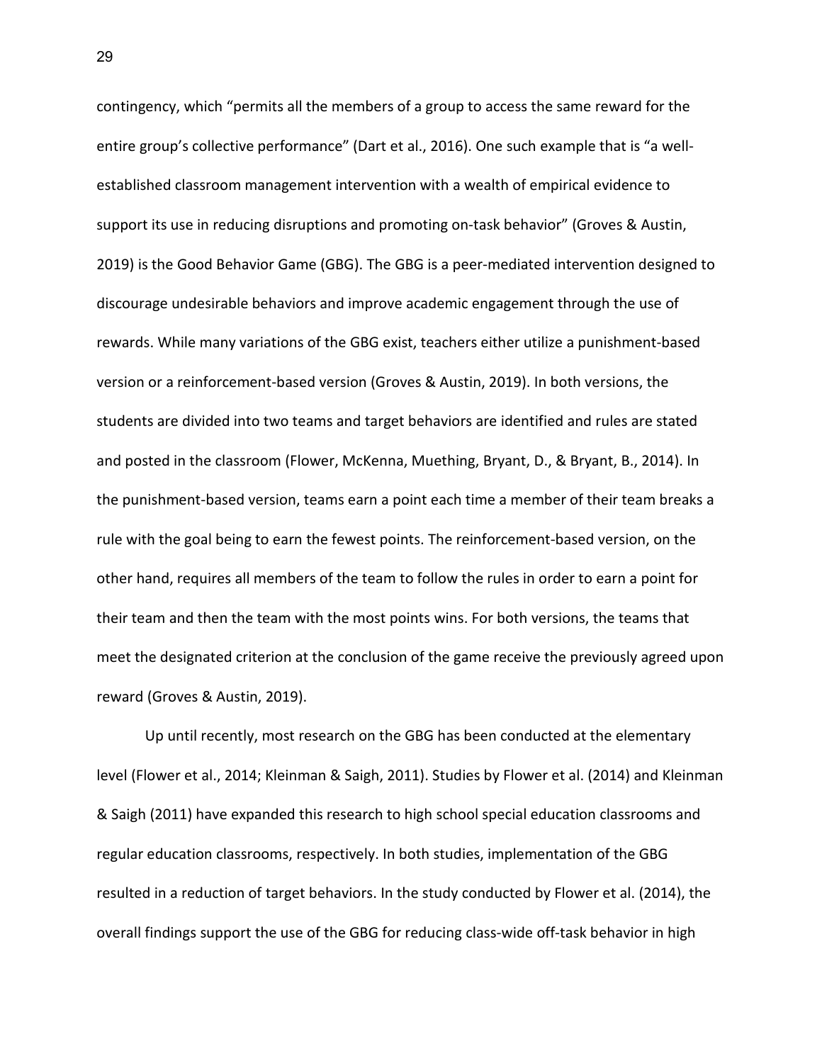contingency, which “permits all the members of a group to access the same reward for the entire group’s collective performance” (Dart et al., 2016). One such example that is “a well-established classroom management intervention with a wealth of empirical evidence to support its use in reducing disruptions and promoting on-task behavior” (Groves & Austin, 2019) is the Good Behavior Game (GBG). The GBG is a peer-mediated intervention designed to discourage undesirable behaviors and improve academic engagement through the use of rewards. While many variations of the GBG exist, teachers either utilize a punishment-based version or a reinforcement-based version (Groves & Austin, 2019). In both versions, the students are divided into two teams and target behaviors are identified and rules are stated and posted in the classroom (Flower, McKenna, Muething, Bryant, D., & Bryant, B., 2014). In the punishment-based version, teams earn a point each time a member of their team breaks a rule with the goal being to earn the fewest points. The reinforcement-based version, on the other hand, requires all members of the team to follow the rules in order to earn a point for their team and then the team with the most points wins. For both versions, the teams that meet the designated criterion at the conclusion of the game receive the previously agreed upon reward (Groves & Austin, 2019).

Up until recently, most research on the GBG has been conducted at the elementary level (Flower et al., 2014; Kleinman & Saigh, 2011). Studies by Flower et al. (2014) and Kleinman & Saigh (2011) have expanded this research to high school special education classrooms and regular education classrooms, respectively. In both studies, implementation of the GBG resulted in a reduction of target behaviors. In the study conducted by Flower et al. (2014), the overall findings support the use of the GBG for reducing class-wide off-task behavior in high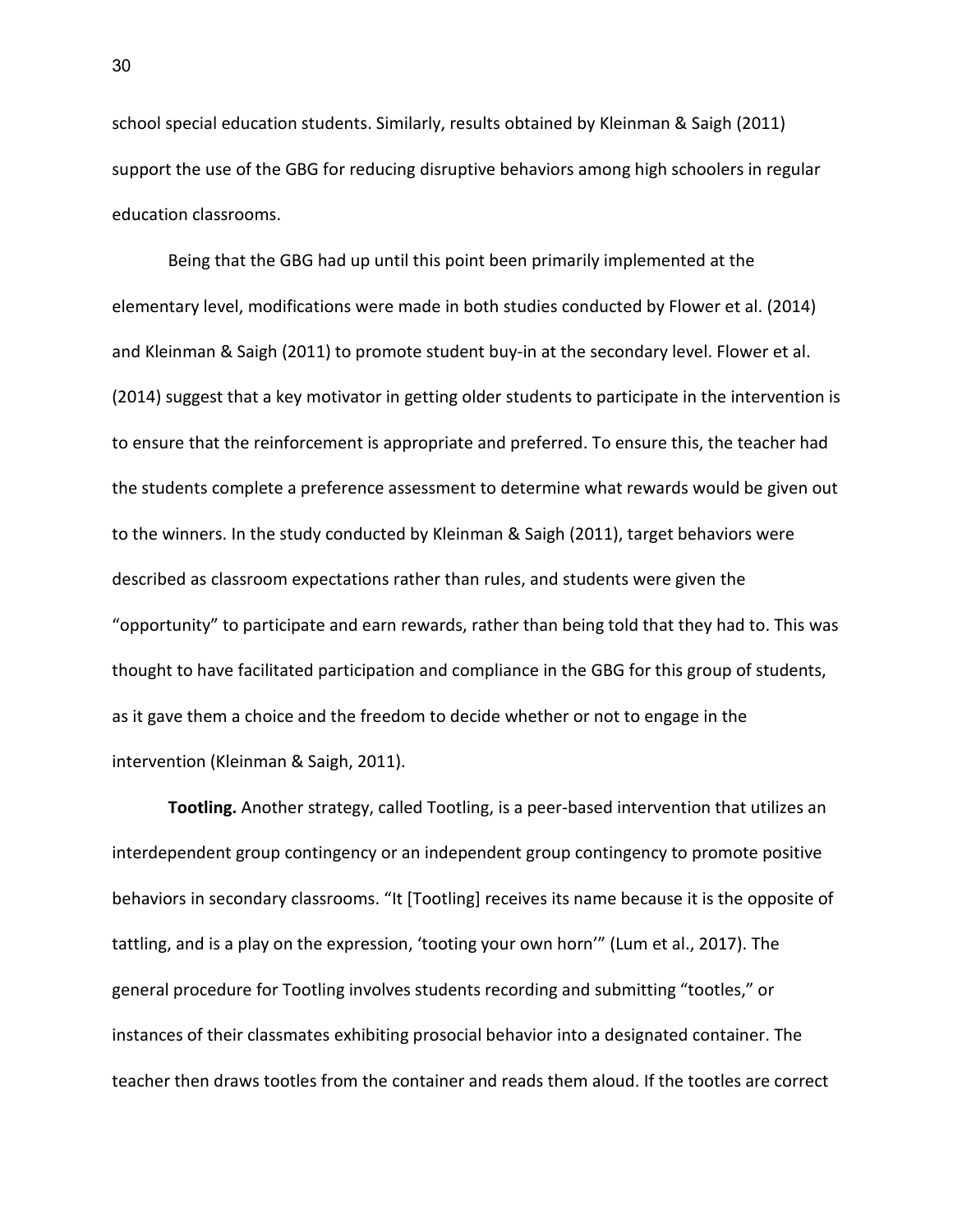school special education students. Similarly, results obtained by Kleinman & Saigh (2011) support the use of the GBG for reducing disruptive behaviors among high schoolers in regular education classrooms.

Being that the GBG had up until this point been primarily implemented at the elementary level, modifications were made in both studies conducted by Flower et al. (2014) and Kleinman & Saigh (2011) to promote student buy-in at the secondary level. Flower et al. (2014) suggest that a key motivator in getting older students to participate in the intervention is to ensure that the reinforcement is appropriate and preferred. To ensure this, the teacher had the students complete a preference assessment to determine what rewards would be given out to the winners. In the study conducted by Kleinman & Saigh (2011), target behaviors were described as classroom expectations rather than rules, and students were given the "opportunity" to participate and earn rewards, rather than being told that they had to. This was thought to have facilitated participation and compliance in the GBG for this group of students, as it gave them a choice and the freedom to decide whether or not to engage in the intervention (Kleinman & Saigh, 2011).

**Tootling.** Another strategy, called Tootling, is a peer-based intervention that utilizes an interdependent group contingency or an independent group contingency to promote positive behaviors in secondary classrooms. "It [Tootling] receives its name because it is the opposite of tattling, and is a play on the expression, 'tooting your own horn'" (Lum et al., 2017). The general procedure for Tootling involves students recording and submitting "tootles," or instances of their classmates exhibiting prosocial behavior into a designated container. The teacher then draws tootles from the container and reads them aloud. If the tootles are correct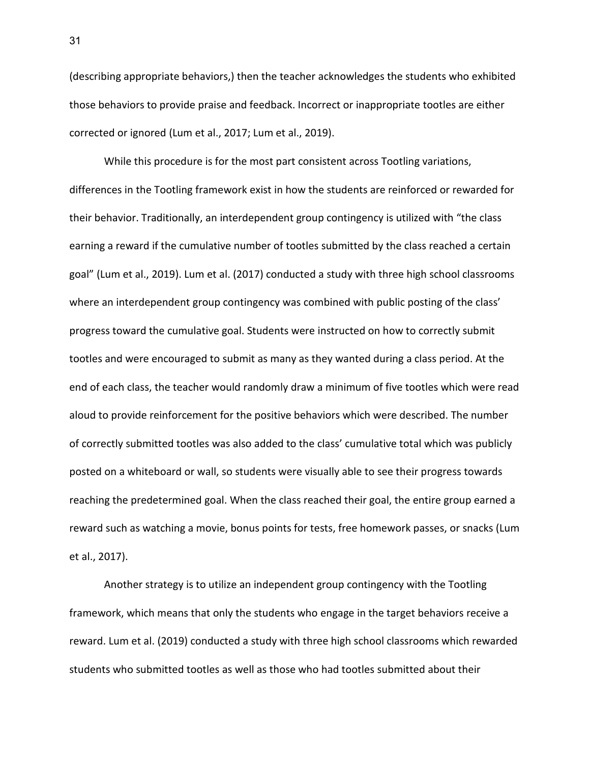(describing appropriate behaviors,) then the teacher acknowledges the students who exhibited those behaviors to provide praise and feedback. Incorrect or inappropriate tootles are either corrected or ignored (Lum et al., 2017; Lum et al., 2019).

While this procedure is for the most part consistent across Tootling variations, differences in the Tootling framework exist in how the students are reinforced or rewarded for their behavior. Traditionally, an interdependent group contingency is utilized with "the class earning a reward if the cumulative number of tootles submitted by the class reached a certain goal" (Lum et al., 2019). Lum et al. (2017) conducted a study with three high school classrooms where an interdependent group contingency was combined with public posting of the class' progress toward the cumulative goal. Students were instructed on how to correctly submit tootles and were encouraged to submit as many as they wanted during a class period. At the end of each class, the teacher would randomly draw a minimum of five tootles which were read aloud to provide reinforcement for the positive behaviors which were described. The number of correctly submitted tootles was also added to the class' cumulative total which was publicly posted on a whiteboard or wall, so students were visually able to see their progress towards reaching the predetermined goal. When the class reached their goal, the entire group earned a reward such as watching a movie, bonus points for tests, free homework passes, or snacks (Lum et al., 2017).

Another strategy is to utilize an independent group contingency with the Tootling framework, which means that only the students who engage in the target behaviors receive a reward. Lum et al. (2019) conducted a study with three high school classrooms which rewarded students who submitted tootles as well as those who had tootles submitted about their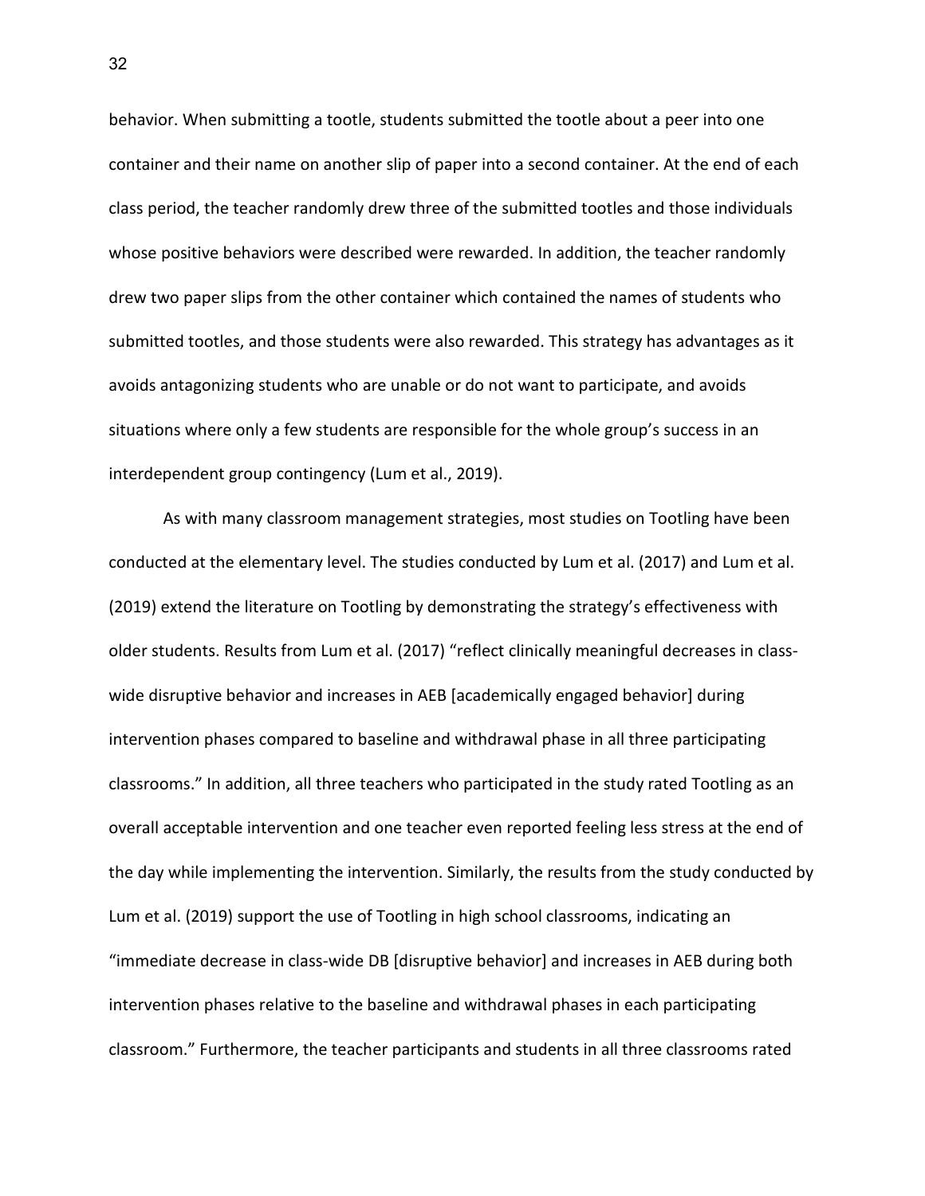behavior. When submitting a tootle, students submitted the tootle about a peer into one container and their name on another slip of paper into a second container. At the end of each class period, the teacher randomly drew three of the submitted tootles and those individuals whose positive behaviors were described were rewarded. In addition, the teacher randomly drew two paper slips from the other container which contained the names of students who submitted tootles, and those students were also rewarded. This strategy has advantages as it avoids antagonizing students who are unable or do not want to participate, and avoids situations where only a few students are responsible for the whole group's success in an interdependent group contingency (Lum et al., 2019).

As with many classroom management strategies, most studies on Tootling have been conducted at the elementary level. The studies conducted by Lum et al. (2017) and Lum et al. (2019) extend the literature on Tootling by demonstrating the strategy's effectiveness with older students. Results from Lum et al. (2017) "reflect clinically meaningful decreases in class-wide disruptive behavior and increases in AEB [academically engaged behavior] during intervention phases compared to baseline and withdrawal phase in all three participating classrooms." In addition, all three teachers who participated in the study rated Tootling as an overall acceptable intervention and one teacher even reported feeling less stress at the end of the day while implementing the intervention. Similarly, the results from the study conducted by Lum et al. (2019) support the use of Tootling in high school classrooms, indicating an "immediate decrease in class-wide DB [disruptive behavior] and increases in AEB during both intervention phases relative to the baseline and withdrawal phases in each participating classroom." Furthermore, the teacher participants and students in all three classrooms rated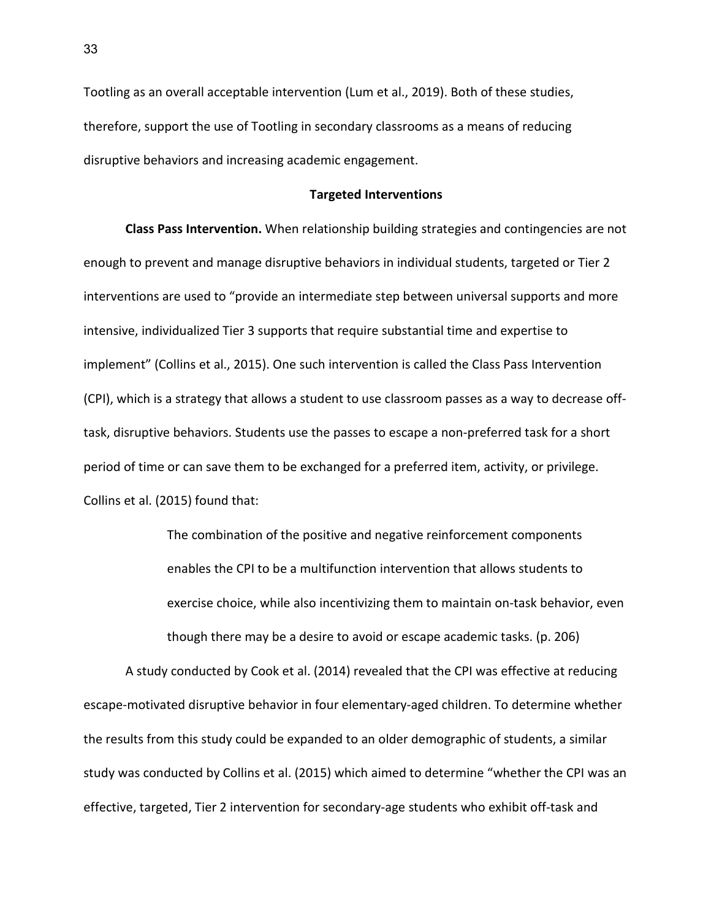Tootling as an overall acceptable intervention (Lum et al., 2019). Both of these studies, therefore, support the use of Tootling in secondary classrooms as a means of reducing disruptive behaviors and increasing academic engagement.

## Targeted Interventions

**Class Pass Intervention.** When relationship building strategies and contingencies are not enough to prevent and manage disruptive behaviors in individual students, targeted or Tier 2 interventions are used to "provide an intermediate step between universal supports and more intensive, individualized Tier 3 supports that require substantial time and expertise to implement" (Collins et al., 2015). One such intervention is called the Class Pass Intervention (CPI), which is a strategy that allows a student to use classroom passes as a way to decrease off-task, disruptive behaviors. Students use the passes to escape a non-preferred task for a short period of time or can save them to be exchanged for a preferred item, activity, or privilege. Collins et al. (2015) found that:

> The combination of the positive and negative reinforcement components enables the CPI to be a multifunction intervention that allows students to exercise choice, while also incentivizing them to maintain on-task behavior, even though there may be a desire to avoid or escape academic tasks. (p. 206)

A study conducted by Cook et al. (2014) revealed that the CPI was effective at reducing escape-motivated disruptive behavior in four elementary-aged children. To determine whether the results from this study could be expanded to an older demographic of students, a similar study was conducted by Collins et al. (2015) which aimed to determine "whether the CPI was an effective, targeted, Tier 2 intervention for secondary-age students who exhibit off-task and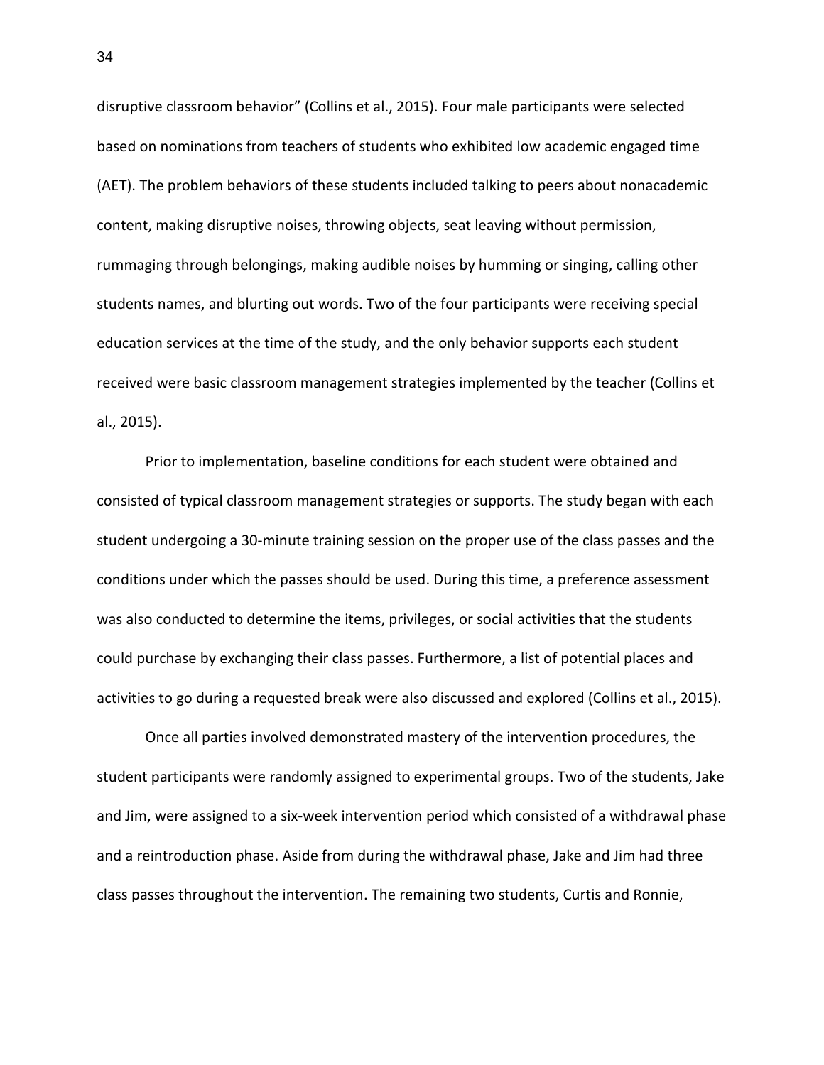disruptive classroom behavior" (Collins et al., 2015). Four male participants were selected based on nominations from teachers of students who exhibited low academic engaged time (AET). The problem behaviors of these students included talking to peers about nonacademic content, making disruptive noises, throwing objects, seat leaving without permission, rummaging through belongings, making audible noises by humming or singing, calling other students names, and blurting out words. Two of the four participants were receiving special education services at the time of the study, and the only behavior supports each student received were basic classroom management strategies implemented by the teacher (Collins et al., 2015).

Prior to implementation, baseline conditions for each student were obtained and consisted of typical classroom management strategies or supports. The study began with each student undergoing a 30-minute training session on the proper use of the class passes and the conditions under which the passes should be used. During this time, a preference assessment was also conducted to determine the items, privileges, or social activities that the students could purchase by exchanging their class passes. Furthermore, a list of potential places and activities to go during a requested break were also discussed and explored (Collins et al., 2015).

Once all parties involved demonstrated mastery of the intervention procedures, the student participants were randomly assigned to experimental groups. Two of the students, Jake and Jim, were assigned to a six-week intervention period which consisted of a withdrawal phase and a reintroduction phase. Aside from during the withdrawal phase, Jake and Jim had three class passes throughout the intervention. The remaining two students, Curtis and Ronnie,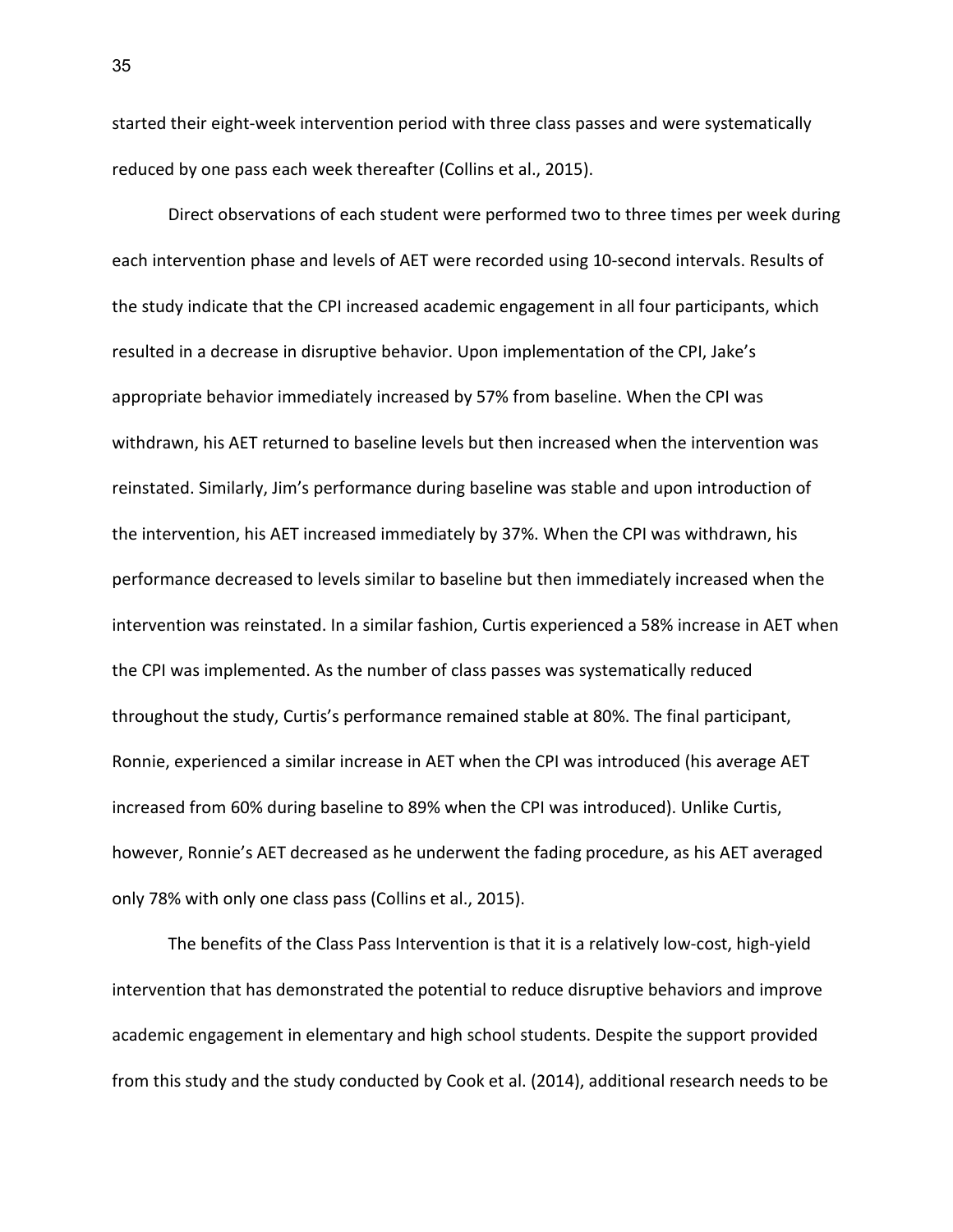started their eight-week intervention period with three class passes and were systematically reduced by one pass each week thereafter (Collins et al., 2015).

Direct observations of each student were performed two to three times per week during each intervention phase and levels of AET were recorded using 10-second intervals. Results of the study indicate that the CPI increased academic engagement in all four participants, which resulted in a decrease in disruptive behavior. Upon implementation of the CPI, Jake's appropriate behavior immediately increased by 57% from baseline. When the CPI was withdrawn, his AET returned to baseline levels but then increased when the intervention was reinstated. Similarly, Jim's performance during baseline was stable and upon introduction of the intervention, his AET increased immediately by 37%. When the CPI was withdrawn, his performance decreased to levels similar to baseline but then immediately increased when the intervention was reinstated. In a similar fashion, Curtis experienced a 58% increase in AET when the CPI was implemented. As the number of class passes was systematically reduced throughout the study, Curtis's performance remained stable at 80%. The final participant, Ronnie, experienced a similar increase in AET when the CPI was introduced (his average AET increased from 60% during baseline to 89% when the CPI was introduced). Unlike Curtis, however, Ronnie's AET decreased as he underwent the fading procedure, as his AET averaged only 78% with only one class pass (Collins et al., 2015).

The benefits of the Class Pass Intervention is that it is a relatively low-cost, high-yield intervention that has demonstrated the potential to reduce disruptive behaviors and improve academic engagement in elementary and high school students. Despite the support provided from this study and the study conducted by Cook et al. (2014), additional research needs to be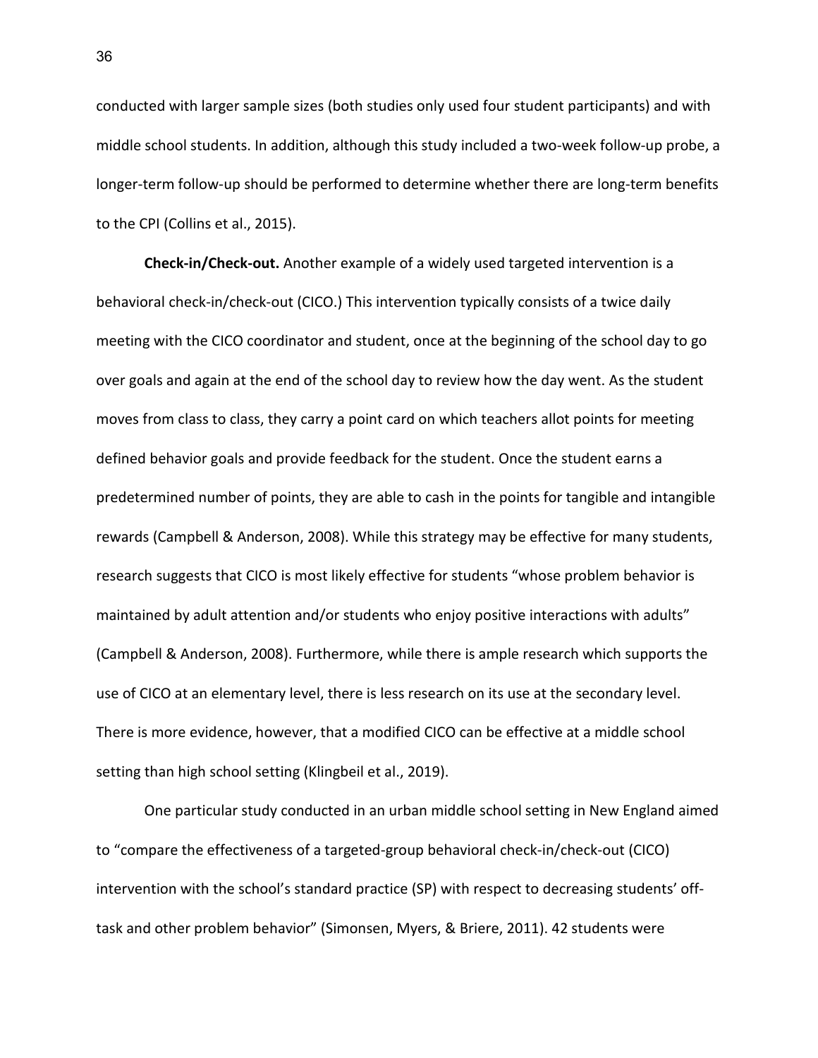conducted with larger sample sizes (both studies only used four student participants) and with middle school students. In addition, although this study included a two-week follow-up probe, a longer-term follow-up should be performed to determine whether there are long-term benefits to the CPI (Collins et al., 2015).

**Check-in/Check-out.** Another example of a widely used targeted intervention is a behavioral check-in/check-out (CICO.) This intervention typically consists of a twice daily meeting with the CICO coordinator and student, once at the beginning of the school day to go over goals and again at the end of the school day to review how the day went. As the student moves from class to class, they carry a point card on which teachers allot points for meeting defined behavior goals and provide feedback for the student. Once the student earns a predetermined number of points, they are able to cash in the points for tangible and intangible rewards (Campbell & Anderson, 2008). While this strategy may be effective for many students, research suggests that CICO is most likely effective for students "whose problem behavior is maintained by adult attention and/or students who enjoy positive interactions with adults" (Campbell & Anderson, 2008). Furthermore, while there is ample research which supports the use of CICO at an elementary level, there is less research on its use at the secondary level. There is more evidence, however, that a modified CICO can be effective at a middle school setting than high school setting (Klingbeil et al., 2019).

One particular study conducted in an urban middle school setting in New England aimed to "compare the effectiveness of a targeted-group behavioral check-in/check-out (CICO) intervention with the school's standard practice (SP) with respect to decreasing students' off-task and other problem behavior" (Simonsen, Myers, & Briere, 2011). 42 students were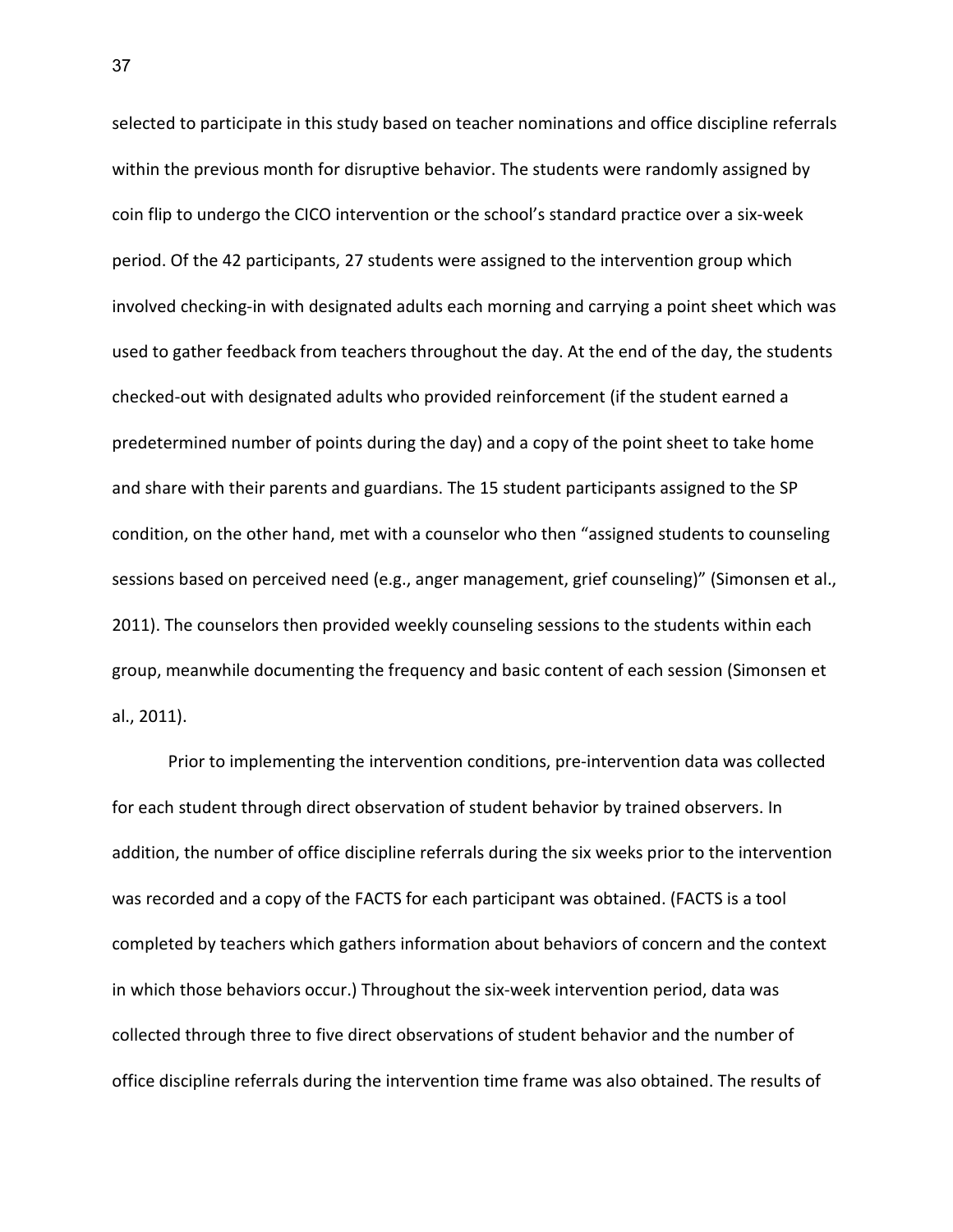selected to participate in this study based on teacher nominations and office discipline referrals within the previous month for disruptive behavior. The students were randomly assigned by coin flip to undergo the CICO intervention or the school's standard practice over a six-week period. Of the 42 participants, 27 students were assigned to the intervention group which involved checking-in with designated adults each morning and carrying a point sheet which was used to gather feedback from teachers throughout the day. At the end of the day, the students checked-out with designated adults who provided reinforcement (if the student earned a predetermined number of points during the day) and a copy of the point sheet to take home and share with their parents and guardians. The 15 student participants assigned to the SP condition, on the other hand, met with a counselor who then "assigned students to counseling sessions based on perceived need (e.g., anger management, grief counseling)" (Simonsen et al., 2011). The counselors then provided weekly counseling sessions to the students within each group, meanwhile documenting the frequency and basic content of each session (Simonsen et al., 2011).

Prior to implementing the intervention conditions, pre-intervention data was collected for each student through direct observation of student behavior by trained observers. In addition, the number of office discipline referrals during the six weeks prior to the intervention was recorded and a copy of the FACTS for each participant was obtained. (FACTS is a tool completed by teachers which gathers information about behaviors of concern and the context in which those behaviors occur.) Throughout the six-week intervention period, data was collected through three to five direct observations of student behavior and the number of office discipline referrals during the intervention time frame was also obtained. The results of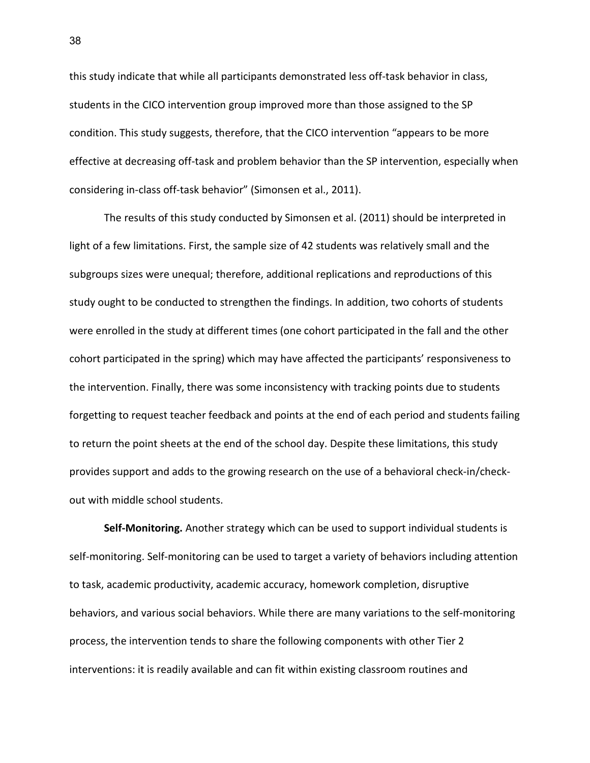this study indicate that while all participants demonstrated less off-task behavior in class, students in the CICO intervention group improved more than those assigned to the SP condition. This study suggests, therefore, that the CICO intervention "appears to be more effective at decreasing off-task and problem behavior than the SP intervention, especially when considering in-class off-task behavior" (Simonsen et al., 2011).

The results of this study conducted by Simonsen et al. (2011) should be interpreted in light of a few limitations. First, the sample size of 42 students was relatively small and the subgroups sizes were unequal; therefore, additional replications and reproductions of this study ought to be conducted to strengthen the findings. In addition, two cohorts of students were enrolled in the study at different times (one cohort participated in the fall and the other cohort participated in the spring) which may have affected the participants' responsiveness to the intervention. Finally, there was some inconsistency with tracking points due to students forgetting to request teacher feedback and points at the end of each period and students failing to return the point sheets at the end of the school day. Despite these limitations, this study provides support and adds to the growing research on the use of a behavioral check-in/check-out with middle school students.

**Self-Monitoring.** Another strategy which can be used to support individual students is self-monitoring. Self-monitoring can be used to target a variety of behaviors including attention to task, academic productivity, academic accuracy, homework completion, disruptive behaviors, and various social behaviors. While there are many variations to the self-monitoring process, the intervention tends to share the following components with other Tier 2 interventions: it is readily available and can fit within existing classroom routines and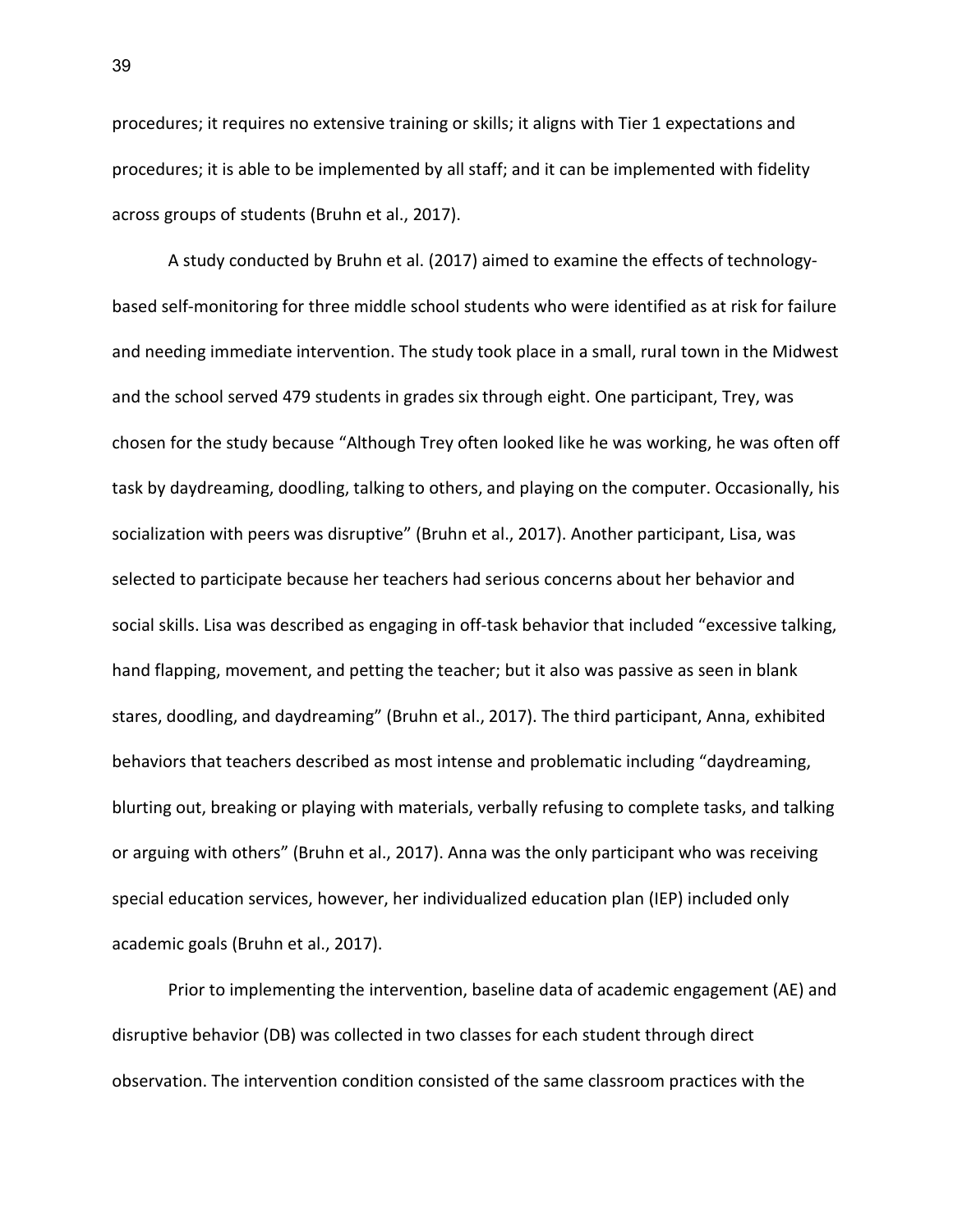procedures; it requires no extensive training or skills; it aligns with Tier 1 expectations and procedures; it is able to be implemented by all staff; and it can be implemented with fidelity across groups of students (Bruhn et al., 2017).

A study conducted by Bruhn et al. (2017) aimed to examine the effects of technology-based self-monitoring for three middle school students who were identified as at risk for failure and needing immediate intervention. The study took place in a small, rural town in the Midwest and the school served 479 students in grades six through eight. One participant, Trey, was chosen for the study because "Although Trey often looked like he was working, he was often off task by daydreaming, doodling, talking to others, and playing on the computer. Occasionally, his socialization with peers was disruptive" (Bruhn et al., 2017). Another participant, Lisa, was selected to participate because her teachers had serious concerns about her behavior and social skills. Lisa was described as engaging in off-task behavior that included "excessive talking, hand flapping, movement, and petting the teacher; but it also was passive as seen in blank stares, doodling, and daydreaming" (Bruhn et al., 2017). The third participant, Anna, exhibited behaviors that teachers described as most intense and problematic including "daydreaming, blurting out, breaking or playing with materials, verbally refusing to complete tasks, and talking or arguing with others" (Bruhn et al., 2017). Anna was the only participant who was receiving special education services, however, her individualized education plan (IEP) included only academic goals (Bruhn et al., 2017).

Prior to implementing the intervention, baseline data of academic engagement (AE) and disruptive behavior (DB) was collected in two classes for each student through direct observation. The intervention condition consisted of the same classroom practices with the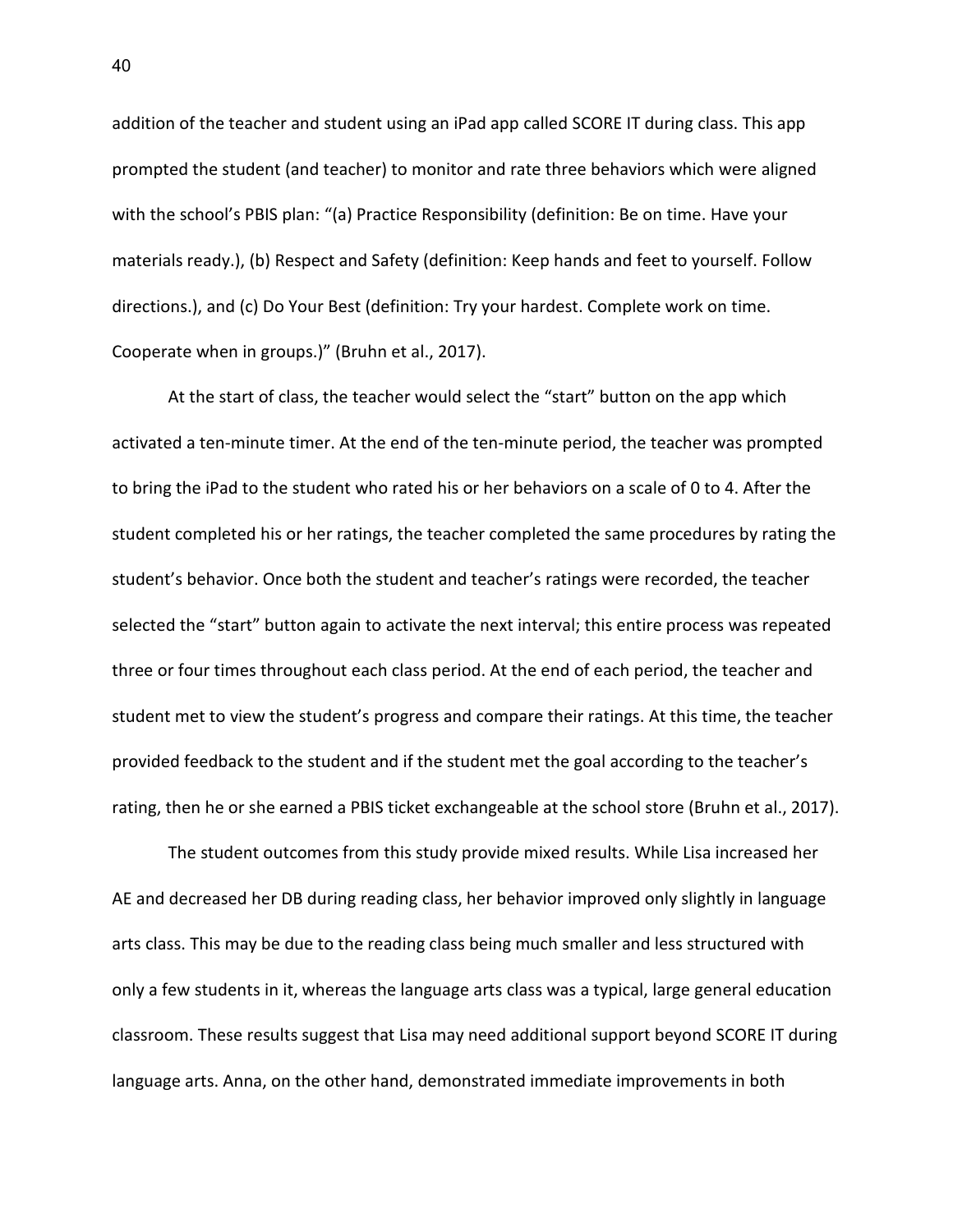addition of the teacher and student using an iPad app called SCORE IT during class. This app prompted the student (and teacher) to monitor and rate three behaviors which were aligned with the school's PBIS plan: "(a) Practice Responsibility (definition: Be on time. Have your materials ready.), (b) Respect and Safety (definition: Keep hands and feet to yourself. Follow directions.), and (c) Do Your Best (definition: Try your hardest. Complete work on time. Cooperate when in groups.)" (Bruhn et al., 2017).

At the start of class, the teacher would select the "start" button on the app which activated a ten-minute timer. At the end of the ten-minute period, the teacher was prompted to bring the iPad to the student who rated his or her behaviors on a scale of 0 to 4. After the student completed his or her ratings, the teacher completed the same procedures by rating the student's behavior. Once both the student and teacher's ratings were recorded, the teacher selected the "start" button again to activate the next interval; this entire process was repeated three or four times throughout each class period. At the end of each period, the teacher and student met to view the student's progress and compare their ratings. At this time, the teacher provided feedback to the student and if the student met the goal according to the teacher's rating, then he or she earned a PBIS ticket exchangeable at the school store (Bruhn et al., 2017).

The student outcomes from this study provide mixed results. While Lisa increased her AE and decreased her DB during reading class, her behavior improved only slightly in language arts class. This may be due to the reading class being much smaller and less structured with only a few students in it, whereas the language arts class was a typical, large general education classroom. These results suggest that Lisa may need additional support beyond SCORE IT during language arts. Anna, on the other hand, demonstrated immediate improvements in both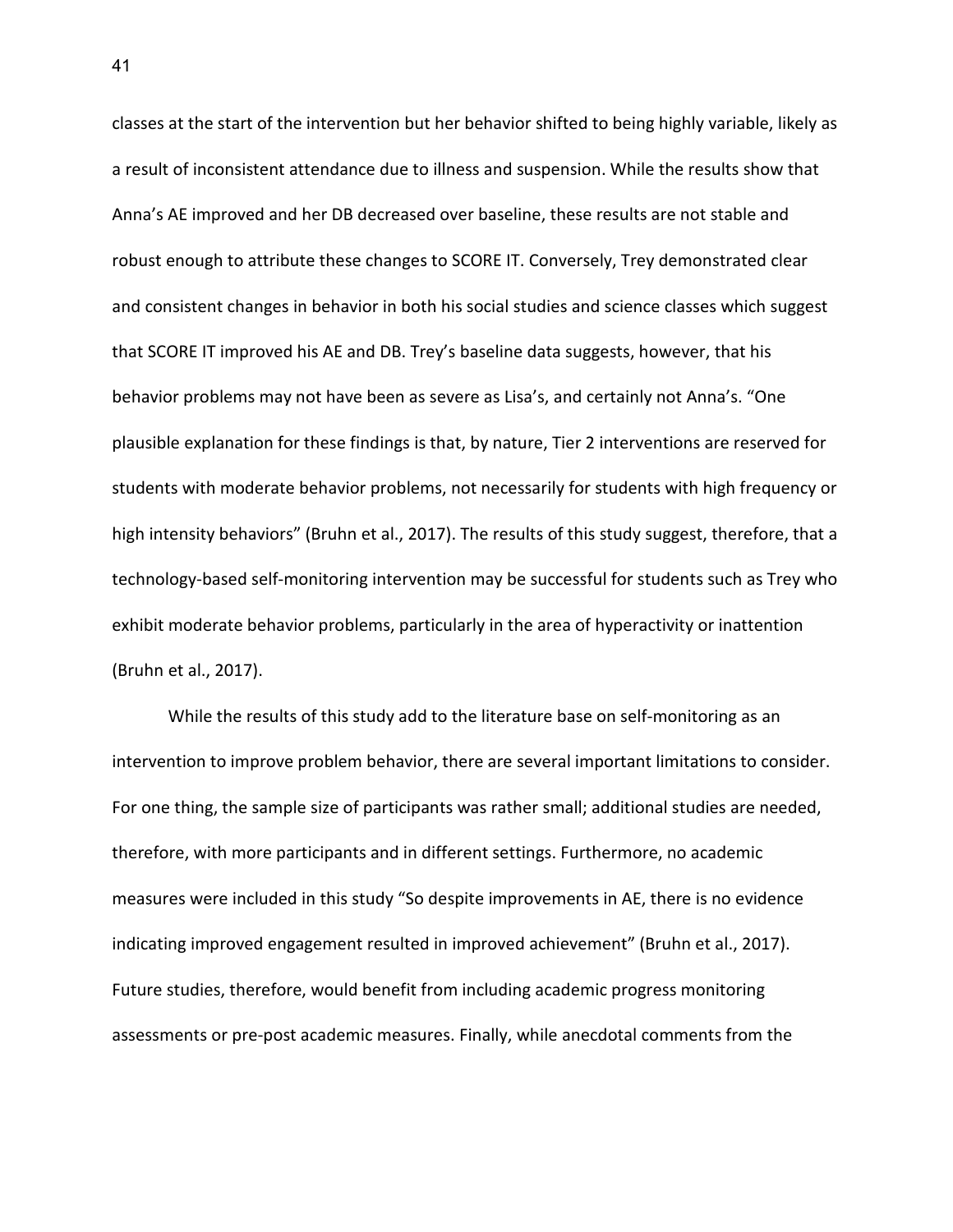classes at the start of the intervention but her behavior shifted to being highly variable, likely as a result of inconsistent attendance due to illness and suspension. While the results show that Anna's AE improved and her DB decreased over baseline, these results are not stable and robust enough to attribute these changes to SCORE IT. Conversely, Trey demonstrated clear and consistent changes in behavior in both his social studies and science classes which suggest that SCORE IT improved his AE and DB. Trey's baseline data suggests, however, that his behavior problems may not have been as severe as Lisa's, and certainly not Anna's. "One plausible explanation for these findings is that, by nature, Tier 2 interventions are reserved for students with moderate behavior problems, not necessarily for students with high frequency or high intensity behaviors" (Bruhn et al., 2017). The results of this study suggest, therefore, that a technology-based self-monitoring intervention may be successful for students such as Trey who exhibit moderate behavior problems, particularly in the area of hyperactivity or inattention (Bruhn et al., 2017).

While the results of this study add to the literature base on self-monitoring as an intervention to improve problem behavior, there are several important limitations to consider. For one thing, the sample size of participants was rather small; additional studies are needed, therefore, with more participants and in different settings. Furthermore, no academic measures were included in this study "So despite improvements in AE, there is no evidence indicating improved engagement resulted in improved achievement" (Bruhn et al., 2017). Future studies, therefore, would benefit from including academic progress monitoring assessments or pre-post academic measures. Finally, while anecdotal comments from the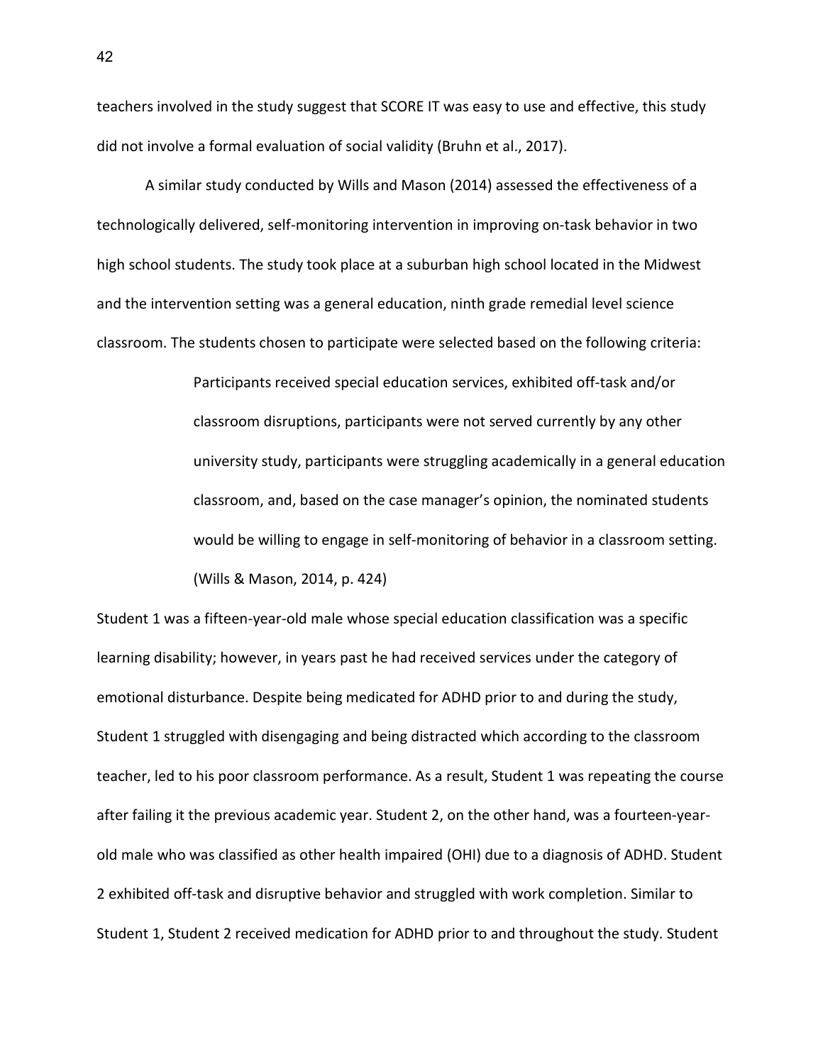teachers involved in the study suggest that SCORE IT was easy to use and effective, this study did not involve a formal evaluation of social validity (Bruhn et al., 2017).

A similar study conducted by Wills and Mason (2014) assessed the effectiveness of a technologically delivered, self-monitoring intervention in improving on-task behavior in two high school students. The study took place at a suburban high school located in the Midwest and the intervention setting was a general education, ninth grade remedial level science classroom. The students chosen to participate were selected based on the following criteria:

> Participants received special education services, exhibited off-task and/or classroom disruptions, participants were not served currently by any other university study, participants were struggling academically in a general education classroom, and, based on the case manager's opinion, the nominated students would be willing to engage in self-monitoring of behavior in a classroom setting. (Wills & Mason, 2014, p. 424)

Student 1 was a fifteen-year-old male whose special education classification was a specific learning disability; however, in years past he had received services under the category of emotional disturbance. Despite being medicated for ADHD prior to and during the study, Student 1 struggled with disengaging and being distracted which according to the classroom teacher, led to his poor classroom performance. As a result, Student 1 was repeating the course after failing it the previous academic year. Student 2, on the other hand, was a fourteen-year-old male who was classified as other health impaired (OHI) due to a diagnosis of ADHD. Student 2 exhibited off-task and disruptive behavior and struggled with work completion. Similar to Student 1, Student 2 received medication for ADHD prior to and throughout the study. Student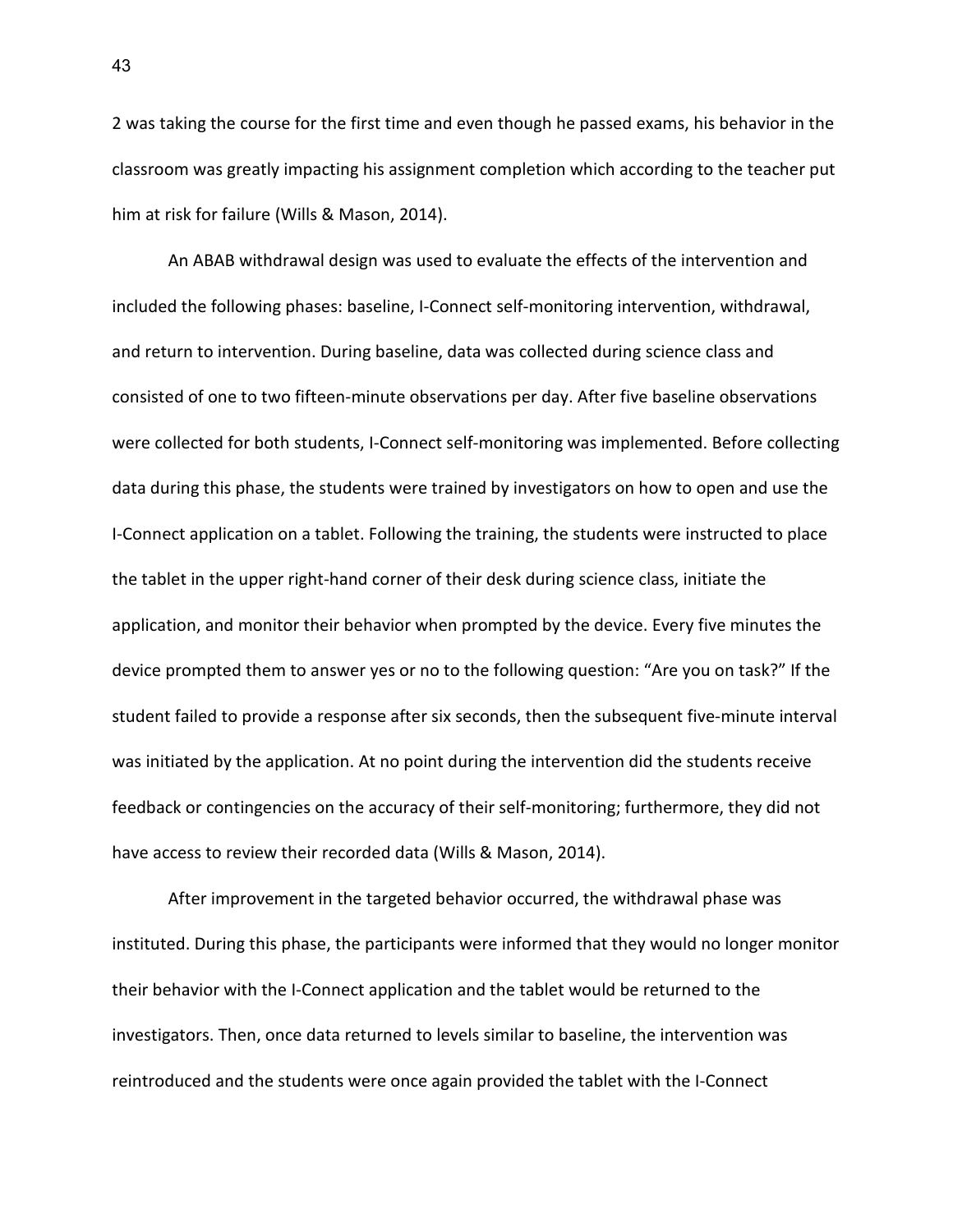2 was taking the course for the first time and even though he passed exams, his behavior in the classroom was greatly impacting his assignment completion which according to the teacher put him at risk for failure (Wills & Mason, 2014).

An ABAB withdrawal design was used to evaluate the effects of the intervention and included the following phases: baseline, I-Connect self-monitoring intervention, withdrawal, and return to intervention. During baseline, data was collected during science class and consisted of one to two fifteen-minute observations per day. After five baseline observations were collected for both students, I-Connect self-monitoring was implemented. Before collecting data during this phase, the students were trained by investigators on how to open and use the I-Connect application on a tablet. Following the training, the students were instructed to place the tablet in the upper right-hand corner of their desk during science class, initiate the application, and monitor their behavior when prompted by the device. Every five minutes the device prompted them to answer yes or no to the following question: "Are you on task?" If the student failed to provide a response after six seconds, then the subsequent five-minute interval was initiated by the application. At no point during the intervention did the students receive feedback or contingencies on the accuracy of their self-monitoring; furthermore, they did not have access to review their recorded data (Wills & Mason, 2014).

After improvement in the targeted behavior occurred, the withdrawal phase was instituted. During this phase, the participants were informed that they would no longer monitor their behavior with the I-Connect application and the tablet would be returned to the investigators. Then, once data returned to levels similar to baseline, the intervention was reintroduced and the students were once again provided the tablet with the I-Connect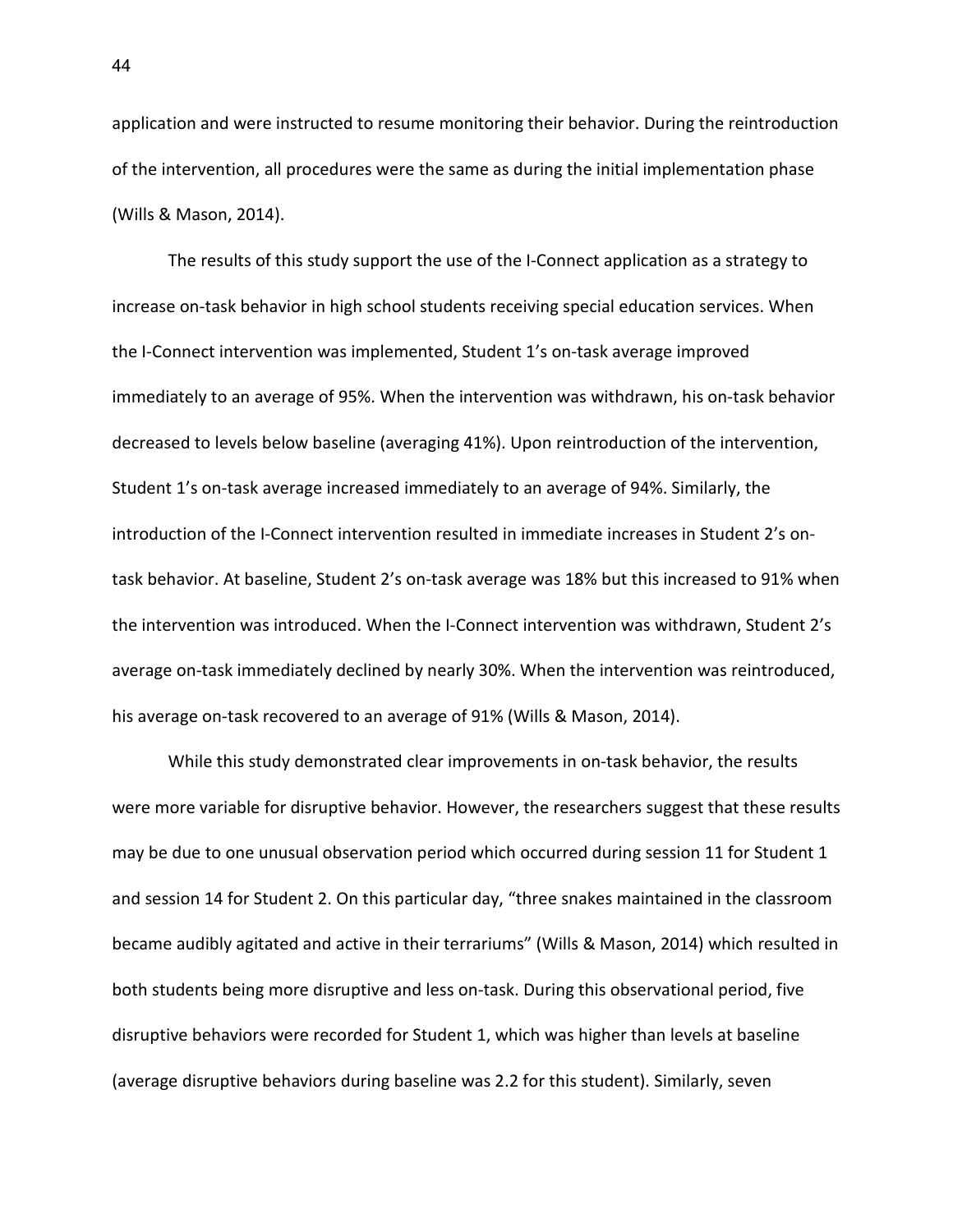application and were instructed to resume monitoring their behavior. During the reintroduction of the intervention, all procedures were the same as during the initial implementation phase (Wills & Mason, 2014).

The results of this study support the use of the I-Connect application as a strategy to increase on-task behavior in high school students receiving special education services. When the I-Connect intervention was implemented, Student 1's on-task average improved immediately to an average of 95%. When the intervention was withdrawn, his on-task behavior decreased to levels below baseline (averaging 41%). Upon reintroduction of the intervention, Student 1's on-task average increased immediately to an average of 94%. Similarly, the introduction of the I-Connect intervention resulted in immediate increases in Student 2's on-task behavior. At baseline, Student 2's on-task average was 18% but this increased to 91% when the intervention was introduced. When the I-Connect intervention was withdrawn, Student 2's average on-task immediately declined by nearly 30%. When the intervention was reintroduced, his average on-task recovered to an average of 91% (Wills & Mason, 2014).

While this study demonstrated clear improvements in on-task behavior, the results were more variable for disruptive behavior. However, the researchers suggest that these results may be due to one unusual observation period which occurred during session 11 for Student 1 and session 14 for Student 2. On this particular day, "three snakes maintained in the classroom became audibly agitated and active in their terrariums" (Wills & Mason, 2014) which resulted in both students being more disruptive and less on-task. During this observational period, five disruptive behaviors were recorded for Student 1, which was higher than levels at baseline (average disruptive behaviors during baseline was 2.2 for this student). Similarly, seven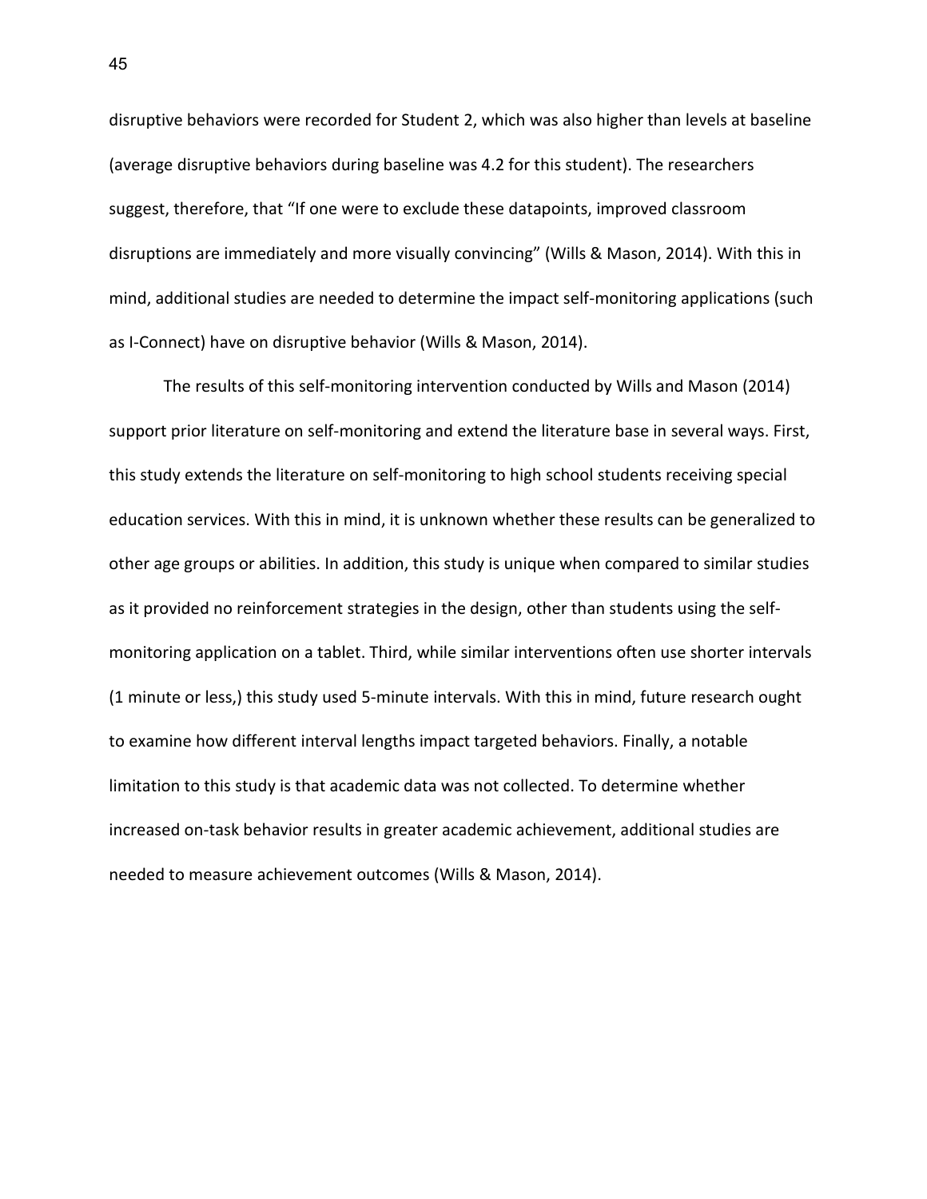disruptive behaviors were recorded for Student 2, which was also higher than levels at baseline (average disruptive behaviors during baseline was 4.2 for this student). The researchers suggest, therefore, that "If one were to exclude these datapoints, improved classroom disruptions are immediately and more visually convincing" (Wills & Mason, 2014). With this in mind, additional studies are needed to determine the impact self-monitoring applications (such as I-Connect) have on disruptive behavior (Wills & Mason, 2014).

The results of this self-monitoring intervention conducted by Wills and Mason (2014) support prior literature on self-monitoring and extend the literature base in several ways. First, this study extends the literature on self-monitoring to high school students receiving special education services. With this in mind, it is unknown whether these results can be generalized to other age groups or abilities. In addition, this study is unique when compared to similar studies as it provided no reinforcement strategies in the design, other than students using the self-monitoring application on a tablet. Third, while similar interventions often use shorter intervals (1 minute or less,) this study used 5-minute intervals. With this in mind, future research ought to examine how different interval lengths impact targeted behaviors. Finally, a notable limitation to this study is that academic data was not collected. To determine whether increased on-task behavior results in greater academic achievement, additional studies are needed to measure achievement outcomes (Wills & Mason, 2014).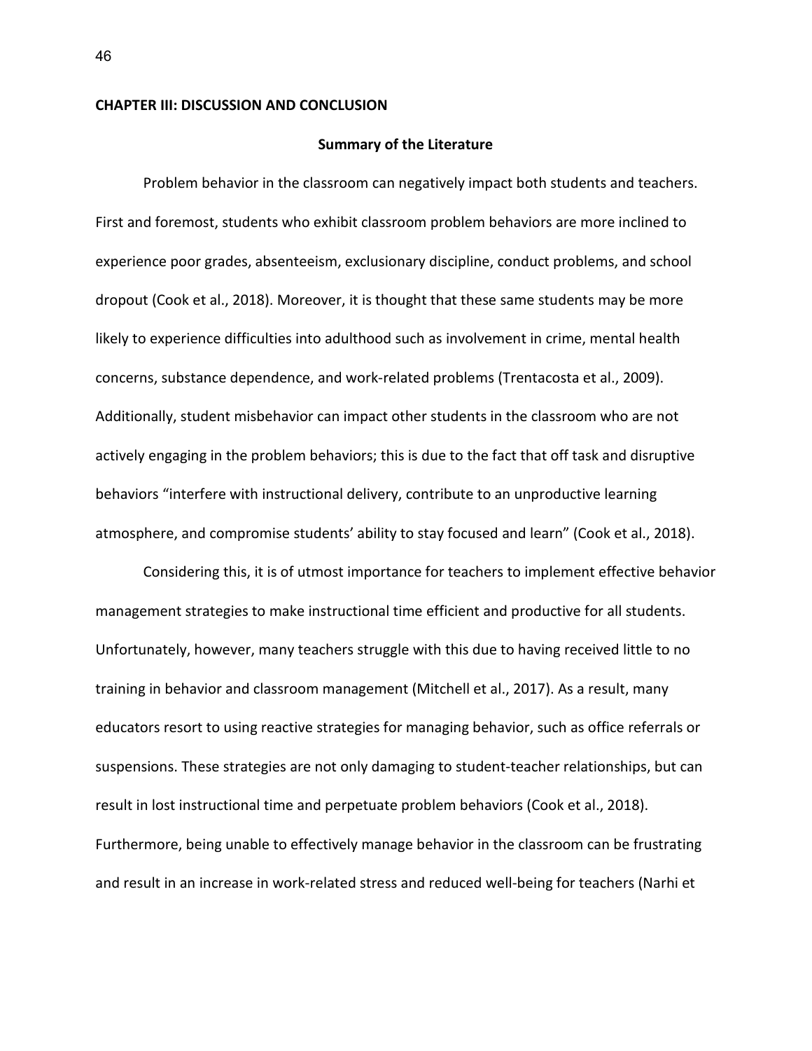# CHAPTER III: DISCUSSION AND CONCLUSION

## Summary of the Literature

Problem behavior in the classroom can negatively impact both students and teachers. First and foremost, students who exhibit classroom problem behaviors are more inclined to experience poor grades, absenteeism, exclusionary discipline, conduct problems, and school dropout (Cook et al., 2018). Moreover, it is thought that these same students may be more likely to experience difficulties into adulthood such as involvement in crime, mental health concerns, substance dependence, and work-related problems (Trentacosta et al., 2009). Additionally, student misbehavior can impact other students in the classroom who are not actively engaging in the problem behaviors; this is due to the fact that off task and disruptive behaviors "interfere with instructional delivery, contribute to an unproductive learning atmosphere, and compromise students' ability to stay focused and learn" (Cook et al., 2018).

Considering this, it is of utmost importance for teachers to implement effective behavior management strategies to make instructional time efficient and productive for all students. Unfortunately, however, many teachers struggle with this due to having received little to no training in behavior and classroom management (Mitchell et al., 2017). As a result, many educators resort to using reactive strategies for managing behavior, such as office referrals or suspensions. These strategies are not only damaging to student-teacher relationships, but can result in lost instructional time and perpetuate problem behaviors (Cook et al., 2018). Furthermore, being unable to effectively manage behavior in the classroom can be frustrating and result in an increase in work-related stress and reduced well-being for teachers (Narhi et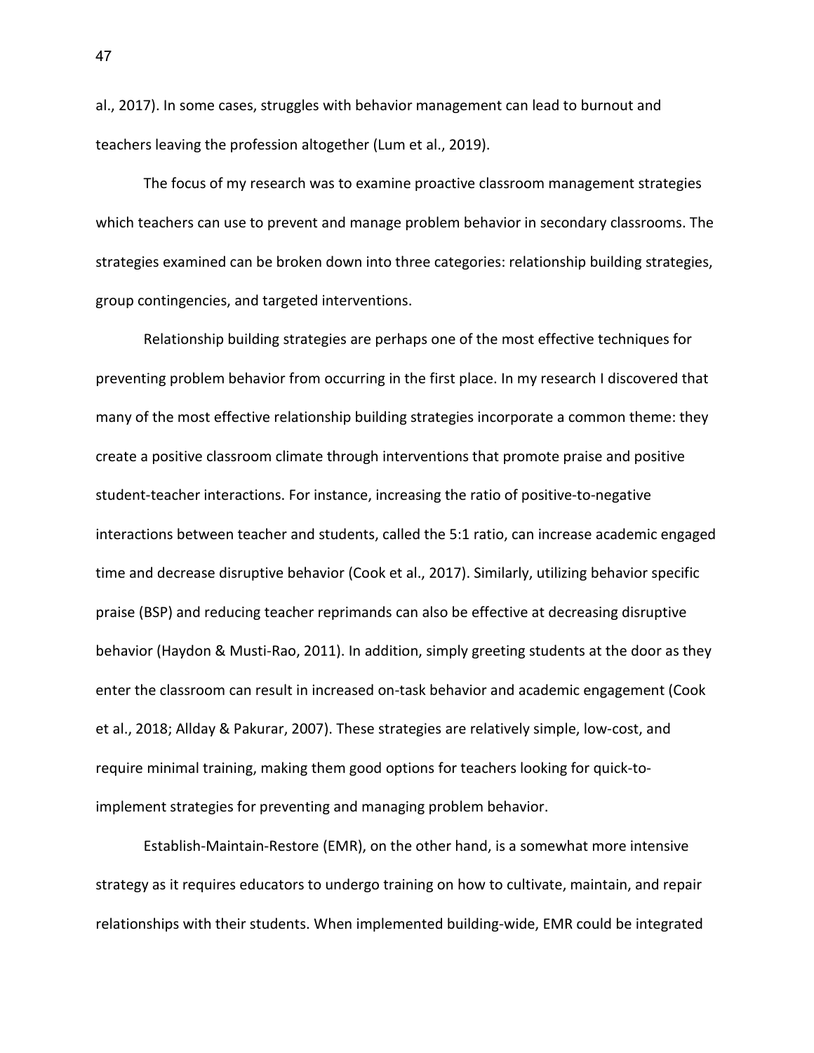al., 2017). In some cases, struggles with behavior management can lead to burnout and teachers leaving the profession altogether (Lum et al., 2019).

The focus of my research was to examine proactive classroom management strategies which teachers can use to prevent and manage problem behavior in secondary classrooms. The strategies examined can be broken down into three categories: relationship building strategies, group contingencies, and targeted interventions.

Relationship building strategies are perhaps one of the most effective techniques for preventing problem behavior from occurring in the first place. In my research I discovered that many of the most effective relationship building strategies incorporate a common theme: they create a positive classroom climate through interventions that promote praise and positive student-teacher interactions. For instance, increasing the ratio of positive-to-negative interactions between teacher and students, called the 5:1 ratio, can increase academic engaged time and decrease disruptive behavior (Cook et al., 2017). Similarly, utilizing behavior specific praise (BSP) and reducing teacher reprimands can also be effective at decreasing disruptive behavior (Haydon & Musti-Rao, 2011). In addition, simply greeting students at the door as they enter the classroom can result in increased on-task behavior and academic engagement (Cook et al., 2018; Allday & Pakurar, 2007). These strategies are relatively simple, low-cost, and require minimal training, making them good options for teachers looking for quick-to-implement strategies for preventing and managing problem behavior.

Establish-Maintain-Restore (EMR), on the other hand, is a somewhat more intensive strategy as it requires educators to undergo training on how to cultivate, maintain, and repair relationships with their students. When implemented building-wide, EMR could be integrated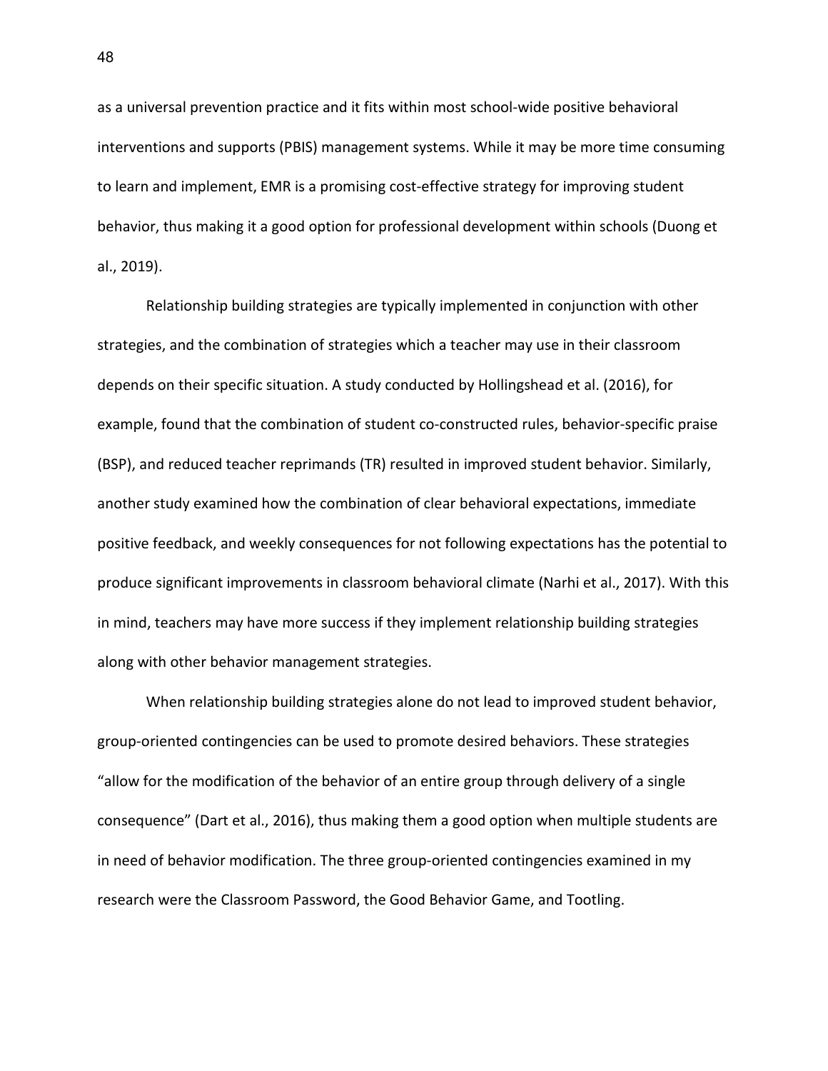as a universal prevention practice and it fits within most school-wide positive behavioral interventions and supports (PBIS) management systems. While it may be more time consuming to learn and implement, EMR is a promising cost-effective strategy for improving student behavior, thus making it a good option for professional development within schools (Duong et al., 2019).

Relationship building strategies are typically implemented in conjunction with other strategies, and the combination of strategies which a teacher may use in their classroom depends on their specific situation. A study conducted by Hollingshead et al. (2016), for example, found that the combination of student co-constructed rules, behavior-specific praise (BSP), and reduced teacher reprimands (TR) resulted in improved student behavior. Similarly, another study examined how the combination of clear behavioral expectations, immediate positive feedback, and weekly consequences for not following expectations has the potential to produce significant improvements in classroom behavioral climate (Narhi et al., 2017). With this in mind, teachers may have more success if they implement relationship building strategies along with other behavior management strategies.

When relationship building strategies alone do not lead to improved student behavior, group-oriented contingencies can be used to promote desired behaviors. These strategies "allow for the modification of the behavior of an entire group through delivery of a single consequence" (Dart et al., 2016), thus making them a good option when multiple students are in need of behavior modification. The three group-oriented contingencies examined in my research were the Classroom Password, the Good Behavior Game, and Tootling.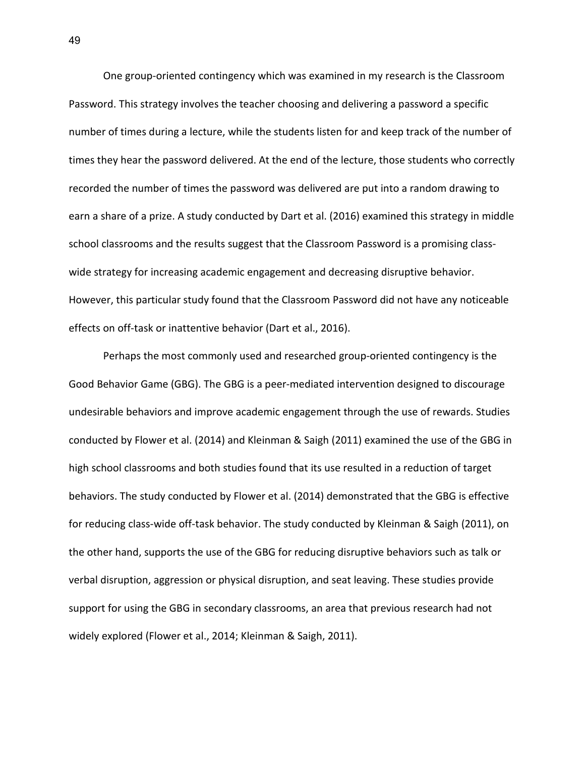One group-oriented contingency which was examined in my research is the Classroom Password. This strategy involves the teacher choosing and delivering a password a specific number of times during a lecture, while the students listen for and keep track of the number of times they hear the password delivered. At the end of the lecture, those students who correctly recorded the number of times the password was delivered are put into a random drawing to earn a share of a prize. A study conducted by Dart et al. (2016) examined this strategy in middle school classrooms and the results suggest that the Classroom Password is a promising class-wide strategy for increasing academic engagement and decreasing disruptive behavior. However, this particular study found that the Classroom Password did not have any noticeable effects on off-task or inattentive behavior (Dart et al., 2016).

Perhaps the most commonly used and researched group-oriented contingency is the Good Behavior Game (GBG). The GBG is a peer-mediated intervention designed to discourage undesirable behaviors and improve academic engagement through the use of rewards. Studies conducted by Flower et al. (2014) and Kleinman & Saigh (2011) examined the use of the GBG in high school classrooms and both studies found that its use resulted in a reduction of target behaviors. The study conducted by Flower et al. (2014) demonstrated that the GBG is effective for reducing class-wide off-task behavior. The study conducted by Kleinman & Saigh (2011), on the other hand, supports the use of the GBG for reducing disruptive behaviors such as talk or verbal disruption, aggression or physical disruption, and seat leaving. These studies provide support for using the GBG in secondary classrooms, an area that previous research had not widely explored (Flower et al., 2014; Kleinman & Saigh, 2011).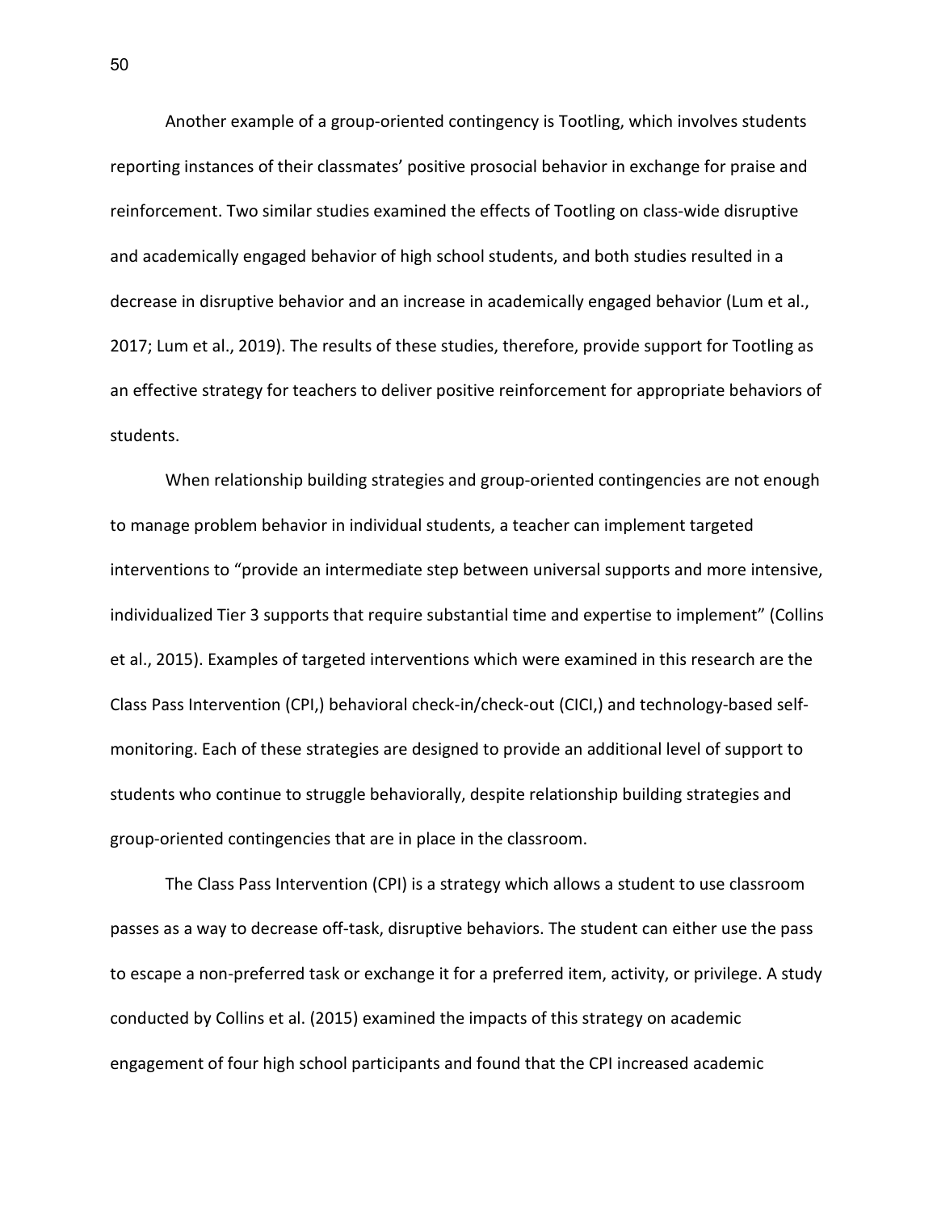Another example of a group-oriented contingency is Tootling, which involves students reporting instances of their classmates' positive prosocial behavior in exchange for praise and reinforcement. Two similar studies examined the effects of Tootling on class-wide disruptive and academically engaged behavior of high school students, and both studies resulted in a decrease in disruptive behavior and an increase in academically engaged behavior (Lum et al., 2017; Lum et al., 2019). The results of these studies, therefore, provide support for Tootling as an effective strategy for teachers to deliver positive reinforcement for appropriate behaviors of students.

When relationship building strategies and group-oriented contingencies are not enough to manage problem behavior in individual students, a teacher can implement targeted interventions to "provide an intermediate step between universal supports and more intensive, individualized Tier 3 supports that require substantial time and expertise to implement" (Collins et al., 2015). Examples of targeted interventions which were examined in this research are the Class Pass Intervention (CPI,) behavioral check-in/check-out (CICI,) and technology-based self-monitoring. Each of these strategies are designed to provide an additional level of support to students who continue to struggle behaviorally, despite relationship building strategies and group-oriented contingencies that are in place in the classroom.

The Class Pass Intervention (CPI) is a strategy which allows a student to use classroom passes as a way to decrease off-task, disruptive behaviors. The student can either use the pass to escape a non-preferred task or exchange it for a preferred item, activity, or privilege. A study conducted by Collins et al. (2015) examined the impacts of this strategy on academic engagement of four high school participants and found that the CPI increased academic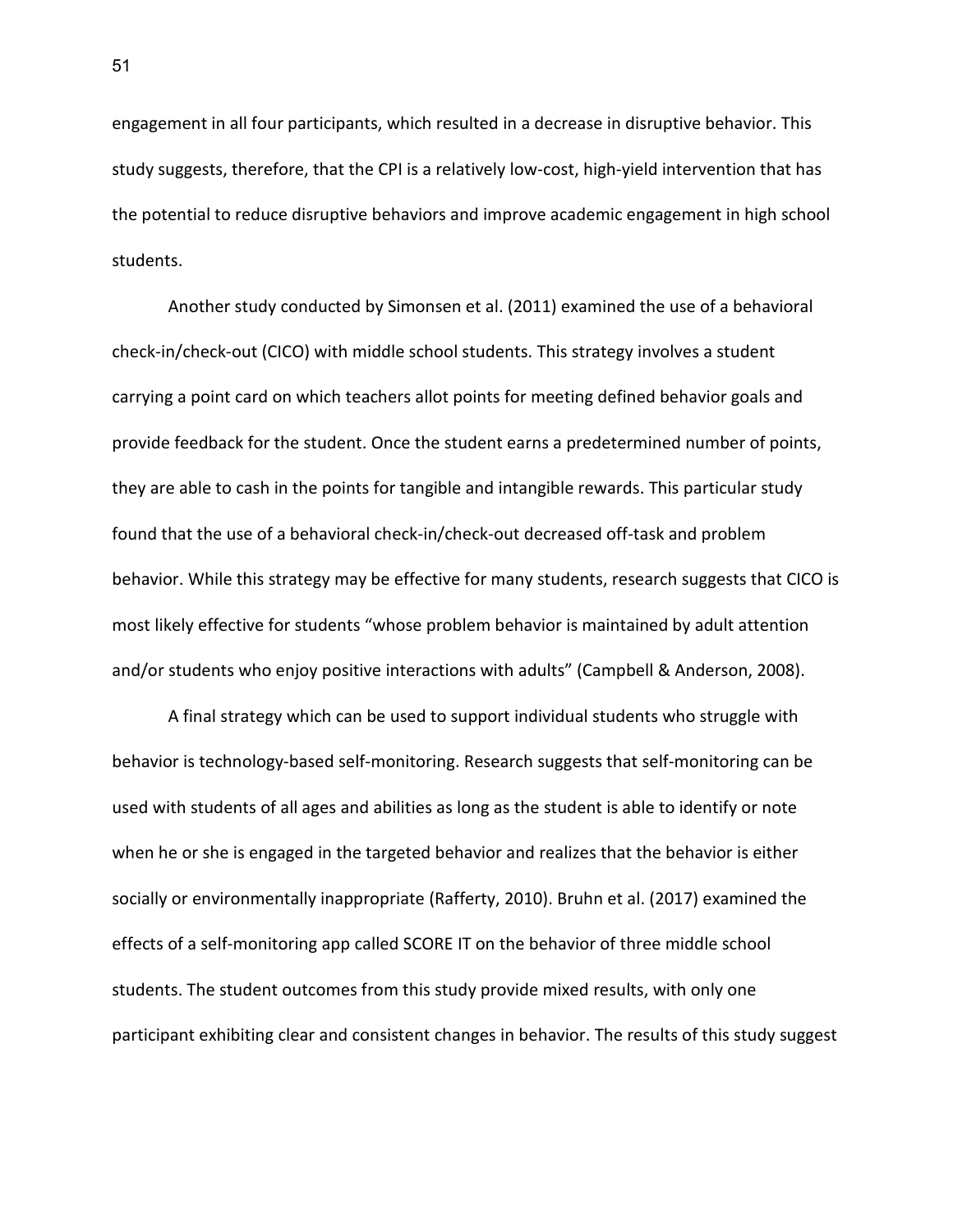engagement in all four participants, which resulted in a decrease in disruptive behavior. This study suggests, therefore, that the CPI is a relatively low-cost, high-yield intervention that has the potential to reduce disruptive behaviors and improve academic engagement in high school students.

Another study conducted by Simonsen et al. (2011) examined the use of a behavioral check-in/check-out (CICO) with middle school students. This strategy involves a student carrying a point card on which teachers allot points for meeting defined behavior goals and provide feedback for the student. Once the student earns a predetermined number of points, they are able to cash in the points for tangible and intangible rewards. This particular study found that the use of a behavioral check-in/check-out decreased off-task and problem behavior. While this strategy may be effective for many students, research suggests that CICO is most likely effective for students "whose problem behavior is maintained by adult attention and/or students who enjoy positive interactions with adults" (Campbell & Anderson, 2008).

A final strategy which can be used to support individual students who struggle with behavior is technology-based self-monitoring. Research suggests that self-monitoring can be used with students of all ages and abilities as long as the student is able to identify or note when he or she is engaged in the targeted behavior and realizes that the behavior is either socially or environmentally inappropriate (Rafferty, 2010). Bruhn et al. (2017) examined the effects of a self-monitoring app called SCORE IT on the behavior of three middle school students. The student outcomes from this study provide mixed results, with only one participant exhibiting clear and consistent changes in behavior. The results of this study suggest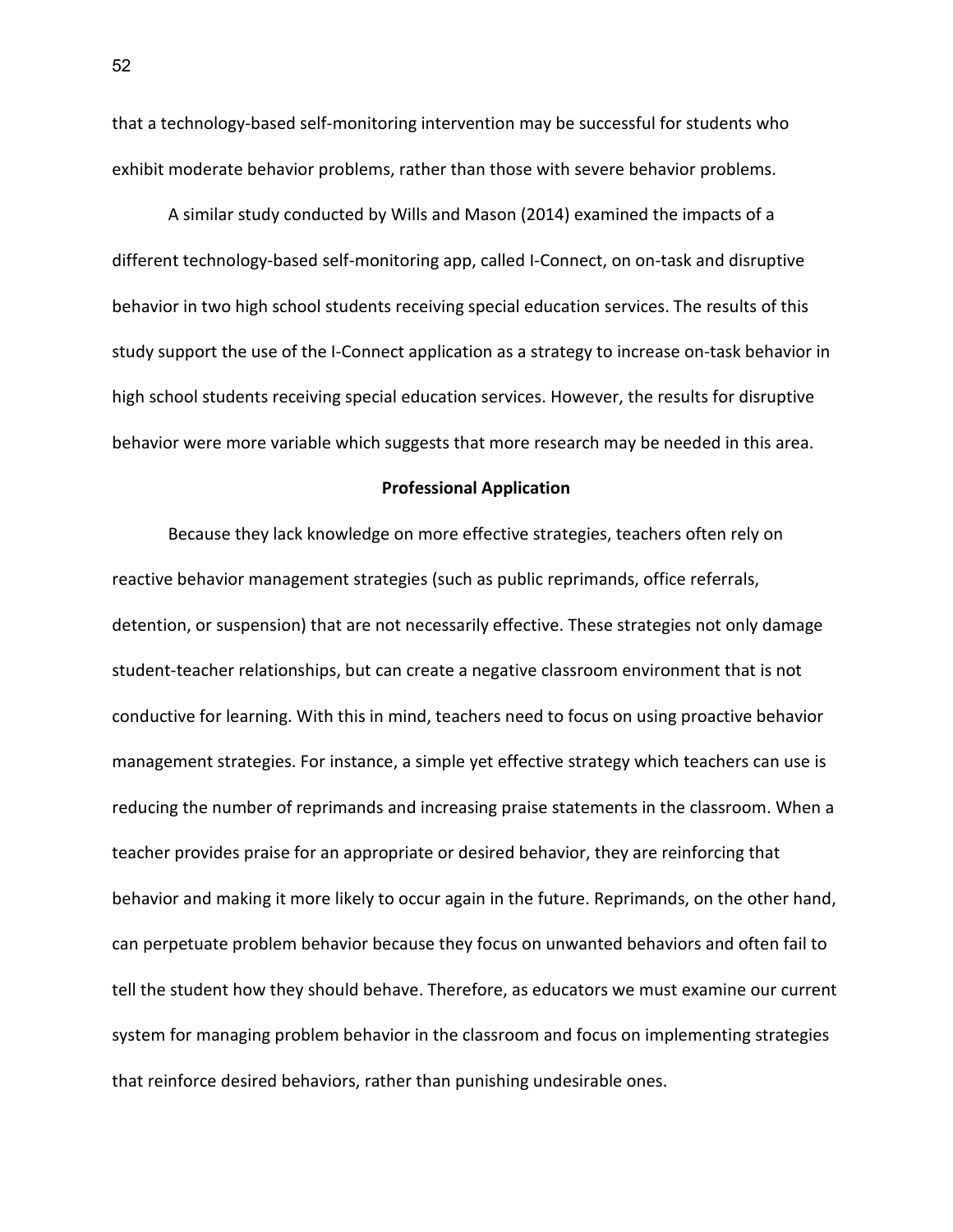that a technology-based self-monitoring intervention may be successful for students who exhibit moderate behavior problems, rather than those with severe behavior problems.

A similar study conducted by Wills and Mason (2014) examined the impacts of a different technology-based self-monitoring app, called I-Connect, on on-task and disruptive behavior in two high school students receiving special education services. The results of this study support the use of the I-Connect application as a strategy to increase on-task behavior in high school students receiving special education services. However, the results for disruptive behavior were more variable which suggests that more research may be needed in this area.

## Professional Application

Because they lack knowledge on more effective strategies, teachers often rely on reactive behavior management strategies (such as public reprimands, office referrals, detention, or suspension) that are not necessarily effective. These strategies not only damage student-teacher relationships, but can create a negative classroom environment that is not conductive for learning. With this in mind, teachers need to focus on using proactive behavior management strategies. For instance, a simple yet effective strategy which teachers can use is reducing the number of reprimands and increasing praise statements in the classroom. When a teacher provides praise for an appropriate or desired behavior, they are reinforcing that behavior and making it more likely to occur again in the future. Reprimands, on the other hand, can perpetuate problem behavior because they focus on unwanted behaviors and often fail to tell the student how they should behave. Therefore, as educators we must examine our current system for managing problem behavior in the classroom and focus on implementing strategies that reinforce desired behaviors, rather than punishing undesirable ones.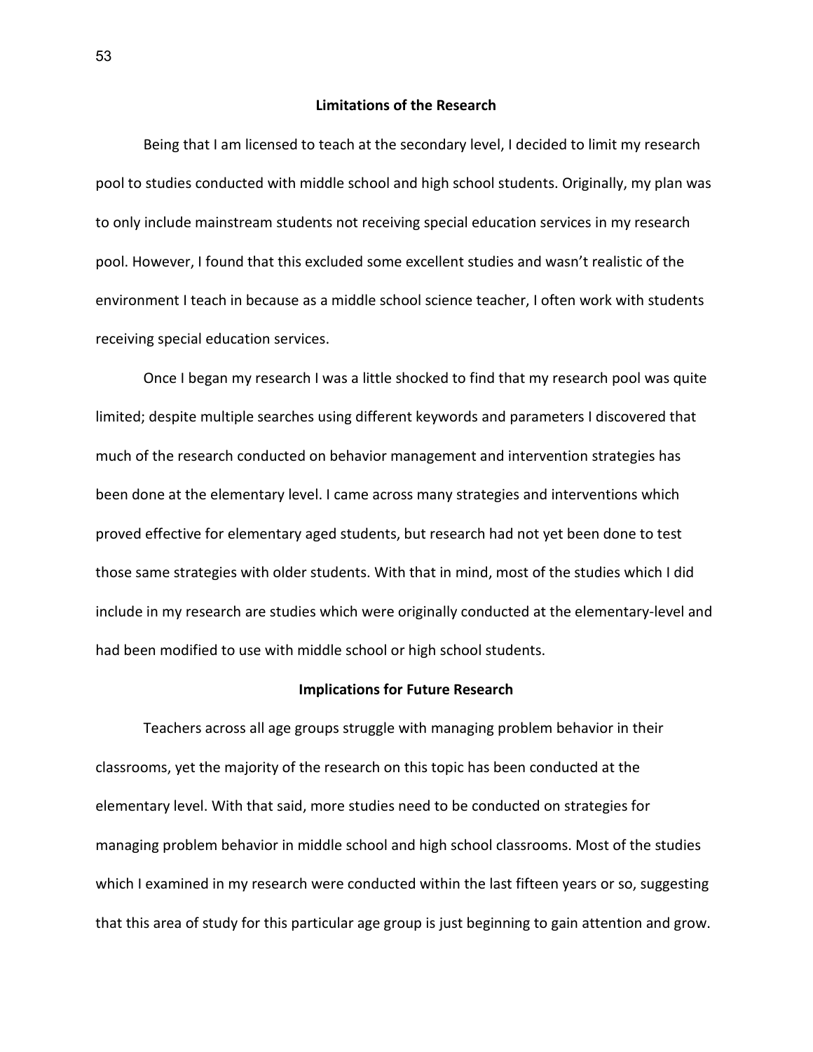## Limitations of the Research

Being that I am licensed to teach at the secondary level, I decided to limit my research pool to studies conducted with middle school and high school students. Originally, my plan was to only include mainstream students not receiving special education services in my research pool. However, I found that this excluded some excellent studies and wasn't realistic of the environment I teach in because as a middle school science teacher, I often work with students receiving special education services.

Once I began my research I was a little shocked to find that my research pool was quite limited; despite multiple searches using different keywords and parameters I discovered that much of the research conducted on behavior management and intervention strategies has been done at the elementary level. I came across many strategies and interventions which proved effective for elementary aged students, but research had not yet been done to test those same strategies with older students. With that in mind, most of the studies which I did include in my research are studies which were originally conducted at the elementary-level and had been modified to use with middle school or high school students.

## Implications for Future Research

Teachers across all age groups struggle with managing problem behavior in their classrooms, yet the majority of the research on this topic has been conducted at the elementary level. With that said, more studies need to be conducted on strategies for managing problem behavior in middle school and high school classrooms. Most of the studies which I examined in my research were conducted within the last fifteen years or so, suggesting that this area of study for this particular age group is just beginning to gain attention and grow.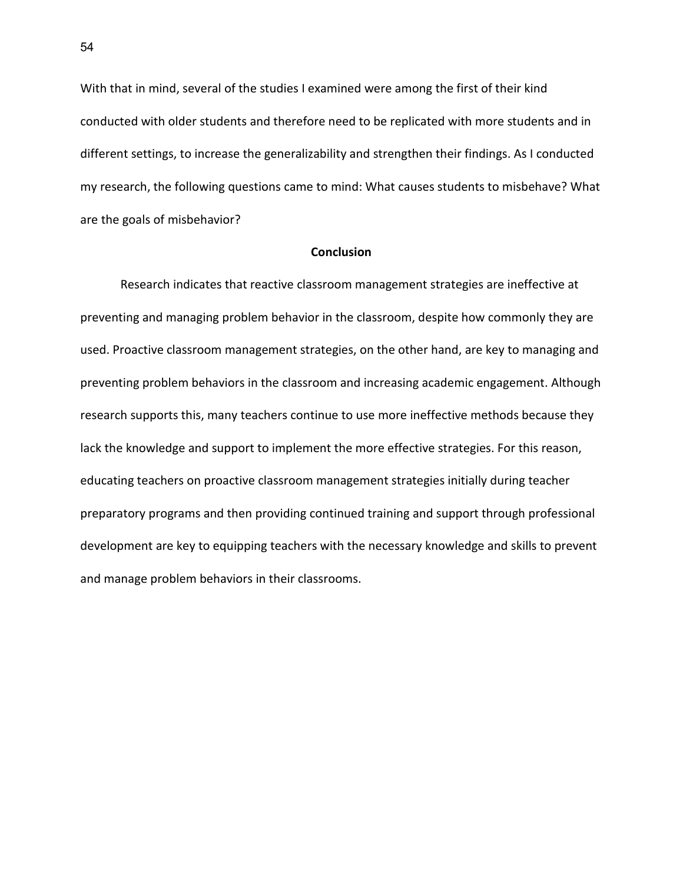With that in mind, several of the studies I examined were among the first of their kind conducted with older students and therefore need to be replicated with more students and in different settings, to increase the generalizability and strengthen their findings. As I conducted my research, the following questions came to mind: What causes students to misbehave? What are the goals of misbehavior?

## Conclusion

Research indicates that reactive classroom management strategies are ineffective at preventing and managing problem behavior in the classroom, despite how commonly they are used. Proactive classroom management strategies, on the other hand, are key to managing and preventing problem behaviors in the classroom and increasing academic engagement. Although research supports this, many teachers continue to use more ineffective methods because they lack the knowledge and support to implement the more effective strategies. For this reason, educating teachers on proactive classroom management strategies initially during teacher preparatory programs and then providing continued training and support through professional development are key to equipping teachers with the necessary knowledge and skills to prevent and manage problem behaviors in their classrooms.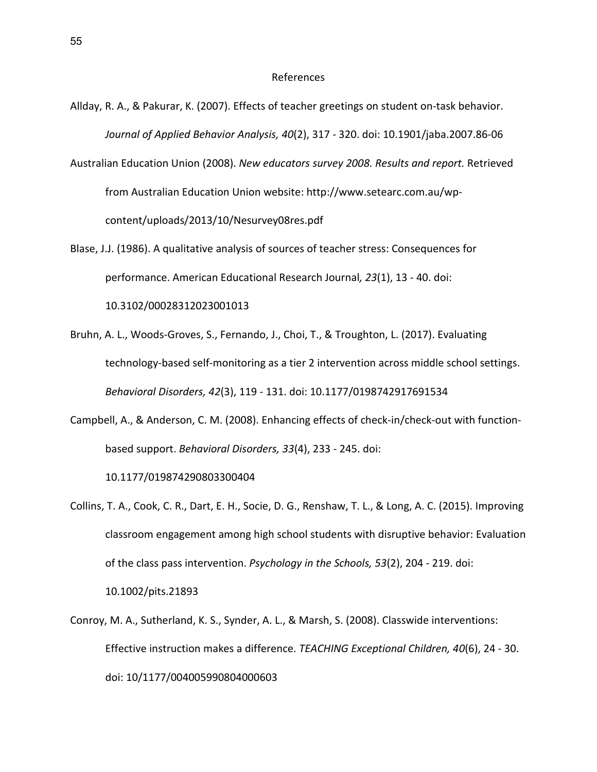# References

Allday, R. A., & Pakurar, K. (2007). Effects of teacher greetings on student on-task behavior. *Journal of Applied Behavior Analysis, 40*(2), 317 - 320. doi: 10.1901/jaba.2007.86-06

Australian Education Union (2008). *New educators survey 2008. Results and report.* Retrieved from Australian Education Union website: http://www.setearc.com.au/wp-content/uploads/2013/10/Nesurvey08res.pdf

Blase, J.J. (1986). A qualitative analysis of sources of teacher stress: Consequences for performance. American Educational Research Journal*, 23*(1), 13 - 40. doi: 10.3102/00028312023001013

Bruhn, A. L., Woods-Groves, S., Fernando, J., Choi, T., & Troughton, L. (2017). Evaluating technology-based self-monitoring as a tier 2 intervention across middle school settings. *Behavioral Disorders, 42*(3), 119 - 131. doi: 10.1177/0198742917691534

Campbell, A., & Anderson, C. M. (2008). Enhancing effects of check-in/check-out with function-based support. *Behavioral Disorders, 33*(4), 233 - 245. doi: 10.1177/019874290803300404

Collins, T. A., Cook, C. R., Dart, E. H., Socie, D. G., Renshaw, T. L., & Long, A. C. (2015). Improving classroom engagement among high school students with disruptive behavior: Evaluation of the class pass intervention. *Psychology in the Schools, 53*(2), 204 - 219. doi: 10.1002/pits.21893

Conroy, M. A., Sutherland, K. S., Synder, A. L., & Marsh, S. (2008). Classwide interventions: Effective instruction makes a difference. *TEACHING Exceptional Children, 40*(6), 24 - 30. doi: 10/1177/004005990804000603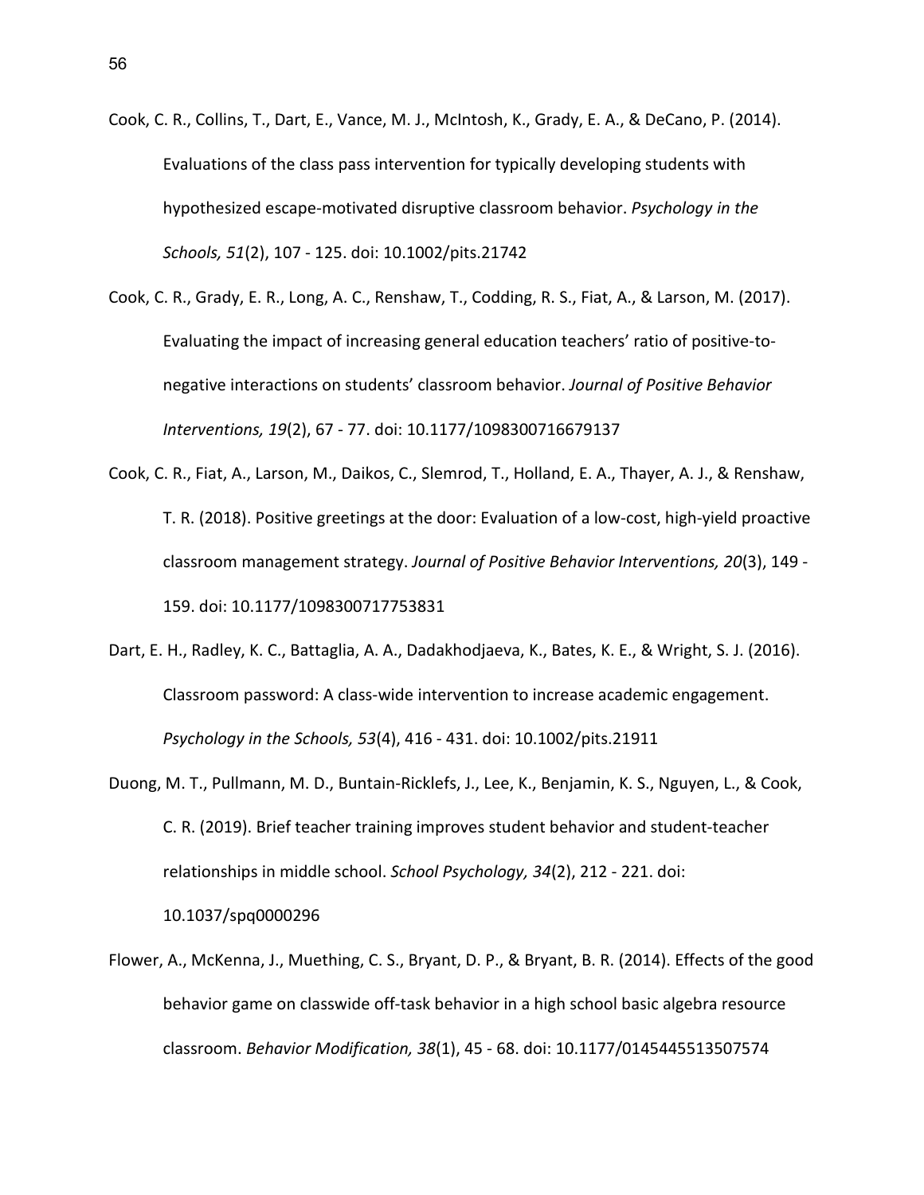Cook, C. R., Collins, T., Dart, E., Vance, M. J., McIntosh, K., Grady, E. A., & DeCano, P. (2014). Evaluations of the class pass intervention for typically developing students with hypothesized escape-motivated disruptive classroom behavior. *Psychology in the Schools, 51*(2), 107 - 125. doi: 10.1002/pits.21742

Cook, C. R., Grady, E. R., Long, A. C., Renshaw, T., Codding, R. S., Fiat, A., & Larson, M. (2017). Evaluating the impact of increasing general education teachers' ratio of positive-to-negative interactions on students' classroom behavior. *Journal of Positive Behavior Interventions, 19*(2), 67 - 77. doi: 10.1177/1098300716679137

Cook, C. R., Fiat, A., Larson, M., Daikos, C., Slemrod, T., Holland, E. A., Thayer, A. J., & Renshaw, T. R. (2018). Positive greetings at the door: Evaluation of a low-cost, high-yield proactive classroom management strategy. *Journal of Positive Behavior Interventions, 20*(3), 149 - 159. doi: 10.1177/1098300717753831

Dart, E. H., Radley, K. C., Battaglia, A. A., Dadakhodjaeva, K., Bates, K. E., & Wright, S. J. (2016). Classroom password: A class-wide intervention to increase academic engagement. *Psychology in the Schools, 53*(4), 416 - 431. doi: 10.1002/pits.21911

Duong, M. T., Pullmann, M. D., Buntain-Ricklefs, J., Lee, K., Benjamin, K. S., Nguyen, L., & Cook, C. R. (2019). Brief teacher training improves student behavior and student-teacher relationships in middle school. *School Psychology, 34*(2), 212 - 221. doi: 10.1037/spq0000296

Flower, A., McKenna, J., Muething, C. S., Bryant, D. P., & Bryant, B. R. (2014). Effects of the good behavior game on classwide off-task behavior in a high school basic algebra resource classroom. *Behavior Modification, 38*(1), 45 - 68. doi: 10.1177/0145445513507574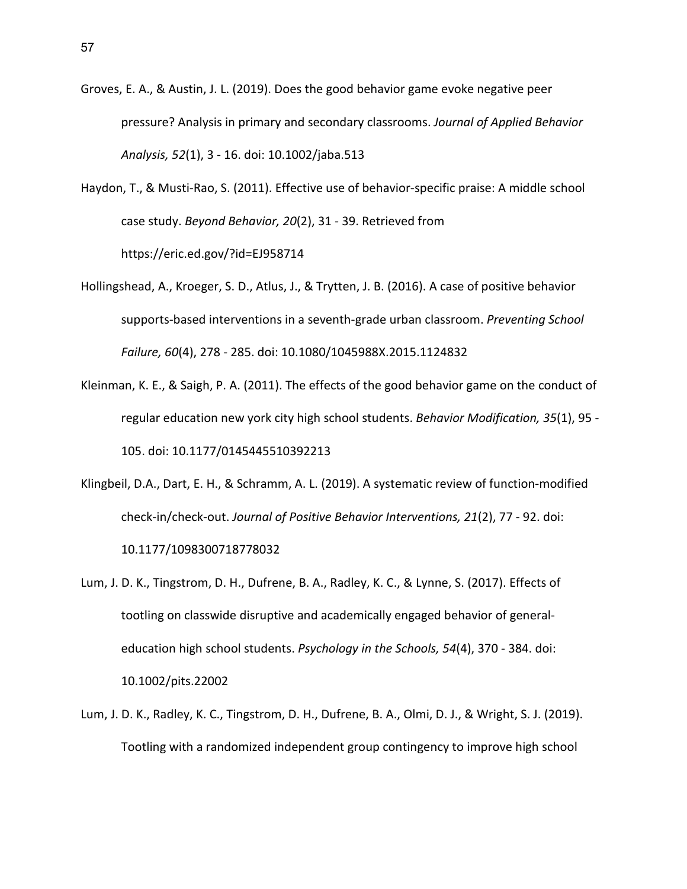Groves, E. A., & Austin, J. L. (2019). Does the good behavior game evoke negative peer pressure? Analysis in primary and secondary classrooms. *Journal of Applied Behavior Analysis, 52*(1), 3 - 16. doi: 10.1002/jaba.513

Haydon, T., & Musti-Rao, S. (2011). Effective use of behavior-specific praise: A middle school case study. *Beyond Behavior, 20*(2), 31 - 39. Retrieved from https://eric.ed.gov/?id=EJ958714

Hollingshead, A., Kroeger, S. D., Atlus, J., & Trytten, J. B. (2016). A case of positive behavior supports-based interventions in a seventh-grade urban classroom. *Preventing School Failure, 60*(4), 278 - 285. doi: 10.1080/1045988X.2015.1124832

Kleinman, K. E., & Saigh, P. A. (2011). The effects of the good behavior game on the conduct of regular education new york city high school students. *Behavior Modification, 35*(1), 95 - 105. doi: 10.1177/0145445510392213

Klingbeil, D.A., Dart, E. H., & Schramm, A. L. (2019). A systematic review of function-modified check-in/check-out. *Journal of Positive Behavior Interventions, 21*(2), 77 - 92. doi: 10.1177/1098300718778032

Lum, J. D. K., Tingstrom, D. H., Dufrene, B. A., Radley, K. C., & Lynne, S. (2017). Effects of tootling on classwide disruptive and academically engaged behavior of general-education high school students. *Psychology in the Schools, 54*(4), 370 - 384. doi: 10.1002/pits.22002

Lum, J. D. K., Radley, K. C., Tingstrom, D. H., Dufrene, B. A., Olmi, D. J., & Wright, S. J. (2019). Tootling with a randomized independent group contingency to improve high school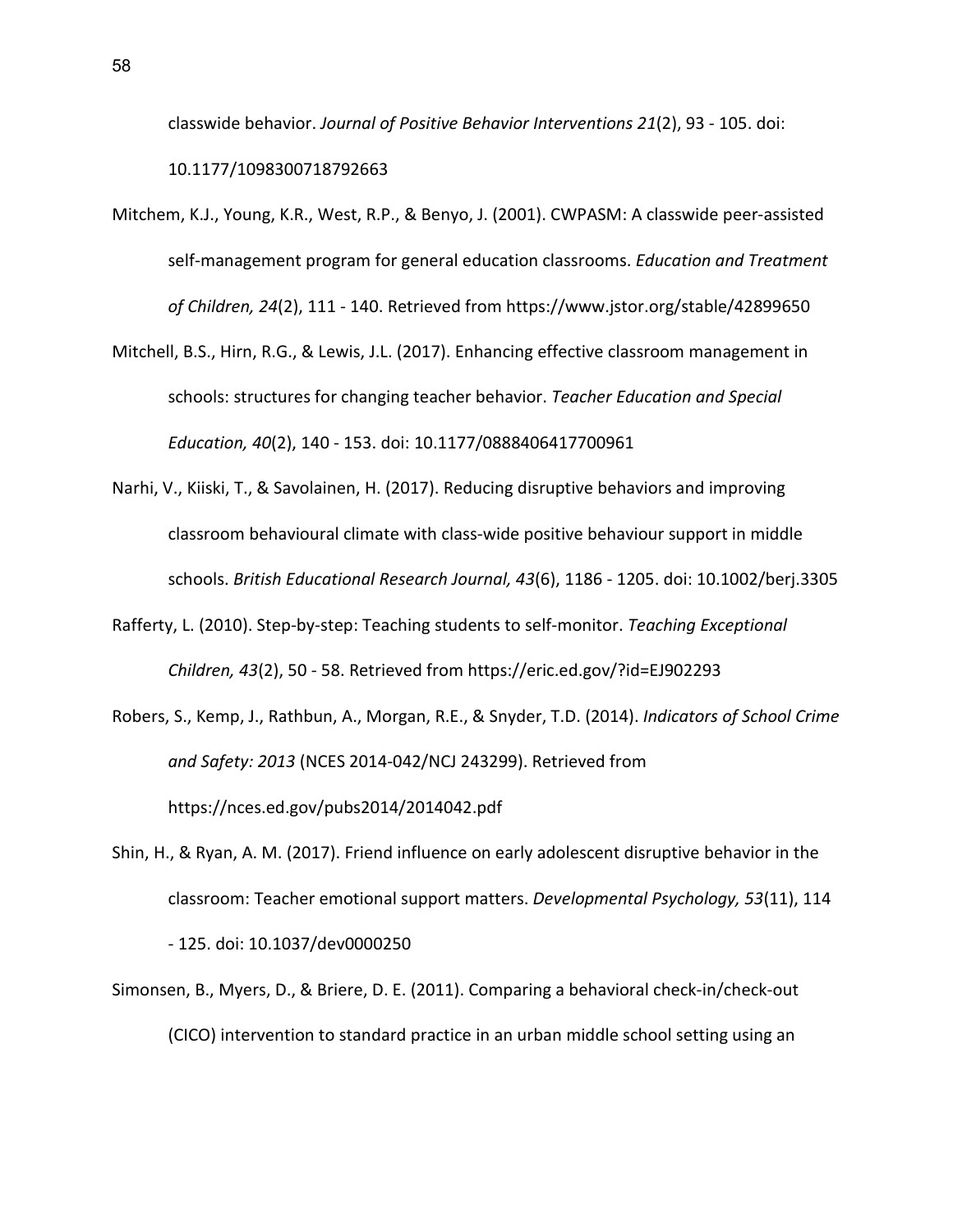classwide behavior. *Journal of Positive Behavior Interventions 21*(2), 93 - 105. doi: 10.1177/1098300718792663

Mitchem, K.J., Young, K.R., West, R.P., & Benyo, J. (2001). CWPASM: A classwide peer-assisted self-management program for general education classrooms. *Education and Treatment of Children, 24*(2), 111 - 140. Retrieved from https://www.jstor.org/stable/42899650

Mitchell, B.S., Hirn, R.G., & Lewis, J.L. (2017). Enhancing effective classroom management in schools: structures for changing teacher behavior. *Teacher Education and Special Education, 40*(2), 140 - 153. doi: 10.1177/0888406417700961

Narhi, V., Kiiski, T., & Savolainen, H. (2017). Reducing disruptive behaviors and improving classroom behavioural climate with class-wide positive behaviour support in middle schools. *British Educational Research Journal, 43*(6), 1186 - 1205. doi: 10.1002/berj.3305

Rafferty, L. (2010). Step-by-step: Teaching students to self-monitor. *Teaching Exceptional Children, 43*(2), 50 - 58. Retrieved from https://eric.ed.gov/?id=EJ902293

Robers, S., Kemp, J., Rathbun, A., Morgan, R.E., & Snyder, T.D. (2014). *Indicators of School Crime and Safety: 2013* (NCES 2014-042/NCJ 243299). Retrieved from https://nces.ed.gov/pubs2014/2014042.pdf

Shin, H., & Ryan, A. M. (2017). Friend influence on early adolescent disruptive behavior in the classroom: Teacher emotional support matters. *Developmental Psychology, 53*(11), 114 - 125. doi: 10.1037/dev0000250

Simonsen, B., Myers, D., & Briere, D. E. (2011). Comparing a behavioral check-in/check-out (CICO) intervention to standard practice in an urban middle school setting using an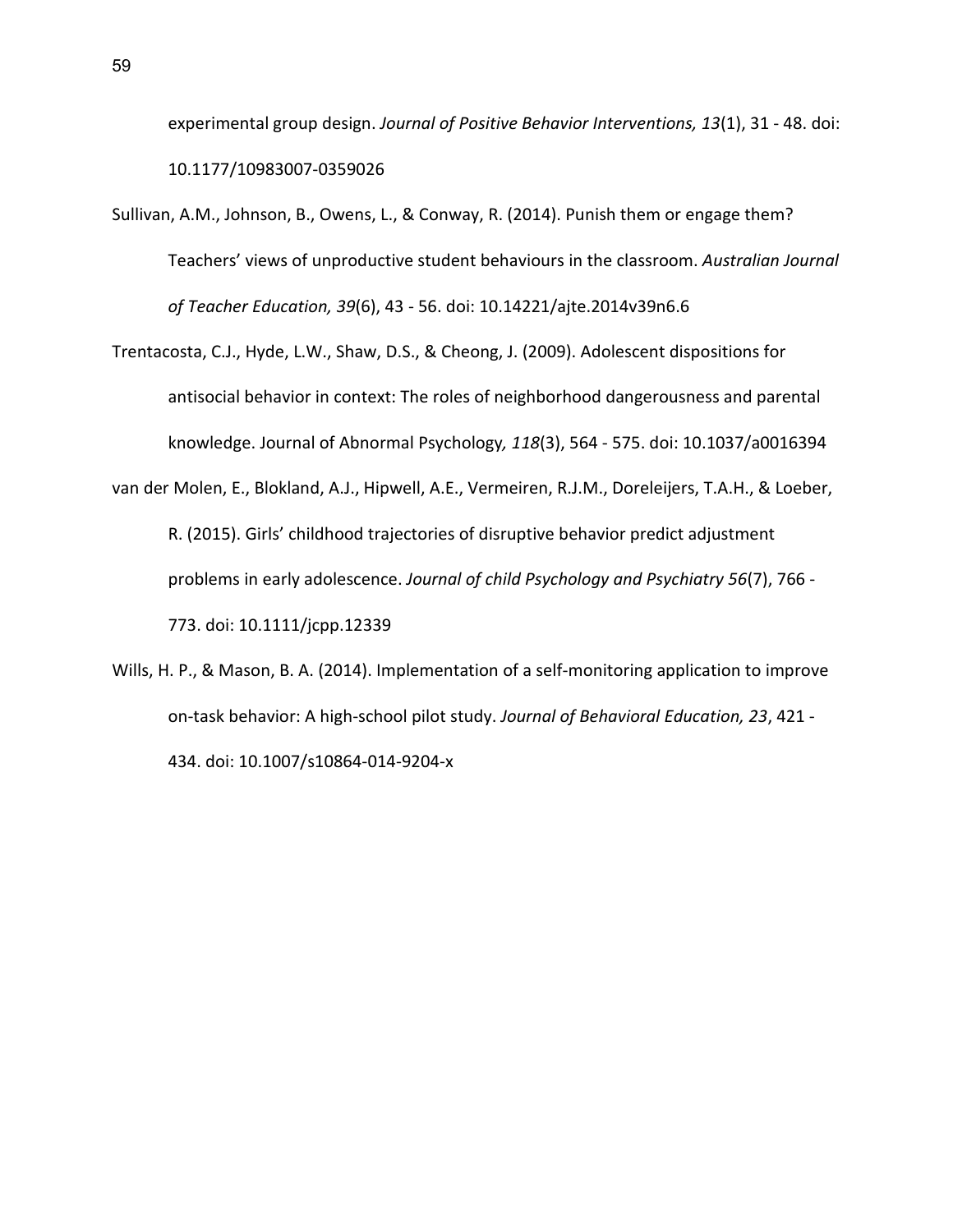experimental group design. *Journal of Positive Behavior Interventions, 13*(1), 31 - 48. doi: 10.1177/10983007-0359026

Sullivan, A.M., Johnson, B., Owens, L., & Conway, R. (2014). Punish them or engage them? Teachers' views of unproductive student behaviours in the classroom. *Australian Journal of Teacher Education, 39*(6), 43 - 56. doi: 10.14221/ajte.2014v39n6.6

Trentacosta, C.J., Hyde, L.W., Shaw, D.S., & Cheong, J. (2009). Adolescent dispositions for antisocial behavior in context: The roles of neighborhood dangerousness and parental knowledge. Journal of Abnormal Psychology*, 118*(3), 564 - 575. doi: 10.1037/a0016394

van der Molen, E., Blokland, A.J., Hipwell, A.E., Vermeiren, R.J.M., Doreleijers, T.A.H., & Loeber, R. (2015). Girls' childhood trajectories of disruptive behavior predict adjustment problems in early adolescence. *Journal of child Psychology and Psychiatry 56*(7), 766 - 773. doi: 10.1111/jcpp.12339

Wills, H. P., & Mason, B. A. (2014). Implementation of a self-monitoring application to improve on-task behavior: A high-school pilot study. *Journal of Behavioral Education, 23*, 421 - 434. doi: 10.1007/s10864-014-9204-x